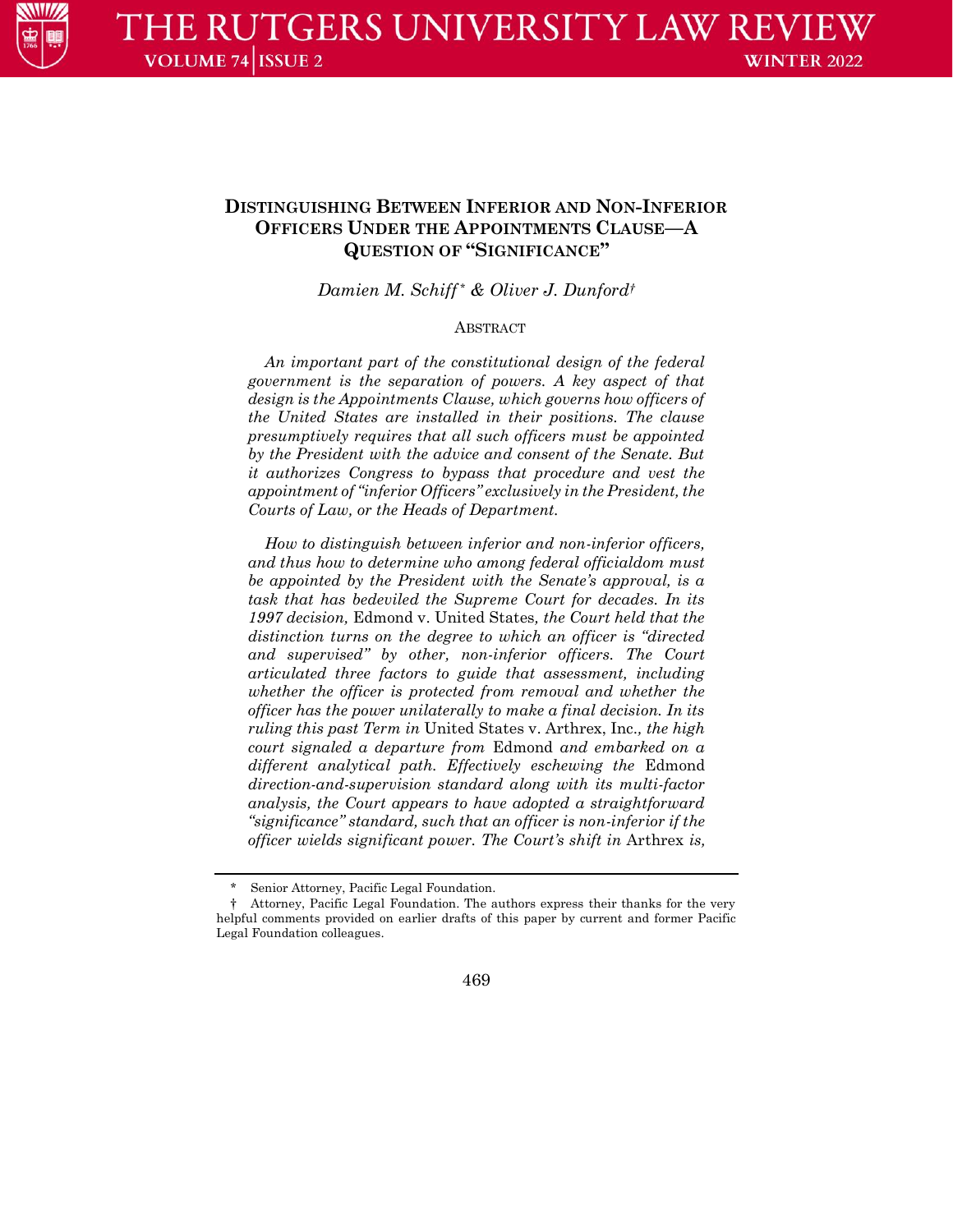# DISTINGUISHING BETWEEN INFERIOR AND NON-INFERIOR OFFICERS UNDER THE APPOINTMENTS CLAUSE—A QUESTION OF "SIGNIFICANCE"

*Damien M. Schiff\* & Oliver J. Dunford†*

## ABSTRACT

*An important part of the constitutional design of the federal government is the separation of powers. A key aspect of that design is the Appointments Clause, which governs how officers of the United States are installed in their positions. The clause presumptively requires that all such officers must be appointed by the President with the advice and consent of the Senate. But it authorizes Congress to bypass that procedure and vest the appointment of "inferior Officers" exclusively in the President, the Courts of Law, or the Heads of Department.*

*How to distinguish between inferior and non-inferior officers, and thus how to determine who among federal officialdom must be appointed by the President with the Senate's approval, is a task that has bedeviled the Supreme Court for decades. In its 1997 decision,* Edmond v. United States*, the Court held that the distinction turns on the degree to which an officer is "directed and supervised" by other, non-inferior officers. The Court articulated three factors to guide that assessment, including whether the officer is protected from removal and whether the officer has the power unilaterally to make a final decision. In its ruling this past Term in* United States v. Arthrex, Inc.*, the high court signaled a departure from* Edmond *and embarked on a different analytical path. Effectively eschewing the* Edmond *direction-and-supervision standard along with its multi-factor analysis, the Court appears to have adopted a straightforward "significance" standard, such that an officer is non-inferior if the officer wields significant power. The Court's shift in* Arthrex *is,*

---

\* Senior Attorney, Pacific Legal Foundation.

† Attorney, Pacific Legal Foundation. The authors express their thanks for the very helpful comments provided on earlier drafts of this paper by current and former Pacific Legal Foundation colleagues.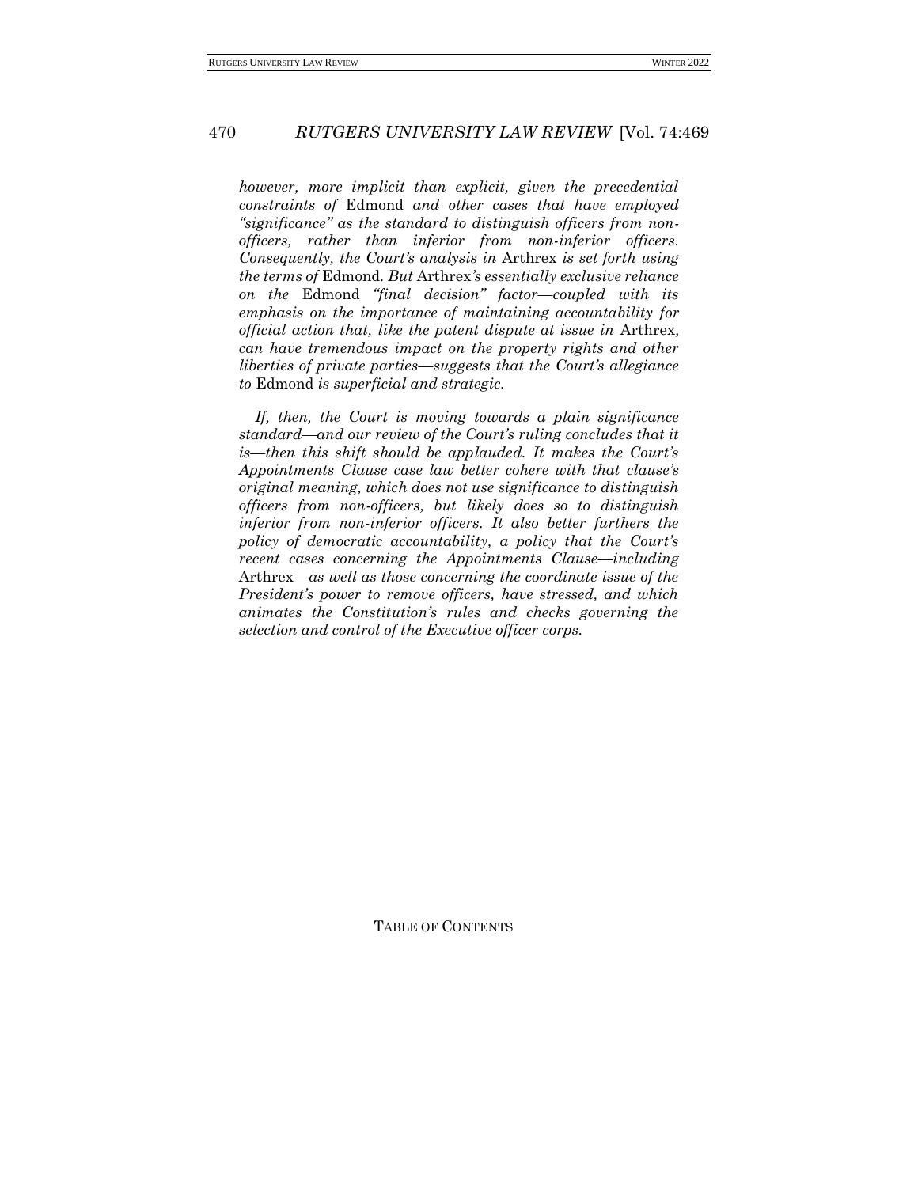*however, more implicit than explicit, given the precedential constraints of* Edmond *and other cases that have employed "significance" as the standard to distinguish officers from non-officers, rather than inferior from non-inferior officers. Consequently, the Court's analysis in* Arthrex *is set forth using the terms of* Edmond*. But* Arthrex*'s essentially exclusive reliance on the* Edmond *"final decision" factor—coupled with its emphasis on the importance of maintaining accountability for official action that, like the patent dispute at issue in* Arthrex*, can have tremendous impact on the property rights and other liberties of private parties—suggests that the Court's allegiance to* Edmond *is superficial and strategic.*

*If, then, the Court is moving towards a plain significance standard—and our review of the Court's ruling concludes that it is—then this shift should be applauded. It makes the Court's Appointments Clause case law better cohere with that clause's original meaning, which does not use significance to distinguish officers from non-officers, but likely does so to distinguish inferior from non-inferior officers. It also better furthers the policy of democratic accountability, a policy that the Court's recent cases concerning the Appointments Clause—including* Arthrex*—as well as those concerning the coordinate issue of the President's power to remove officers, have stressed, and which animates the Constitution's rules and checks governing the selection and control of the Executive officer corps.*

TABLE OF CONTENTS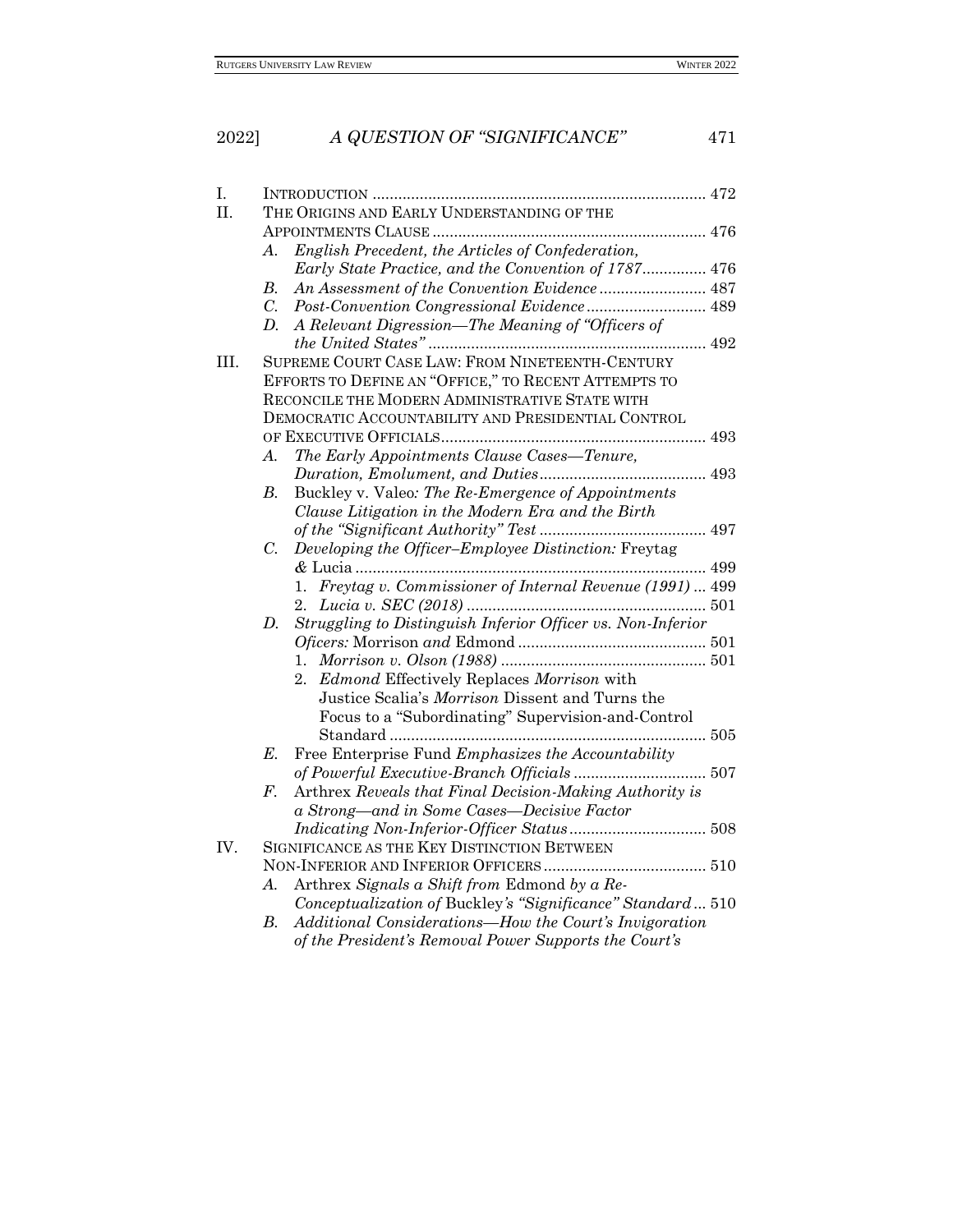I. INTRODUCTION ........................................................................... 472

II. THE ORIGINS AND EARLY UNDERSTANDING OF THE APPOINTMENTS CLAUSE ............................................................... 476

- A. *English Precedent, the Articles of Confederation, Early State Practice, and the Convention of 1787*............... 476
- B. *An Assessment of the Convention Evidence* ......................... 487
- C. *Post-Convention Congressional Evidence*............................ 489
- D. *A Relevant Digression—The Meaning of "Officers of the United States"* ................................................................. 492

III. SUPREME COURT CASE LAW: FROM NINETEENTH-CENTURY EFFORTS TO DEFINE AN "OFFICE," TO RECENT ATTEMPTS TO RECONCILE THE MODERN ADMINISTRATIVE STATE WITH DEMOCRATIC ACCOUNTABILITY AND PRESIDENTIAL CONTROL OF EXECUTIVE OFFICIALS............................................................. 493

- A. *The Early Appointments Clause Cases—Tenure, Duration, Emolument, and Duties*....................................... 493
- B. Buckley v. Valeo*: The Re-Emergence of Appointments Clause Litigation in the Modern Era and the Birth of the "Significant Authority" Test* ....................................... 497
- C. *Developing the Officer–Employee Distinction:* Freytag & Lucia .................................................................................. 499
  1. *Freytag v. Commissioner of Internal Revenue (1991)* ... 499
  2. *Lucia v. SEC (2018)* ........................................................ 501
- D. *Struggling to Distinguish Inferior Officer vs. Non-Inferior Oficers:* Morrison *and* Edmond ............................................ 501
  1. *Morrison v. Olson (1988)* ................................................ 501
  2. *Edmond* Effectively Replaces *Morrison* with Justice Scalia's *Morrison* Dissent and Turns the Focus to a "Subordinating" Supervision-and-Control Standard .......................................................................... 505
- E. Free Enterprise Fund *Emphasizes the Accountability of Powerful Executive-Branch Officials* ............................... 507
- F. Arthrex *Reveals that Final Decision-Making Authority is a Strong—and in Some Cases—Decisive Factor Indicating Non-Inferior-Officer Status*................................ 508

IV. SIGNIFICANCE AS THE KEY DISTINCTION BETWEEN NON-INFERIOR AND INFERIOR OFFICERS...................................... 510

- A. Arthrex *Signals a Shift from* Edmond *by a Re-Conceptualization of* Buckley*'s "Significance" Standard* ... 510
- B. *Additional Considerations—How the Court's Invigoration of the President's Removal Power Supports the Court's*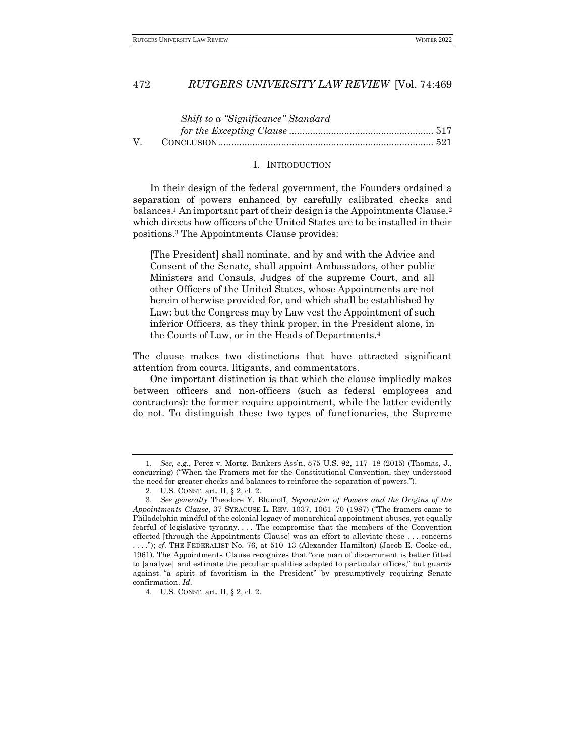*Shift to a "Significance" Standard for the Excepting Clause* ...................................................... 517

V. CONCLUSION ................................................................................. 521

## I. INTRODUCTION

In their design of the federal government, the Founders ordained a separation of powers enhanced by carefully calibrated checks and balances.[1] An important part of their design is the Appointments Clause,[2] which directs how officers of the United States are to be installed in their positions.[3] The Appointments Clause provides:

> [The President] shall nominate, and by and with the Advice and Consent of the Senate, shall appoint Ambassadors, other public Ministers and Consuls, Judges of the supreme Court, and all other Officers of the United States, whose Appointments are not herein otherwise provided for, and which shall be established by Law: but the Congress may by Law vest the Appointment of such inferior Officers, as they think proper, in the President alone, in the Courts of Law, or in the Heads of Departments.[4]

The clause makes two distinctions that have attracted significant attention from courts, litigants, and commentators.

One important distinction is that which the clause impliedly makes between officers and non-officers (such as federal employees and contractors): the former require appointment, while the latter evidently do not. To distinguish these two types of functionaries, the Supreme

---

1. *See, e.g.*, Perez v. Mortg. Bankers Ass'n, 575 U.S. 92, 117–18 (2015) (Thomas, J., concurring) ("When the Framers met for the Constitutional Convention, they understood the need for greater checks and balances to reinforce the separation of powers.").

2. U.S. CONST. art. II, § 2, cl. 2.

3. *See generally* Theodore Y. Blumoff, *Separation of Powers and the Origins of the Appointments Clause*, 37 SYRACUSE L. REV. 1037, 1061–70 (1987) ("The framers came to Philadelphia mindful of the colonial legacy of monarchical appointment abuses, yet equally fearful of legislative tyranny. . . . The compromise that the members of the Convention effected [through the Appointments Clause] was an effort to alleviate these . . . concerns . . . ."); *cf.* THE FEDERALIST No. 76, at 510–13 (Alexander Hamilton) (Jacob E. Cooke ed., 1961). The Appointments Clause recognizes that "one man of discernment is better fitted to [analyze] and estimate the peculiar qualities adapted to particular offices," but guards against "a spirit of favoritism in the President" by presumptively requiring Senate confirmation. *Id.*

4. U.S. CONST. art. II, § 2, cl. 2.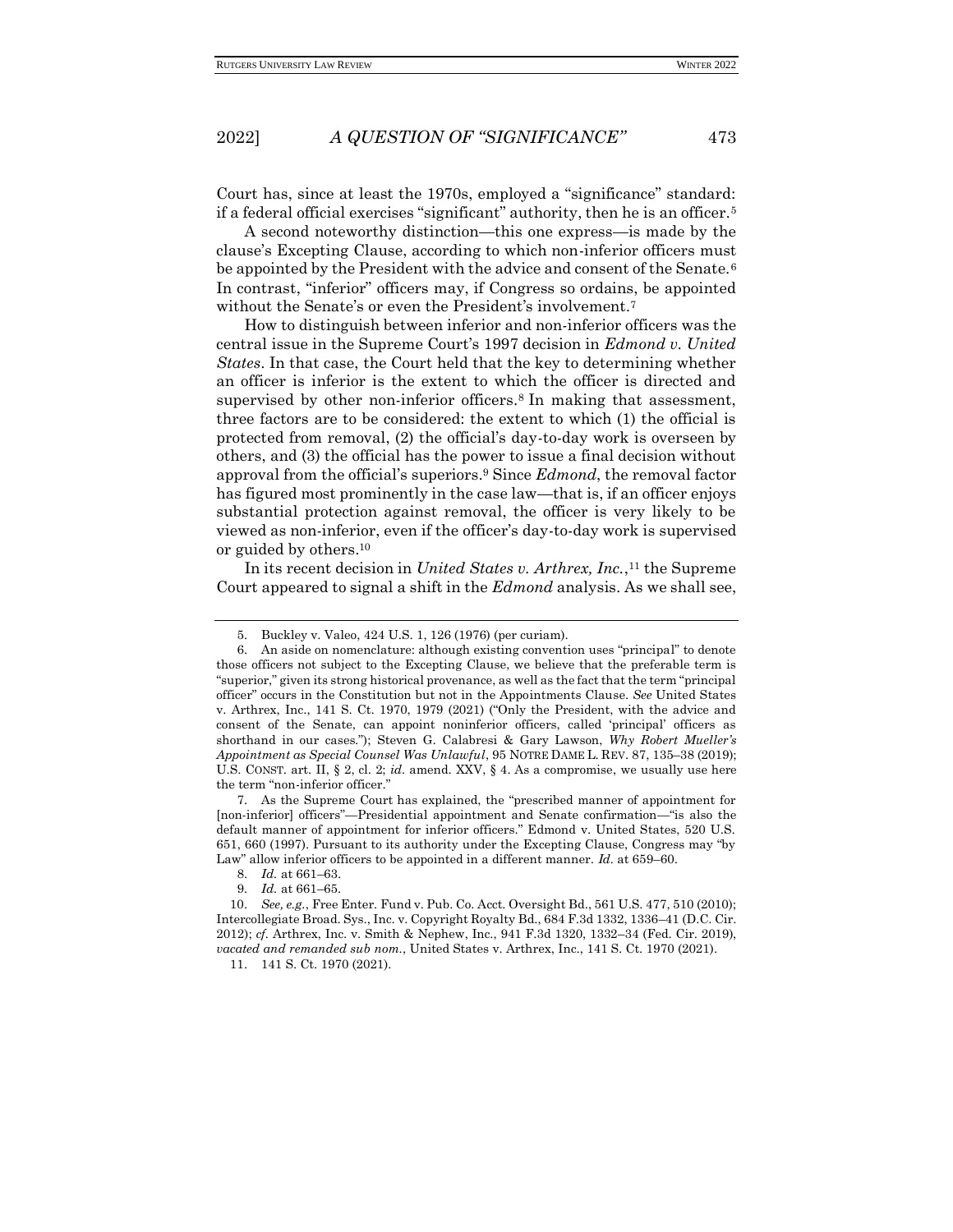Court has, since at least the 1970s, employed a "significance" standard: if a federal official exercises "significant" authority, then he is an officer.[5]

A second noteworthy distinction—this one express—is made by the clause's Excepting Clause, according to which non-inferior officers must be appointed by the President with the advice and consent of the Senate.[6] In contrast, "inferior" officers may, if Congress so ordains, be appointed without the Senate's or even the President's involvement.[7]

How to distinguish between inferior and non-inferior officers was the central issue in the Supreme Court's 1997 decision in *Edmond v. United States*. In that case, the Court held that the key to determining whether an officer is inferior is the extent to which the officer is directed and supervised by other non-inferior officers.[8] In making that assessment, three factors are to be considered: the extent to which (1) the official is protected from removal, (2) the official's day-to-day work is overseen by others, and (3) the official has the power to issue a final decision without approval from the official's superiors.[9] Since *Edmond*, the removal factor has figured most prominently in the case law—that is, if an officer enjoys substantial protection against removal, the officer is very likely to be viewed as non-inferior, even if the officer's day-to-day work is supervised or guided by others.[10]

In its recent decision in *United States v. Arthrex, Inc.*,[11] the Supreme Court appeared to signal a shift in the *Edmond* analysis. As we shall see,

---

5. Buckley v. Valeo, 424 U.S. 1, 126 (1976) (per curiam).

6. An aside on nomenclature: although existing convention uses "principal" to denote those officers not subject to the Excepting Clause, we believe that the preferable term is "superior," given its strong historical provenance, as well as the fact that the term "principal officer" occurs in the Constitution but not in the Appointments Clause. *See* United States v. Arthrex, Inc., 141 S. Ct. 1970, 1979 (2021) ("Only the President, with the advice and consent of the Senate, can appoint noninferior officers, called 'principal' officers as shorthand in our cases."); Steven G. Calabresi & Gary Lawson, *Why Robert Mueller's Appointment as Special Counsel Was Unlawful*, 95 NOTRE DAME L. REV. 87, 135–38 (2019); U.S. CONST. art. II, § 2, cl. 2; *id.* amend. XXV, § 4. As a compromise, we usually use here the term "non-inferior officer."

7. As the Supreme Court has explained, the "prescribed manner of appointment for [non-inferior] officers"—Presidential appointment and Senate confirmation—"is also the default manner of appointment for inferior officers." Edmond v. United States, 520 U.S. 651, 660 (1997). Pursuant to its authority under the Excepting Clause, Congress may "by Law" allow inferior officers to be appointed in a different manner. *Id.* at 659–60.

8. *Id.* at 661–63.

9. *Id.* at 661–65.

10. *See, e.g.*, Free Enter. Fund v. Pub. Co. Acct. Oversight Bd., 561 U.S. 477, 510 (2010); Intercollegiate Broad. Sys., Inc. v. Copyright Royalty Bd., 684 F.3d 1332, 1336–41 (D.C. Cir. 2012); *cf.* Arthrex, Inc. v. Smith & Nephew, Inc., 941 F.3d 1320, 1332–34 (Fed. Cir. 2019), *vacated and remanded sub nom.*, United States v. Arthrex, Inc., 141 S. Ct. 1970 (2021).

11. 141 S. Ct. 1970 (2021).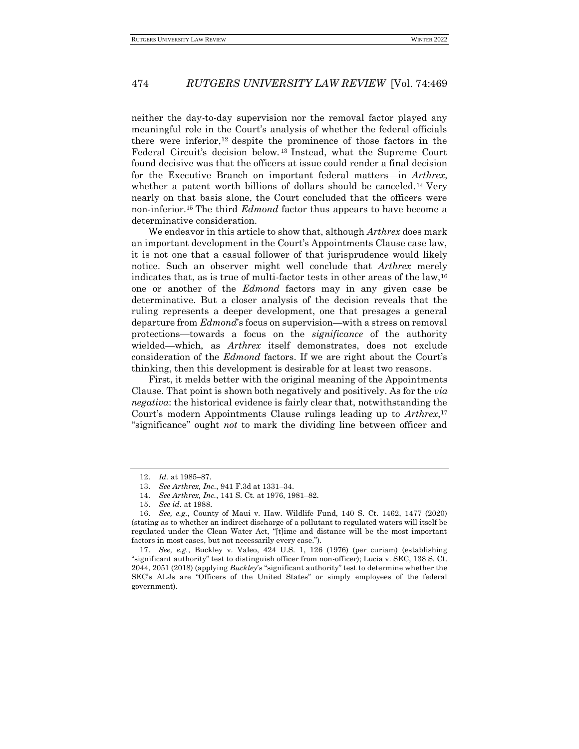neither the day-to-day supervision nor the removal factor played any meaningful role in the Court's analysis of whether the federal officials there were inferior,[12] despite the prominence of those factors in the Federal Circuit's decision below.[13] Instead, what the Supreme Court found decisive was that the officers at issue could render a final decision for the Executive Branch on important federal matters—in *Arthrex*, whether a patent worth billions of dollars should be canceled.[14] Very nearly on that basis alone, the Court concluded that the officers were non-inferior.[15] The third *Edmond* factor thus appears to have become a determinative consideration.

We endeavor in this article to show that, although *Arthrex* does mark an important development in the Court's Appointments Clause case law, it is not one that a casual follower of that jurisprudence would likely notice. Such an observer might well conclude that *Arthrex* merely indicates that, as is true of multi-factor tests in other areas of the law,[16] one or another of the *Edmond* factors may in any given case be determinative. But a closer analysis of the decision reveals that the ruling represents a deeper development, one that presages a general departure from *Edmond*'s focus on supervision—with a stress on removal protections—towards a focus on the *significance* of the authority wielded—which, as *Arthrex* itself demonstrates, does not exclude consideration of the *Edmond* factors. If we are right about the Court's thinking, then this development is desirable for at least two reasons.

First, it melds better with the original meaning of the Appointments Clause. That point is shown both negatively and positively. As for the *via negativa*: the historical evidence is fairly clear that, notwithstanding the Court's modern Appointments Clause rulings leading up to *Arthrex*,[17] "significance" ought *not* to mark the dividing line between officer and

---

12. *Id.* at 1985–87.

13. *See Arthrex, Inc.*, 941 F.3d at 1331–34.

14. *See Arthrex, Inc.*, 141 S. Ct. at 1976, 1981–82.

15. *See id*. at 1988.

16. *See, e.g.*, County of Maui v. Haw. Wildlife Fund, 140 S. Ct. 1462, 1477 (2020) (stating as to whether an indirect discharge of a pollutant to regulated waters will itself be regulated under the Clean Water Act, "[t]ime and distance will be the most important factors in most cases, but not necessarily every case.").

17. *See, e.g.*, Buckley v. Valeo, 424 U.S. 1, 126 (1976) (per curiam) (establishing "significant authority" test to distinguish officer from non-officer); Lucia v. SEC, 138 S. Ct. 2044, 2051 (2018) (applying *Buckley*'s "significant authority" test to determine whether the SEC's ALJs are "Officers of the United States" or simply employees of the federal government).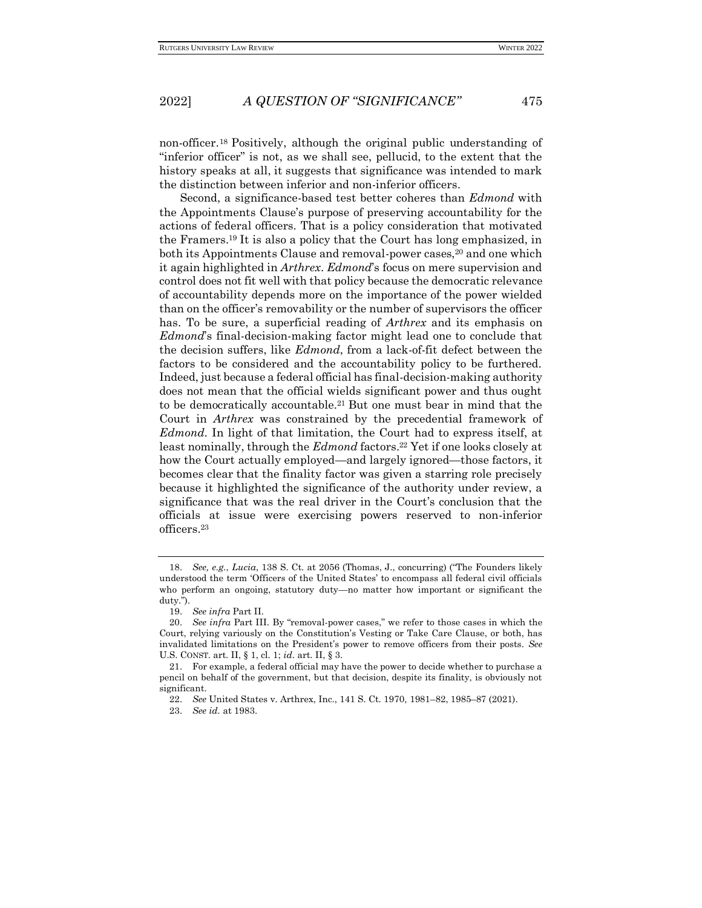non-officer.[18] Positively, although the original public understanding of "inferior officer" is not, as we shall see, pellucid, to the extent that the history speaks at all, it suggests that significance was intended to mark the distinction between inferior and non-inferior officers.

Second, a significance-based test better coheres than *Edmond* with the Appointments Clause's purpose of preserving accountability for the actions of federal officers. That is a policy consideration that motivated the Framers.[19] It is also a policy that the Court has long emphasized, in both its Appointments Clause and removal-power cases,[20] and one which it again highlighted in *Arthrex*. *Edmond*'s focus on mere supervision and control does not fit well with that policy because the democratic relevance of accountability depends more on the importance of the power wielded than on the officer's removability or the number of supervisors the officer has. To be sure, a superficial reading of *Arthrex* and its emphasis on *Edmond*'s final-decision-making factor might lead one to conclude that the decision suffers, like *Edmond*, from a lack-of-fit defect between the factors to be considered and the accountability policy to be furthered. Indeed, just because a federal official has final-decision-making authority does not mean that the official wields significant power and thus ought to be democratically accountable.[21] But one must bear in mind that the Court in *Arthrex* was constrained by the precedential framework of *Edmond*. In light of that limitation, the Court had to express itself, at least nominally, through the *Edmond* factors.[22] Yet if one looks closely at how the Court actually employed—and largely ignored—those factors, it becomes clear that the finality factor was given a starring role precisely because it highlighted the significance of the authority under review, a significance that was the real driver in the Court's conclusion that the officials at issue were exercising powers reserved to non-inferior officers.[23]

---

18. *See, e.g.*, *Lucia*, 138 S. Ct. at 2056 (Thomas, J., concurring) ("The Founders likely understood the term 'Officers of the United States' to encompass all federal civil officials who perform an ongoing, statutory duty—no matter how important or significant the duty.").

19. *See infra* Part II.

20. *See infra* Part III. By "removal-power cases," we refer to those cases in which the Court, relying variously on the Constitution's Vesting or Take Care Clause, or both, has invalidated limitations on the President's power to remove officers from their posts. *See* U.S. CONST. art. II, § 1, cl. 1; *id.* art. II, § 3.

21. For example, a federal official may have the power to decide whether to purchase a pencil on behalf of the government, but that decision, despite its finality, is obviously not significant.

22. *See* United States v. Arthrex, Inc., 141 S. Ct. 1970, 1981–82, 1985–87 (2021).

23. *See id.* at 1983.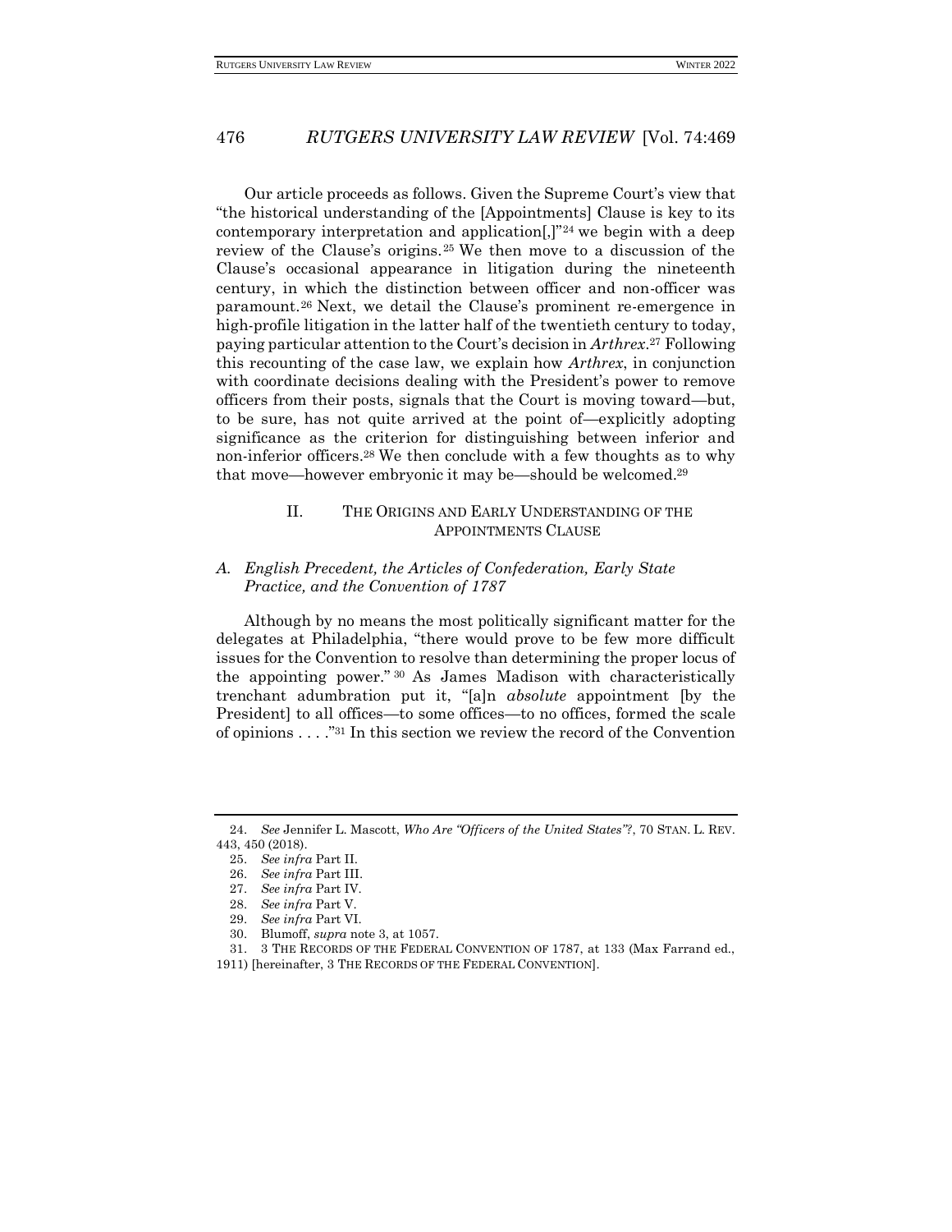Our article proceeds as follows. Given the Supreme Court's view that "the historical understanding of the [Appointments] Clause is key to its contemporary interpretation and application[,]"[24] we begin with a deep review of the Clause's origins.[25] We then move to a discussion of the Clause's occasional appearance in litigation during the nineteenth century, in which the distinction between officer and non-officer was paramount.[26] Next, we detail the Clause's prominent re-emergence in high-profile litigation in the latter half of the twentieth century to today, paying particular attention to the Court's decision in *Arthrex*.[27] Following this recounting of the case law, we explain how *Arthrex*, in conjunction with coordinate decisions dealing with the President's power to remove officers from their posts, signals that the Court is moving toward—but, to be sure, has not quite arrived at the point of—explicitly adopting significance as the criterion for distinguishing between inferior and non-inferior officers.[28] We then conclude with a few thoughts as to why that move—however embryonic it may be—should be welcomed.[29]

## II. THE ORIGINS AND EARLY UNDERSTANDING OF THE APPOINTMENTS CLAUSE

### A. *English Precedent, the Articles of Confederation, Early State Practice, and the Convention of 1787*

Although by no means the most politically significant matter for the delegates at Philadelphia, "there would prove to be few more difficult issues for the Convention to resolve than determining the proper locus of the appointing power."[30] As James Madison with characteristically trenchant adumbration put it, "[a]n *absolute* appointment [by the President] to all offices—to some offices—to no offices, formed the scale of opinions . . . ."[31] In this section we review the record of the Convention

---

24. *See* Jennifer L. Mascott, *Who Are "Officers of the United States"?*, 70 STAN. L. REV. 443, 450 (2018).

25. *See infra* Part II.

26. *See infra* Part III.

27. *See infra* Part IV.

28. *See infra* Part V.

29. *See infra* Part VI.

30. Blumoff, *supra* note 3, at 1057.

31. 3 THE RECORDS OF THE FEDERAL CONVENTION OF 1787, at 133 (Max Farrand ed., 1911) [hereinafter, 3 THE RECORDS OF THE FEDERAL CONVENTION].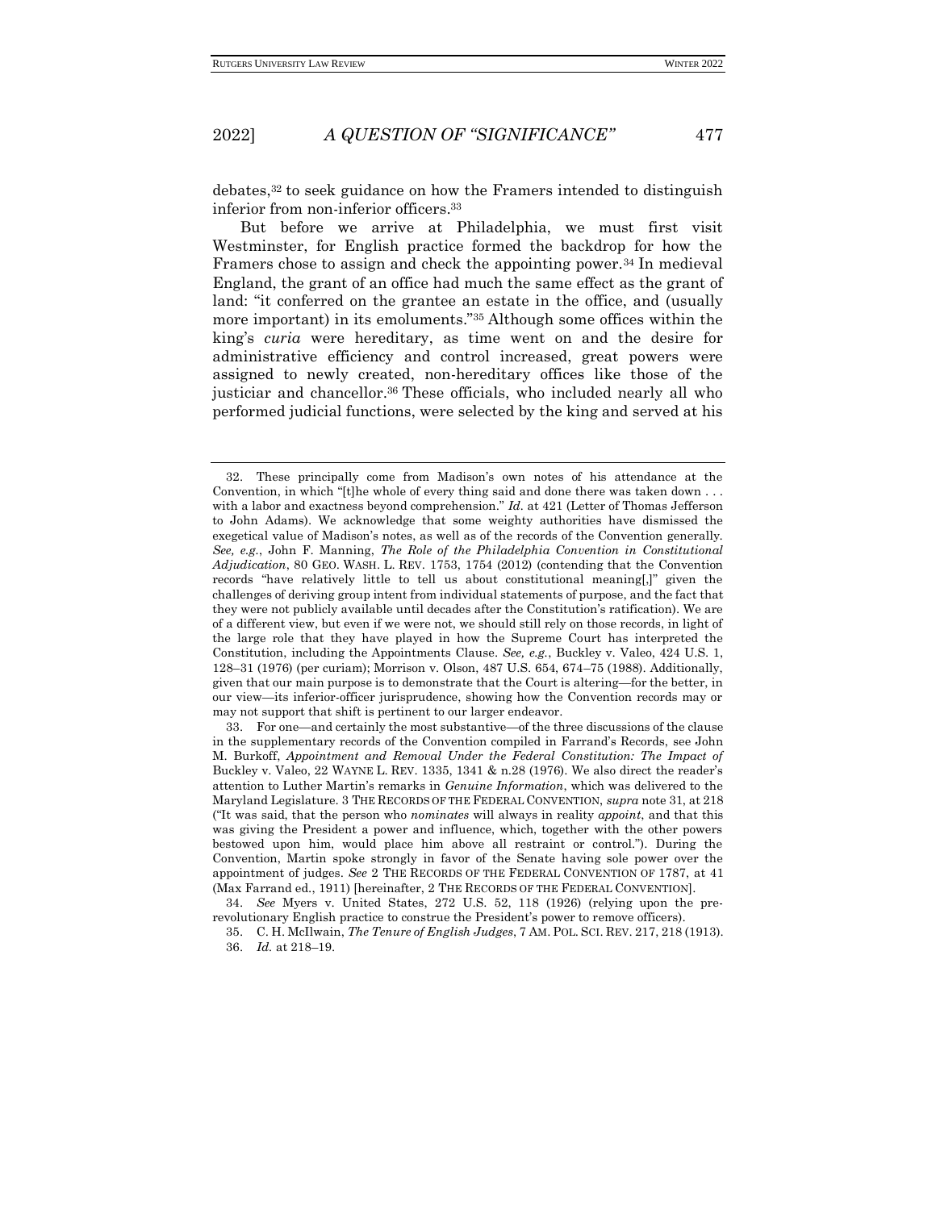debates,[32] to seek guidance on how the Framers intended to distinguish inferior from non-inferior officers.[33]

But before we arrive at Philadelphia, we must first visit Westminster, for English practice formed the backdrop for how the Framers chose to assign and check the appointing power.[34] In medieval England, the grant of an office had much the same effect as the grant of land: "it conferred on the grantee an estate in the office, and (usually more important) in its emoluments."[35] Although some offices within the king's *curia* were hereditary, as time went on and the desire for administrative efficiency and control increased, great powers were assigned to newly created, non-hereditary offices like those of the justiciar and chancellor.[36] These officials, who included nearly all who performed judicial functions, were selected by the king and served at his

---

32. These principally come from Madison's own notes of his attendance at the Convention, in which "[t]he whole of every thing said and done there was taken down . . . with a labor and exactness beyond comprehension." *Id.* at 421 (Letter of Thomas Jefferson to John Adams). We acknowledge that some weighty authorities have dismissed the exegetical value of Madison's notes, as well as of the records of the Convention generally. *See, e.g.*, John F. Manning, *The Role of the Philadelphia Convention in Constitutional Adjudication*, 80 GEO. WASH. L. REV. 1753, 1754 (2012) (contending that the Convention records "have relatively little to tell us about constitutional meaning[,]" given the challenges of deriving group intent from individual statements of purpose, and the fact that they were not publicly available until decades after the Constitution's ratification). We are of a different view, but even if we were not, we should still rely on those records, in light of the large role that they have played in how the Supreme Court has interpreted the Constitution, including the Appointments Clause. *See, e.g.*, Buckley v. Valeo, 424 U.S. 1, 128–31 (1976) (per curiam); Morrison v. Olson, 487 U.S. 654, 674–75 (1988). Additionally, given that our main purpose is to demonstrate that the Court is altering—for the better, in our view—its inferior-officer jurisprudence, showing how the Convention records may or may not support that shift is pertinent to our larger endeavor.

33. For one—and certainly the most substantive—of the three discussions of the clause in the supplementary records of the Convention compiled in Farrand's Records, see John M. Burkoff, *Appointment and Removal Under the Federal Constitution: The Impact of* Buckley v. Valeo, 22 WAYNE L. REV. 1335, 1341 & n.28 (1976). We also direct the reader's attention to Luther Martin's remarks in *Genuine Information*, which was delivered to the Maryland Legislature. 3 THE RECORDS OF THE FEDERAL CONVENTION, *supra* note 31, at 218 ("It was said, that the person who *nominates* will always in reality *appoint*, and that this was giving the President a power and influence, which, together with the other powers bestowed upon him, would place him above all restraint or control."). During the Convention, Martin spoke strongly in favor of the Senate having sole power over the appointment of judges. *See* 2 THE RECORDS OF THE FEDERAL CONVENTION OF 1787, at 41 (Max Farrand ed., 1911) [hereinafter, 2 THE RECORDS OF THE FEDERAL CONVENTION].

34. *See* Myers v. United States, 272 U.S. 52, 118 (1926) (relying upon the pre-revolutionary English practice to construe the President's power to remove officers).

35. C. H. McIlwain, *The Tenure of English Judges*, 7 AM. POL. SCI. REV. 217, 218 (1913).

36. *Id.* at 218–19.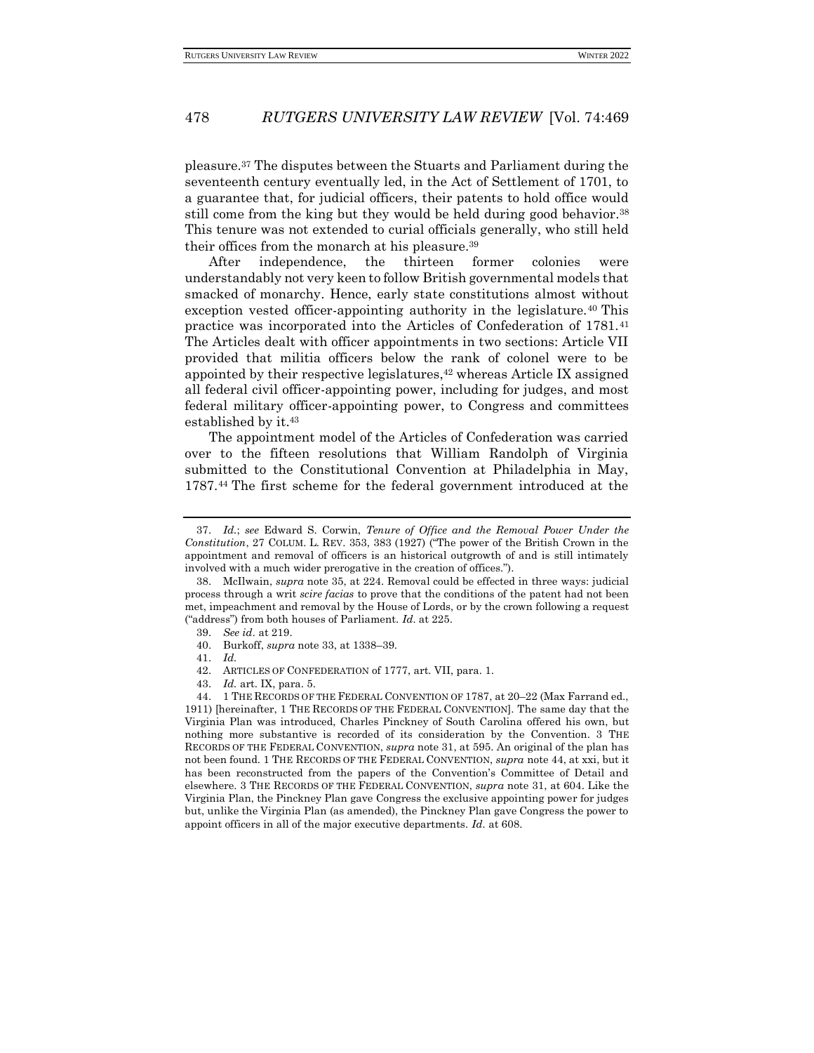pleasure.[37] The disputes between the Stuarts and Parliament during the seventeenth century eventually led, in the Act of Settlement of 1701, to a guarantee that, for judicial officers, their patents to hold office would still come from the king but they would be held during good behavior.[38] This tenure was not extended to curial officials generally, who still held their offices from the monarch at his pleasure.[39]

After independence, the thirteen former colonies were understandably not very keen to follow British governmental models that smacked of monarchy. Hence, early state constitutions almost without exception vested officer-appointing authority in the legislature.[40] This practice was incorporated into the Articles of Confederation of 1781.[41] The Articles dealt with officer appointments in two sections: Article VII provided that militia officers below the rank of colonel were to be appointed by their respective legislatures,[42] whereas Article IX assigned all federal civil officer-appointing power, including for judges, and most federal military officer-appointing power, to Congress and committees established by it.[43]

The appointment model of the Articles of Confederation was carried over to the fifteen resolutions that William Randolph of Virginia submitted to the Constitutional Convention at Philadelphia in May, 1787.[44] The first scheme for the federal government introduced at the

---

37. *Id.*; *see* Edward S. Corwin, *Tenure of Office and the Removal Power Under the Constitution*, 27 COLUM. L. REV. 353, 383 (1927) ("The power of the British Crown in the appointment and removal of officers is an historical outgrowth of and is still intimately involved with a much wider prerogative in the creation of offices.").

38. McIlwain, *supra* note 35, at 224. Removal could be effected in three ways: judicial process through a writ *scire facias* to prove that the conditions of the patent had not been met, impeachment and removal by the House of Lords, or by the crown following a request ("address") from both houses of Parliament. *Id.* at 225.

39. *See id*. at 219.

40. Burkoff, *supra* note 33, at 1338–39.

41. *Id.*

42. ARTICLES OF CONFEDERATION of 1777, art. VII, para. 1.

43. *Id.* art. IX, para. 5.

44. 1 THE RECORDS OF THE FEDERAL CONVENTION OF 1787, at 20–22 (Max Farrand ed., 1911) [hereinafter, 1 THE RECORDS OF THE FEDERAL CONVENTION]. The same day that the Virginia Plan was introduced, Charles Pinckney of South Carolina offered his own, but nothing more substantive is recorded of its consideration by the Convention. 3 THE RECORDS OF THE FEDERAL CONVENTION, *supra* note 31, at 595. An original of the plan has not been found. 1 THE RECORDS OF THE FEDERAL CONVENTION, *supra* note 44, at xxi, but it has been reconstructed from the papers of the Convention's Committee of Detail and elsewhere. 3 THE RECORDS OF THE FEDERAL CONVENTION, *supra* note 31, at 604. Like the Virginia Plan, the Pinckney Plan gave Congress the exclusive appointing power for judges but, unlike the Virginia Plan (as amended), the Pinckney Plan gave Congress the power to appoint officers in all of the major executive departments. *Id.* at 608.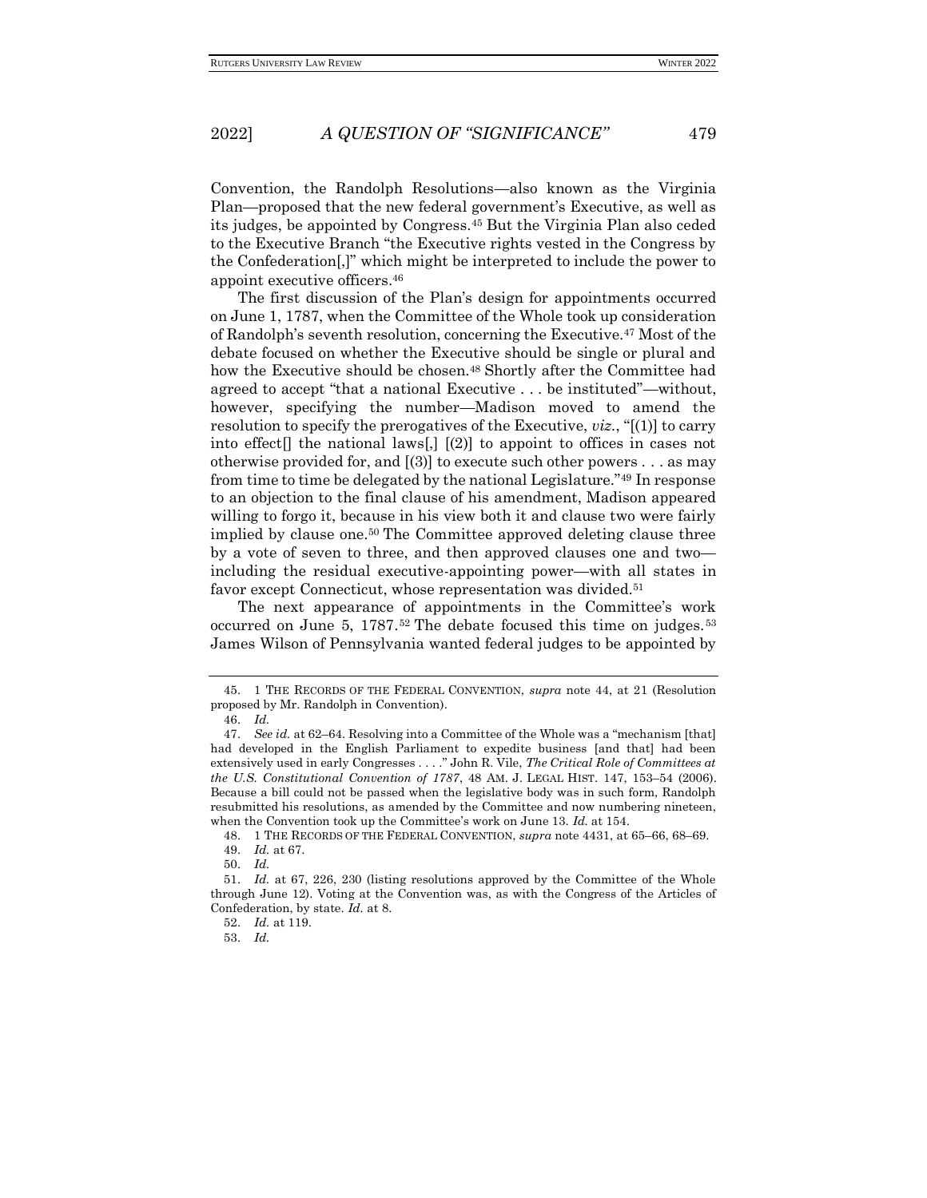Convention, the Randolph Resolutions—also known as the Virginia Plan—proposed that the new federal government's Executive, as well as its judges, be appointed by Congress.[45] But the Virginia Plan also ceded to the Executive Branch "the Executive rights vested in the Congress by the Confederation[,]" which might be interpreted to include the power to appoint executive officers.[46]

The first discussion of the Plan's design for appointments occurred on June 1, 1787, when the Committee of the Whole took up consideration of Randolph's seventh resolution, concerning the Executive.[47] Most of the debate focused on whether the Executive should be single or plural and how the Executive should be chosen.[48] Shortly after the Committee had agreed to accept "that a national Executive . . . be instituted"—without, however, specifying the number—Madison moved to amend the resolution to specify the prerogatives of the Executive, *viz.*, "[(1)] to carry into effect[] the national laws[,] [(2)] to appoint to offices in cases not otherwise provided for, and [(3)] to execute such other powers . . . as may from time to time be delegated by the national Legislature."[49] In response to an objection to the final clause of his amendment, Madison appeared willing to forgo it, because in his view both it and clause two were fairly implied by clause one.[50] The Committee approved deleting clause three by a vote of seven to three, and then approved clauses one and two—including the residual executive-appointing power—with all states in favor except Connecticut, whose representation was divided.[51]

The next appearance of appointments in the Committee's work occurred on June 5, 1787.[52] The debate focused this time on judges.[53] James Wilson of Pennsylvania wanted federal judges to be appointed by

---

45. 1 THE RECORDS OF THE FEDERAL CONVENTION, *supra* note 44, at 21 (Resolution proposed by Mr. Randolph in Convention).

46. *Id.*

47. *See id.* at 62–64. Resolving into a Committee of the Whole was a "mechanism [that] had developed in the English Parliament to expedite business [and that] had been extensively used in early Congresses . . . ." John R. Vile, *The Critical Role of Committees at the U.S. Constitutional Convention of 1787*, 48 AM. J. LEGAL HIST. 147, 153–54 (2006). Because a bill could not be passed when the legislative body was in such form, Randolph resubmitted his resolutions, as amended by the Committee and now numbering nineteen, when the Convention took up the Committee's work on June 13. *Id.* at 154.

48. 1 THE RECORDS OF THE FEDERAL CONVENTION, *supra* note 4431, at 65–66, 68–69.

49. *Id.* at 67.

50. *Id.*

51. *Id.* at 67, 226, 230 (listing resolutions approved by the Committee of the Whole through June 12). Voting at the Convention was, as with the Congress of the Articles of Confederation, by state. *Id.* at 8.

52. *Id.* at 119.

53. *Id.*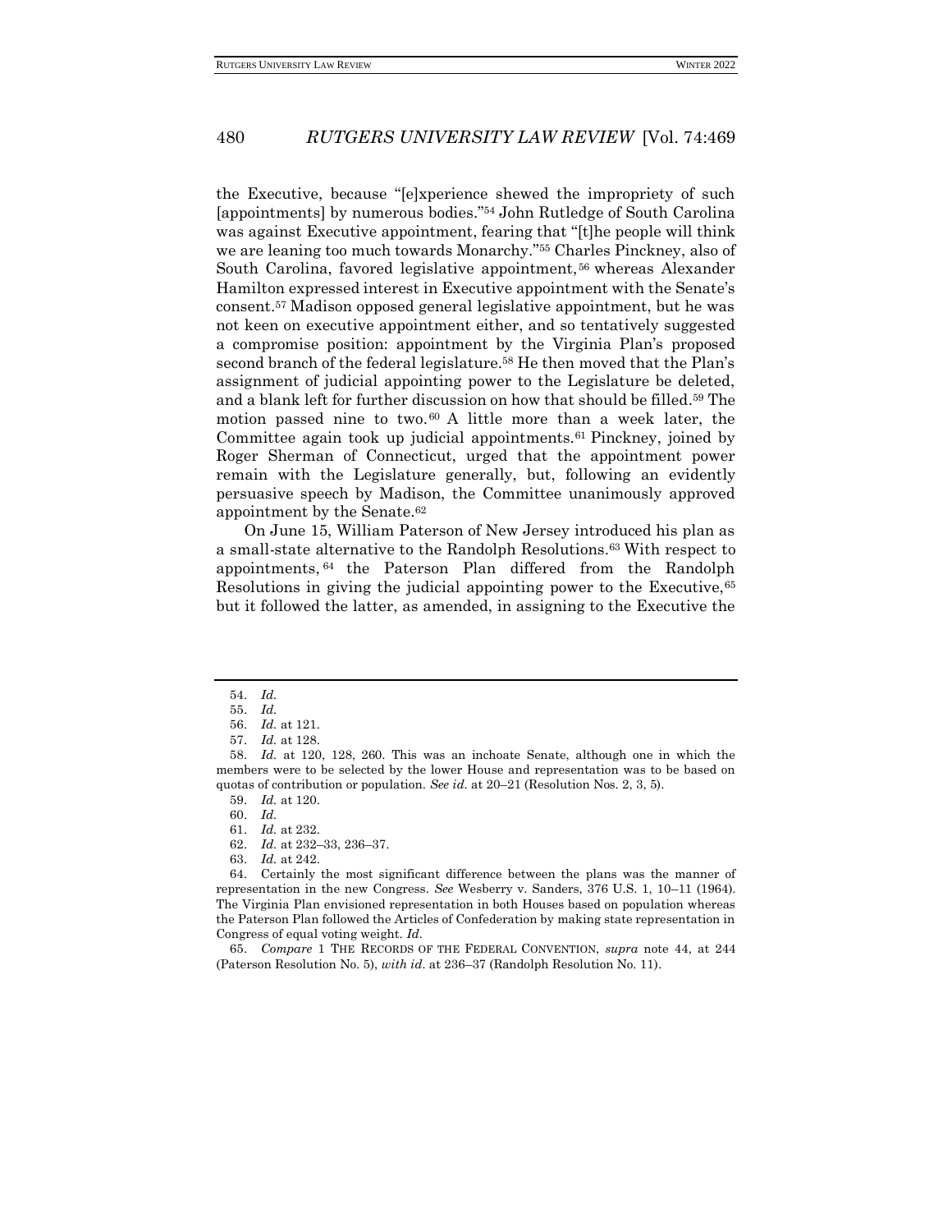the Executive, because "[e]xperience shewed the impropriety of such [appointments] by numerous bodies."[54] John Rutledge of South Carolina was against Executive appointment, fearing that "[t]he people will think we are leaning too much towards Monarchy."[55] Charles Pinckney, also of South Carolina, favored legislative appointment,[56] whereas Alexander Hamilton expressed interest in Executive appointment with the Senate's consent.[57] Madison opposed general legislative appointment, but he was not keen on executive appointment either, and so tentatively suggested a compromise position: appointment by the Virginia Plan's proposed second branch of the federal legislature.[58] He then moved that the Plan's assignment of judicial appointing power to the Legislature be deleted, and a blank left for further discussion on how that should be filled.[59] The motion passed nine to two.[60] A little more than a week later, the Committee again took up judicial appointments.[61] Pinckney, joined by Roger Sherman of Connecticut, urged that the appointment power remain with the Legislature generally, but, following an evidently persuasive speech by Madison, the Committee unanimously approved appointment by the Senate.[62]

On June 15, William Paterson of New Jersey introduced his plan as a small-state alternative to the Randolph Resolutions.[63] With respect to appointments,[64] the Paterson Plan differed from the Randolph Resolutions in giving the judicial appointing power to the Executive,[65] but it followed the latter, as amended, in assigning to the Executive the

---

54. *Id.*

55. *Id.*

56. *Id.* at 121.

57. *Id.* at 128.

58. *Id.* at 120, 128, 260. This was an inchoate Senate, although one in which the members were to be selected by the lower House and representation was to be based on quotas of contribution or population. *See id.* at 20–21 (Resolution Nos. 2, 3, 5).

59. *Id.* at 120.

60. *Id.*

61. *Id.* at 232.

62. *Id.* at 232–33, 236–37.

63. *Id.* at 242.

64. Certainly the most significant difference between the plans was the manner of representation in the new Congress. *See* Wesberry v. Sanders, 376 U.S. 1, 10–11 (1964). The Virginia Plan envisioned representation in both Houses based on population whereas the Paterson Plan followed the Articles of Confederation by making state representation in Congress of equal voting weight. *Id.*

65. *Compare* 1 THE RECORDS OF THE FEDERAL CONVENTION, *supra* note 44, at 244 (Paterson Resolution No. 5), *with id.* at 236–37 (Randolph Resolution No. 11).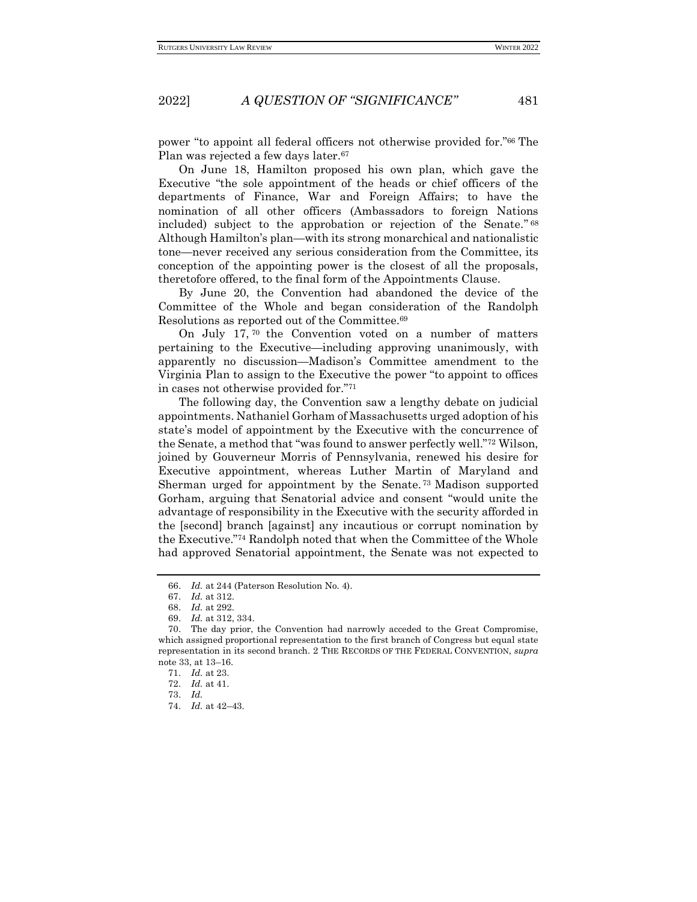power "to appoint all federal officers not otherwise provided for."[66] The Plan was rejected a few days later.[67]

On June 18, Hamilton proposed his own plan, which gave the Executive "the sole appointment of the heads or chief officers of the departments of Finance, War and Foreign Affairs; to have the nomination of all other officers (Ambassadors to foreign Nations included) subject to the approbation or rejection of the Senate."[68] Although Hamilton's plan—with its strong monarchical and nationalistic tone—never received any serious consideration from the Committee, its conception of the appointing power is the closest of all the proposals, theretofore offered, to the final form of the Appointments Clause.

By June 20, the Convention had abandoned the device of the Committee of the Whole and began consideration of the Randolph Resolutions as reported out of the Committee.[69]

On July 17,[70] the Convention voted on a number of matters pertaining to the Executive—including approving unanimously, with apparently no discussion—Madison's Committee amendment to the Virginia Plan to assign to the Executive the power "to appoint to offices in cases not otherwise provided for."[71]

The following day, the Convention saw a lengthy debate on judicial appointments. Nathaniel Gorham of Massachusetts urged adoption of his state's model of appointment by the Executive with the concurrence of the Senate, a method that "was found to answer perfectly well."[72] Wilson, joined by Gouverneur Morris of Pennsylvania, renewed his desire for Executive appointment, whereas Luther Martin of Maryland and Sherman urged for appointment by the Senate.[73] Madison supported Gorham, arguing that Senatorial advice and consent "would unite the advantage of responsibility in the Executive with the security afforded in the [second] branch [against] any incautious or corrupt nomination by the Executive."[74] Randolph noted that when the Committee of the Whole had approved Senatorial appointment, the Senate was not expected to

---

66. *Id.* at 244 (Paterson Resolution No. 4).

67. *Id.* at 312.

68. *Id.* at 292.

69. *Id.* at 312, 334.

70. The day prior, the Convention had narrowly acceded to the Great Compromise, which assigned proportional representation to the first branch of Congress but equal state representation in its second branch. 2 THE RECORDS OF THE FEDERAL CONVENTION, *supra* note 33, at 13–16.

71. *Id.* at 23.

72. *Id.* at 41.

73. *Id.*

74. *Id.* at 42–43.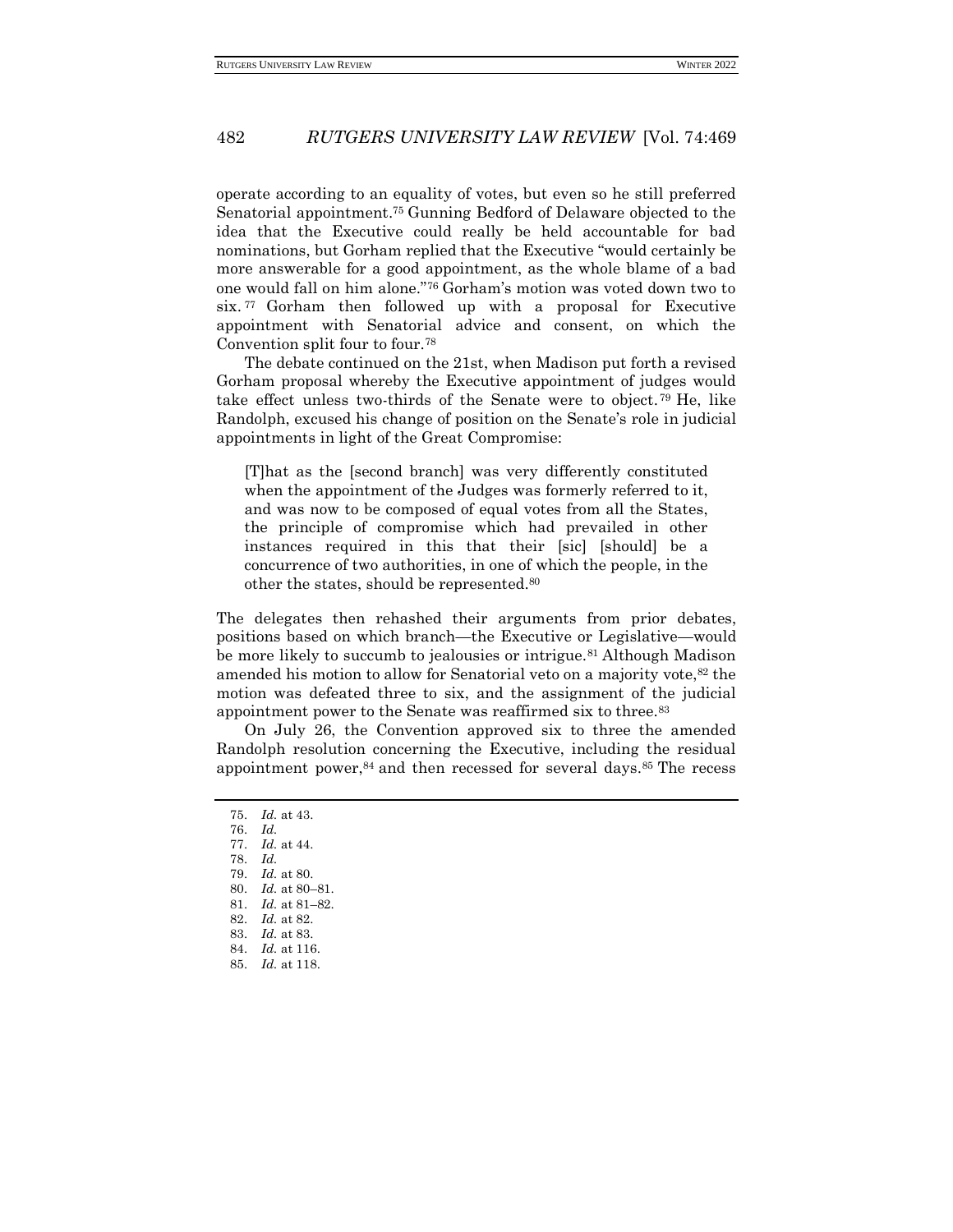operate according to an equality of votes, but even so he still preferred Senatorial appointment.[75] Gunning Bedford of Delaware objected to the idea that the Executive could really be held accountable for bad nominations, but Gorham replied that the Executive "would certainly be more answerable for a good appointment, as the whole blame of a bad one would fall on him alone."[76] Gorham's motion was voted down two to six.[77] Gorham then followed up with a proposal for Executive appointment with Senatorial advice and consent, on which the Convention split four to four.[78]

The debate continued on the 21st, when Madison put forth a revised Gorham proposal whereby the Executive appointment of judges would take effect unless two-thirds of the Senate were to object.[79] He, like Randolph, excused his change of position on the Senate's role in judicial appointments in light of the Great Compromise:

> [T]hat as the [second branch] was very differently constituted when the appointment of the Judges was formerly referred to it, and was now to be composed of equal votes from all the States, the principle of compromise which had prevailed in other instances required in this that their [sic] [should] be a concurrence of two authorities, in one of which the people, in the other the states, should be represented.[80]

The delegates then rehashed their arguments from prior debates, positions based on which branch—the Executive or Legislative—would be more likely to succumb to jealousies or intrigue.[81] Although Madison amended his motion to allow for Senatorial veto on a majority vote,[82] the motion was defeated three to six, and the assignment of the judicial appointment power to the Senate was reaffirmed six to three.[83]

On July 26, the Convention approved six to three the amended Randolph resolution concerning the Executive, including the residual appointment power,[84] and then recessed for several days.[85] The recess

---

75. *Id.* at 43.
76. *Id.*
77. *Id.* at 44.
78. *Id.*
79. *Id.* at 80.
80. *Id.* at 80–81.
81. *Id.* at 81–82.
82. *Id.* at 82.
83. *Id.* at 83.
84. *Id.* at 116.
85. *Id.* at 118.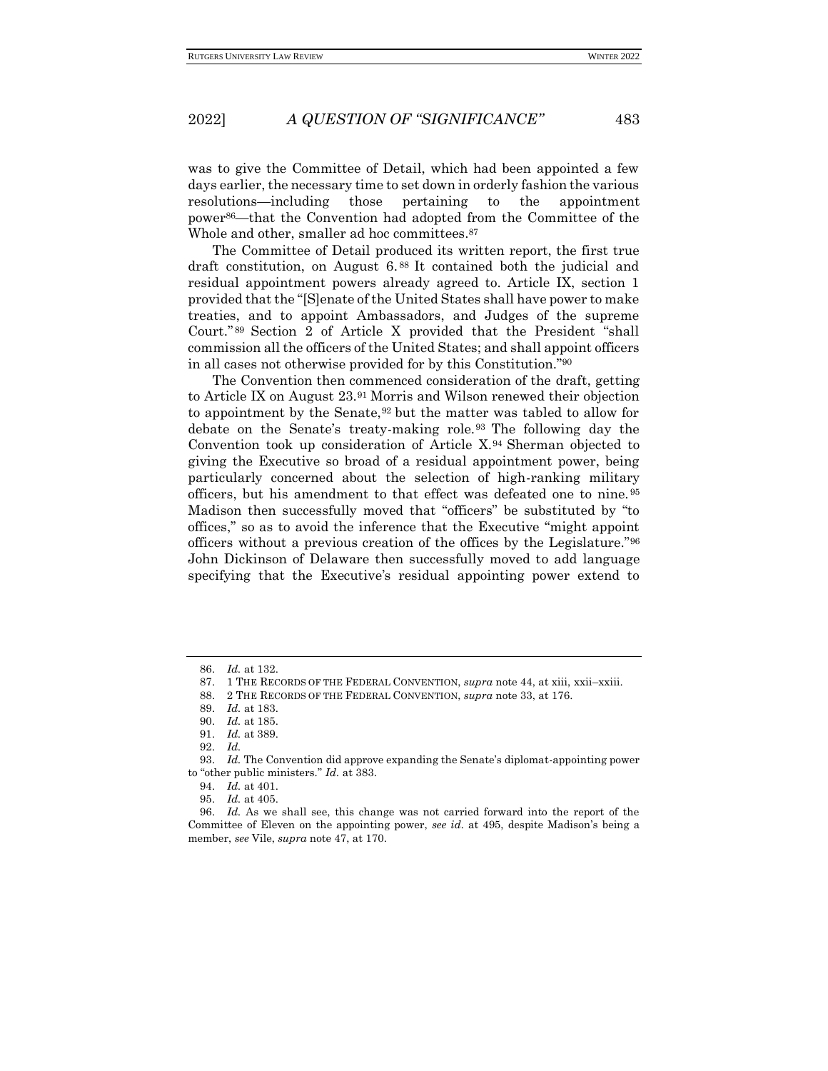was to give the Committee of Detail, which had been appointed a few days earlier, the necessary time to set down in orderly fashion the various resolutions—including those pertaining to the appointment power[86]—that the Convention had adopted from the Committee of the Whole and other, smaller ad hoc committees.[87]

The Committee of Detail produced its written report, the first true draft constitution, on August 6.[88] It contained both the judicial and residual appointment powers already agreed to. Article IX, section 1 provided that the "[S]enate of the United States shall have power to make treaties, and to appoint Ambassadors, and Judges of the supreme Court."[89] Section 2 of Article X provided that the President "shall commission all the officers of the United States; and shall appoint officers in all cases not otherwise provided for by this Constitution."[90]

The Convention then commenced consideration of the draft, getting to Article IX on August 23.[91] Morris and Wilson renewed their objection to appointment by the Senate,[92] but the matter was tabled to allow for debate on the Senate's treaty-making role.[93] The following day the Convention took up consideration of Article X.[94] Sherman objected to giving the Executive so broad of a residual appointment power, being particularly concerned about the selection of high-ranking military officers, but his amendment to that effect was defeated one to nine.[95] Madison then successfully moved that "officers" be substituted by "to offices," so as to avoid the inference that the Executive "might appoint officers without a previous creation of the offices by the Legislature."[96] John Dickinson of Delaware then successfully moved to add language specifying that the Executive's residual appointing power extend to

---

86. *Id.* at 132.

87. 1 THE RECORDS OF THE FEDERAL CONVENTION, *supra* note 44, at xiii, xxii–xxiii.

88. 2 THE RECORDS OF THE FEDERAL CONVENTION, *supra* note 33, at 176.

89. *Id.* at 183.

90. *Id.* at 185.

91. *Id.* at 389.

92. *Id.*

93. *Id.* The Convention did approve expanding the Senate's diplomat-appointing power to "other public ministers." *Id.* at 383.

94. *Id.* at 401.

95. *Id.* at 405.

96. *Id.* As we shall see, this change was not carried forward into the report of the Committee of Eleven on the appointing power, *see id.* at 495, despite Madison's being a member, *see* Vile, *supra* note 47, at 170.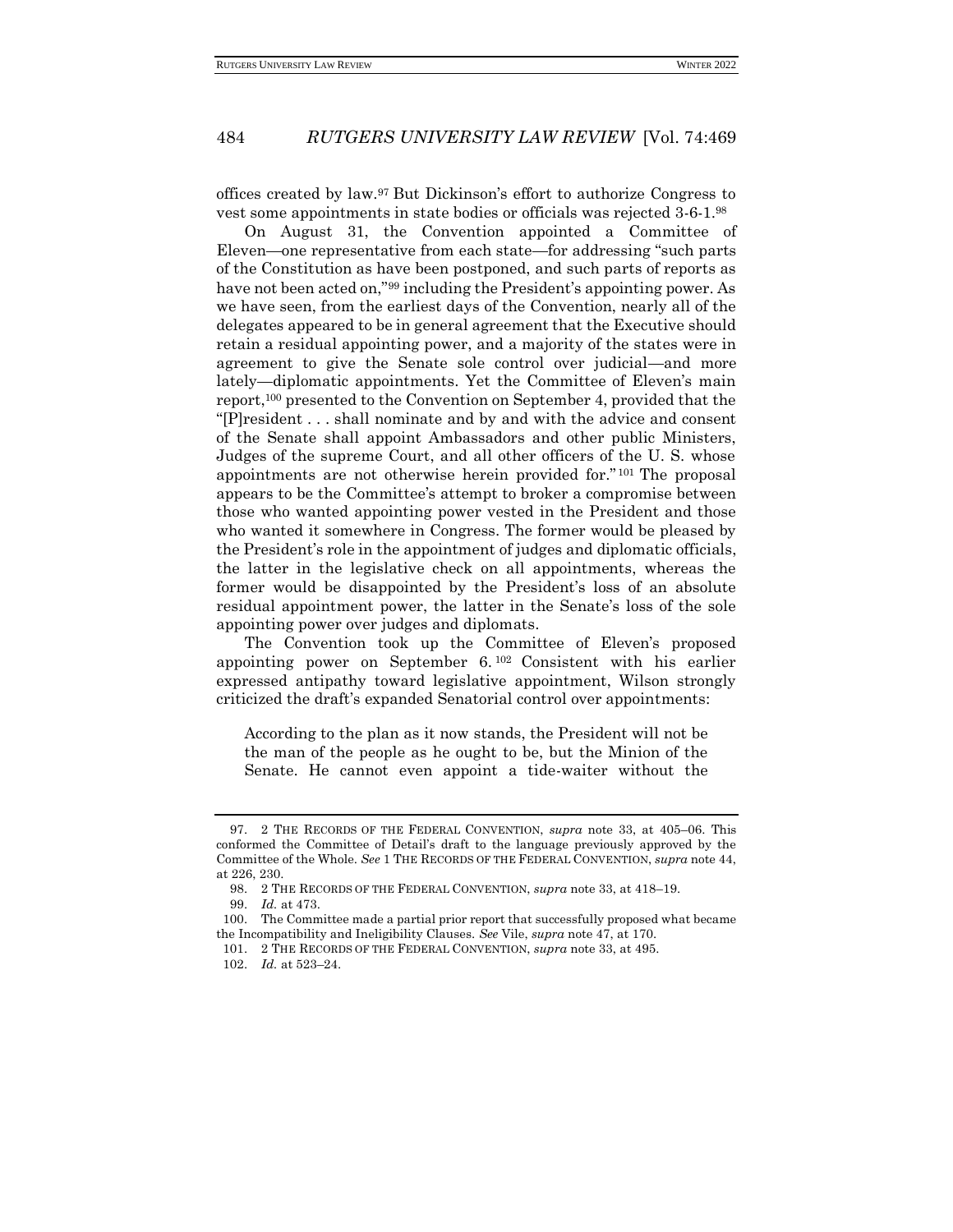offices created by law.[97] But Dickinson's effort to authorize Congress to vest some appointments in state bodies or officials was rejected 3-6-1.[98]

On August 31, the Convention appointed a Committee of Eleven—one representative from each state—for addressing "such parts of the Constitution as have been postponed, and such parts of reports as have not been acted on,"[99] including the President's appointing power. As we have seen, from the earliest days of the Convention, nearly all of the delegates appeared to be in general agreement that the Executive should retain a residual appointing power, and a majority of the states were in agreement to give the Senate sole control over judicial—and more lately—diplomatic appointments. Yet the Committee of Eleven's main report,[100] presented to the Convention on September 4, provided that the "[P]resident . . . shall nominate and by and with the advice and consent of the Senate shall appoint Ambassadors and other public Ministers, Judges of the supreme Court, and all other officers of the U. S. whose appointments are not otherwise herein provided for."[101] The proposal appears to be the Committee's attempt to broker a compromise between those who wanted appointing power vested in the President and those who wanted it somewhere in Congress. The former would be pleased by the President's role in the appointment of judges and diplomatic officials, the latter in the legislative check on all appointments, whereas the former would be disappointed by the President's loss of an absolute residual appointment power, the latter in the Senate's loss of the sole appointing power over judges and diplomats.

The Convention took up the Committee of Eleven's proposed appointing power on September 6.[102] Consistent with his earlier expressed antipathy toward legislative appointment, Wilson strongly criticized the draft's expanded Senatorial control over appointments:

> According to the plan as it now stands, the President will not be the man of the people as he ought to be, but the Minion of the Senate. He cannot even appoint a tide-waiter without the

---

97. 2 THE RECORDS OF THE FEDERAL CONVENTION, *supra* note 33, at 405–06. This conformed the Committee of Detail's draft to the language previously approved by the Committee of the Whole. *See* 1 THE RECORDS OF THE FEDERAL CONVENTION, *supra* note 44, at 226, 230.

98. 2 THE RECORDS OF THE FEDERAL CONVENTION, *supra* note 33, at 418–19.

99. *Id.* at 473.

100. The Committee made a partial prior report that successfully proposed what became the Incompatibility and Ineligibility Clauses. *See* Vile, *supra* note 47, at 170.

101. 2 THE RECORDS OF THE FEDERAL CONVENTION, *supra* note 33, at 495.

102. *Id.* at 523–24.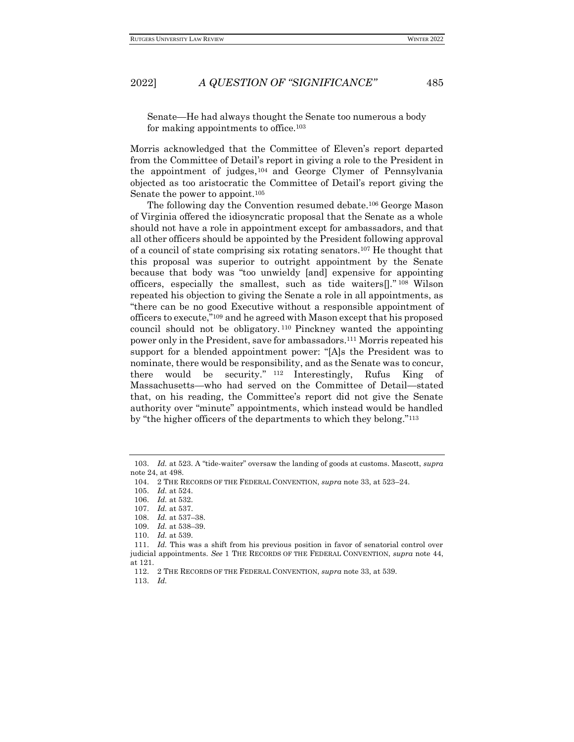Senate—He had always thought the Senate too numerous a body for making appointments to office.[103]

Morris acknowledged that the Committee of Eleven's report departed from the Committee of Detail's report in giving a role to the President in the appointment of judges,[104] and George Clymer of Pennsylvania objected as too aristocratic the Committee of Detail's report giving the Senate the power to appoint.[105]

The following day the Convention resumed debate.[106] George Mason of Virginia offered the idiosyncratic proposal that the Senate as a whole should not have a role in appointment except for ambassadors, and that all other officers should be appointed by the President following approval of a council of state comprising six rotating senators.[107] He thought that this proposal was superior to outright appointment by the Senate because that body was "too unwieldy [and] expensive for appointing officers, especially the smallest, such as tide waiters[]."[108] Wilson repeated his objection to giving the Senate a role in all appointments, as "there can be no good Executive without a responsible appointment of officers to execute,"[109] and he agreed with Mason except that his proposed council should not be obligatory.[110] Pinckney wanted the appointing power only in the President, save for ambassadors.[111] Morris repeated his support for a blended appointment power: "[A]s the President was to nominate, there would be responsibility, and as the Senate was to concur, there would be security."[112] Interestingly, Rufus King of Massachusetts—who had served on the Committee of Detail—stated that, on his reading, the Committee's report did not give the Senate authority over "minute" appointments, which instead would be handled by "the higher officers of the departments to which they belong."[113]

---

103. *Id.* at 523. A "tide-waiter" oversaw the landing of goods at customs. Mascott, *supra* note 24, at 498.

104. 2 THE RECORDS OF THE FEDERAL CONVENTION, *supra* note 33, at 523–24.

105. *Id.* at 524.

106. *Id.* at 532.

107. *Id.* at 537.

108. *Id.* at 537–38.

109. *Id.* at 538–39.

110. *Id.* at 539.

111. *Id.* This was a shift from his previous position in favor of senatorial control over judicial appointments. *See* 1 THE RECORDS OF THE FEDERAL CONVENTION, *supra* note 44, at 121.

112. 2 THE RECORDS OF THE FEDERAL CONVENTION, *supra* note 33, at 539.

113. *Id.*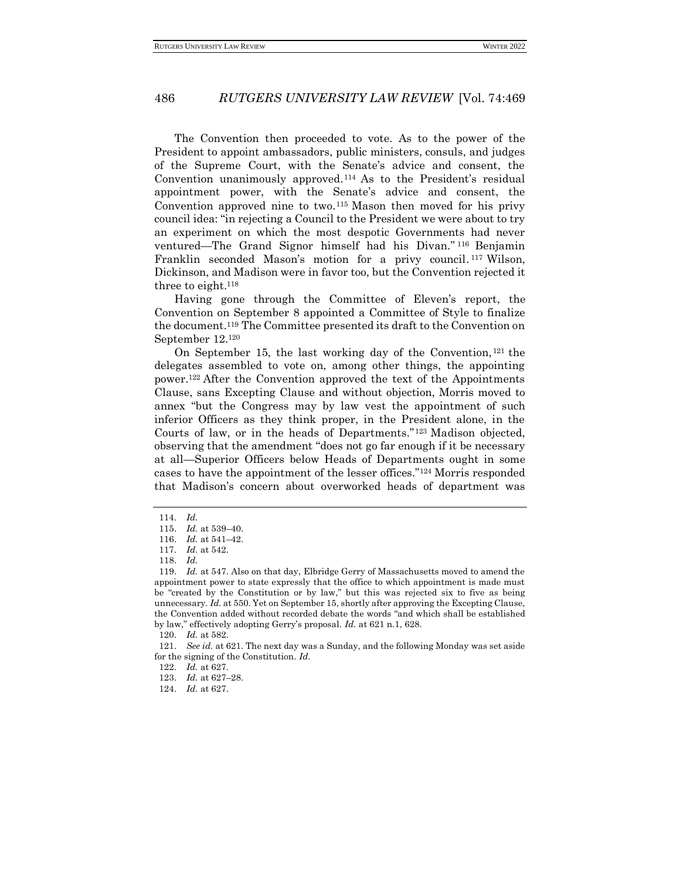The Convention then proceeded to vote. As to the power of the President to appoint ambassadors, public ministers, consuls, and judges of the Supreme Court, with the Senate's advice and consent, the Convention unanimously approved.[114] As to the President's residual appointment power, with the Senate's advice and consent, the Convention approved nine to two.[115] Mason then moved for his privy council idea: "in rejecting a Council to the President we were about to try an experiment on which the most despotic Governments had never ventured—The Grand Signor himself had his Divan."[116] Benjamin Franklin seconded Mason's motion for a privy council.[117] Wilson, Dickinson, and Madison were in favor too, but the Convention rejected it three to eight.[118]

Having gone through the Committee of Eleven's report, the Convention on September 8 appointed a Committee of Style to finalize the document.[119] The Committee presented its draft to the Convention on September 12.[120]

On September 15, the last working day of the Convention,[121] the delegates assembled to vote on, among other things, the appointing power.[122] After the Convention approved the text of the Appointments Clause, sans Excepting Clause and without objection, Morris moved to annex "but the Congress may by law vest the appointment of such inferior Officers as they think proper, in the President alone, in the Courts of law, or in the heads of Departments."[123] Madison objected, observing that the amendment "does not go far enough if it be necessary at all—Superior Officers below Heads of Departments ought in some cases to have the appointment of the lesser offices."[124] Morris responded that Madison's concern about overworked heads of department was

---

114. *Id.*

115. *Id.* at 539–40.

116. *Id.* at 541–42.

117. *Id.* at 542.

118. *Id.*

119. *Id.* at 547. Also on that day, Elbridge Gerry of Massachusetts moved to amend the appointment power to state expressly that the office to which appointment is made must be "created by the Constitution or by law," but this was rejected six to five as being unnecessary. *Id.* at 550. Yet on September 15, shortly after approving the Excepting Clause, the Convention added without recorded debate the words "and which shall be established by law," effectively adopting Gerry's proposal. *Id.* at 621 n.1, 628.

120. *Id.* at 582.

121. *See id.* at 621. The next day was a Sunday, and the following Monday was set aside for the signing of the Constitution. *Id.*

122. *Id.* at 627.

123. *Id.* at 627–28.

124. *Id.* at 627.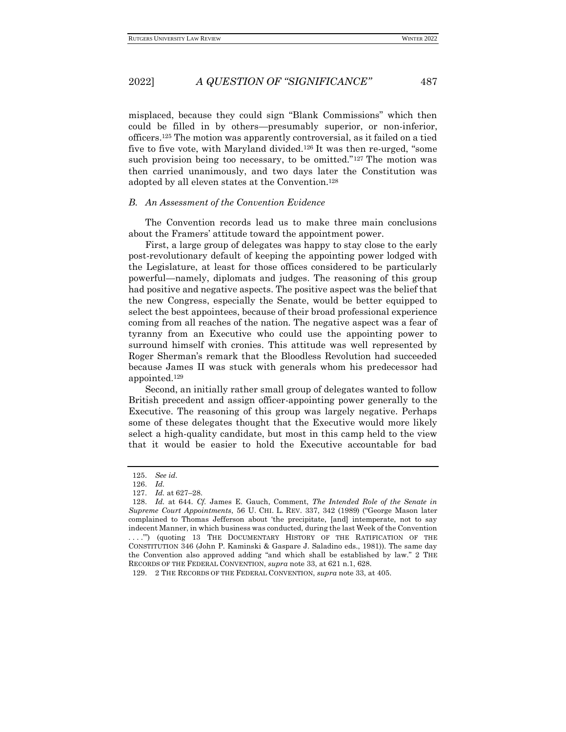misplaced, because they could sign "Blank Commissions" which then could be filled in by others—presumably superior, or non-inferior, officers.[125] The motion was apparently controversial, as it failed on a tied five to five vote, with Maryland divided.[126] It was then re-urged, "some such provision being too necessary, to be omitted."[127] The motion was then carried unanimously, and two days later the Constitution was adopted by all eleven states at the Convention.[128]

### *B. An Assessment of the Convention Evidence*

The Convention records lead us to make three main conclusions about the Framers' attitude toward the appointment power.

First, a large group of delegates was happy to stay close to the early post-revolutionary default of keeping the appointing power lodged with the Legislature, at least for those offices considered to be particularly powerful—namely, diplomats and judges. The reasoning of this group had positive and negative aspects. The positive aspect was the belief that the new Congress, especially the Senate, would be better equipped to select the best appointees, because of their broad professional experience coming from all reaches of the nation. The negative aspect was a fear of tyranny from an Executive who could use the appointing power to surround himself with cronies. This attitude was well represented by Roger Sherman's remark that the Bloodless Revolution had succeeded because James II was stuck with generals whom his predecessor had appointed.[129]

Second, an initially rather small group of delegates wanted to follow British precedent and assign officer-appointing power generally to the Executive. The reasoning of this group was largely negative. Perhaps some of these delegates thought that the Executive would more likely select a high-quality candidate, but most in this camp held to the view that it would be easier to hold the Executive accountable for bad

---

125. *See id.*

126. *Id.*

127. *Id.* at 627–28.

128. *Id.* at 644. *Cf.* James E. Gauch, Comment, *The Intended Role of the Senate in Supreme Court Appointments*, 56 U. CHI. L. REV. 337, 342 (1989) ("George Mason later complained to Thomas Jefferson about 'the precipitate, [and] intemperate, not to say indecent Manner, in which business was conducted, during the last Week of the Convention . . . .'") (quoting 13 THE DOCUMENTARY HISTORY OF THE RATIFICATION OF THE CONSTITUTION 346 (John P. Kaminski & Gaspare J. Saladino eds., 1981)). The same day the Convention also approved adding "and which shall be established by law." 2 THE RECORDS OF THE FEDERAL CONVENTION, *supra* note 33, at 621 n.1, 628.

129. 2 THE RECORDS OF THE FEDERAL CONVENTION, *supra* note 33, at 405.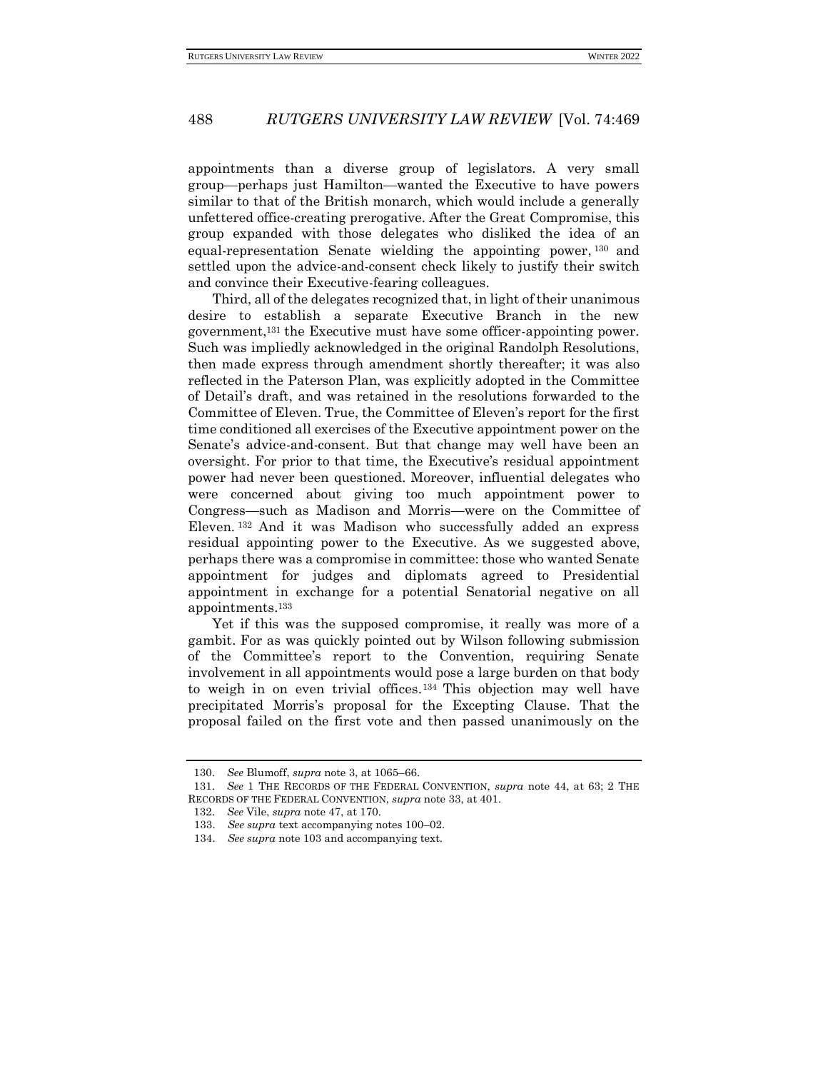appointments than a diverse group of legislators. A very small group—perhaps just Hamilton—wanted the Executive to have powers similar to that of the British monarch, which would include a generally unfettered office-creating prerogative. After the Great Compromise, this group expanded with those delegates who disliked the idea of an equal-representation Senate wielding the appointing power,[130] and settled upon the advice-and-consent check likely to justify their switch and convince their Executive-fearing colleagues.

Third, all of the delegates recognized that, in light of their unanimous desire to establish a separate Executive Branch in the new government,[131] the Executive must have some officer-appointing power. Such was impliedly acknowledged in the original Randolph Resolutions, then made express through amendment shortly thereafter; it was also reflected in the Paterson Plan, was explicitly adopted in the Committee of Detail's draft, and was retained in the resolutions forwarded to the Committee of Eleven. True, the Committee of Eleven's report for the first time conditioned all exercises of the Executive appointment power on the Senate's advice-and-consent. But that change may well have been an oversight. For prior to that time, the Executive's residual appointment power had never been questioned. Moreover, influential delegates who were concerned about giving too much appointment power to Congress—such as Madison and Morris—were on the Committee of Eleven.[132] And it was Madison who successfully added an express residual appointing power to the Executive. As we suggested above, perhaps there was a compromise in committee: those who wanted Senate appointment for judges and diplomats agreed to Presidential appointment in exchange for a potential Senatorial negative on all appointments.[133]

Yet if this was the supposed compromise, it really was more of a gambit. For as was quickly pointed out by Wilson following submission of the Committee's report to the Convention, requiring Senate involvement in all appointments would pose a large burden on that body to weigh in on even trivial offices.[134] This objection may well have precipitated Morris's proposal for the Excepting Clause. That the proposal failed on the first vote and then passed unanimously on the

---

130. *See* Blumoff, *supra* note 3, at 1065–66.

131. *See* 1 THE RECORDS OF THE FEDERAL CONVENTION, *supra* note 44, at 63; 2 THE RECORDS OF THE FEDERAL CONVENTION, *supra* note 33, at 401.

132. *See* Vile, *supra* note 47, at 170.

133. *See supra* text accompanying notes 100–02.

134. *See supra* note 103 and accompanying text.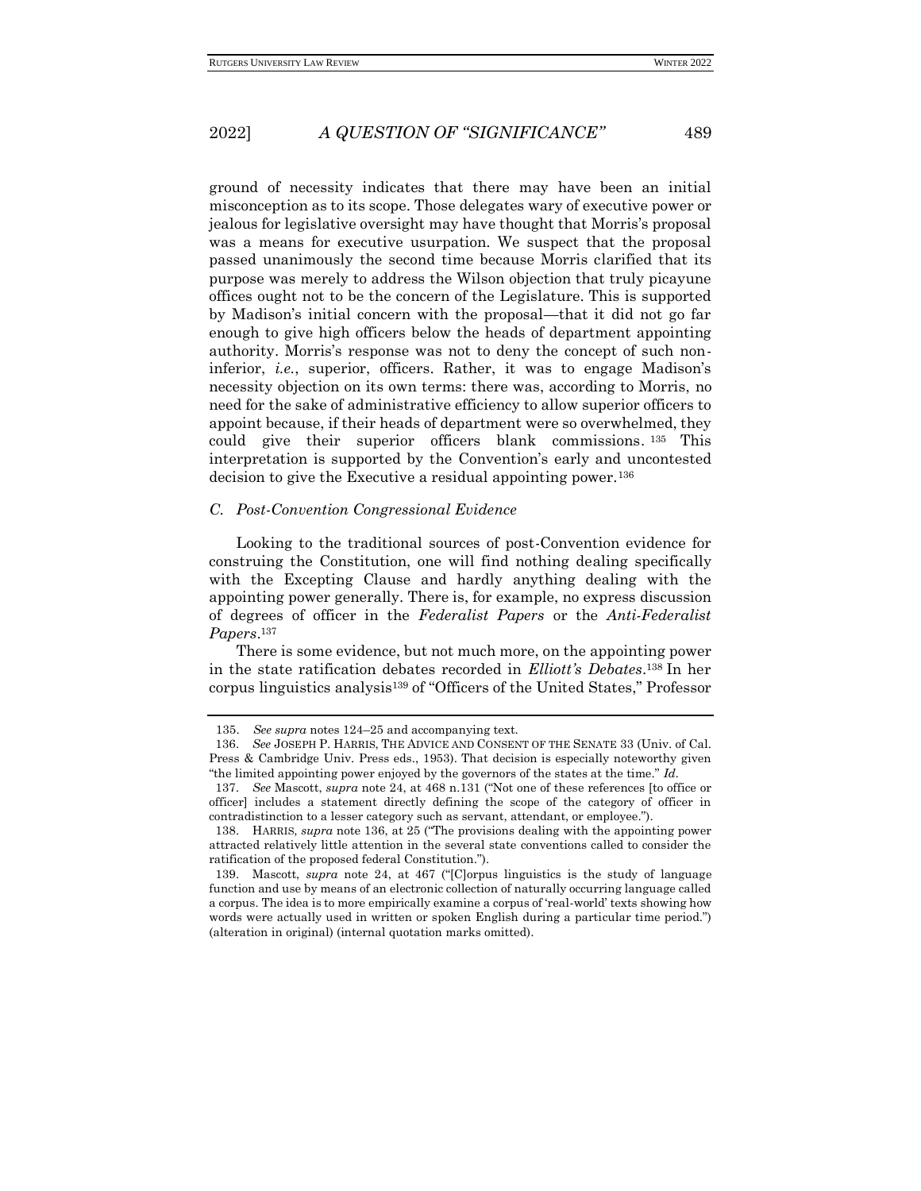ground of necessity indicates that there may have been an initial misconception as to its scope. Those delegates wary of executive power or jealous for legislative oversight may have thought that Morris's proposal was a means for executive usurpation. We suspect that the proposal passed unanimously the second time because Morris clarified that its purpose was merely to address the Wilson objection that truly picayune offices ought not to be the concern of the Legislature. This is supported by Madison's initial concern with the proposal—that it did not go far enough to give high officers below the heads of department appointing authority. Morris's response was not to deny the concept of such non-inferior, *i.e.*, superior, officers. Rather, it was to engage Madison's necessity objection on its own terms: there was, according to Morris, no need for the sake of administrative efficiency to allow superior officers to appoint because, if their heads of department were so overwhelmed, they could give their superior officers blank commissions.[135] This interpretation is supported by the Convention's early and uncontested decision to give the Executive a residual appointing power.[136]

### *C. Post-Convention Congressional Evidence*

Looking to the traditional sources of post-Convention evidence for construing the Constitution, one will find nothing dealing specifically with the Excepting Clause and hardly anything dealing with the appointing power generally. There is, for example, no express discussion of degrees of officer in the *Federalist Papers* or the *Anti-Federalist Papers*.[137]

There is some evidence, but not much more, on the appointing power in the state ratification debates recorded in *Elliott's Debates*.[138] In her corpus linguistics analysis[139] of "Officers of the United States," Professor

---

135. *See supra* notes 124–25 and accompanying text.

136. *See* JOSEPH P. HARRIS, THE ADVICE AND CONSENT OF THE SENATE 33 (Univ. of Cal. Press & Cambridge Univ. Press eds., 1953). That decision is especially noteworthy given "the limited appointing power enjoyed by the governors of the states at the time." *Id.*

137. *See* Mascott, *supra* note 24, at 468 n.131 ("Not one of these references [to office or officer] includes a statement directly defining the scope of the category of officer in contradistinction to a lesser category such as servant, attendant, or employee.").

138. HARRIS, *supra* note 136, at 25 ("The provisions dealing with the appointing power attracted relatively little attention in the several state conventions called to consider the ratification of the proposed federal Constitution.").

139. Mascott, *supra* note 24, at 467 ("[C]orpus linguistics is the study of language function and use by means of an electronic collection of naturally occurring language called a corpus. The idea is to more empirically examine a corpus of 'real-world' texts showing how words were actually used in written or spoken English during a particular time period.") (alteration in original) (internal quotation marks omitted).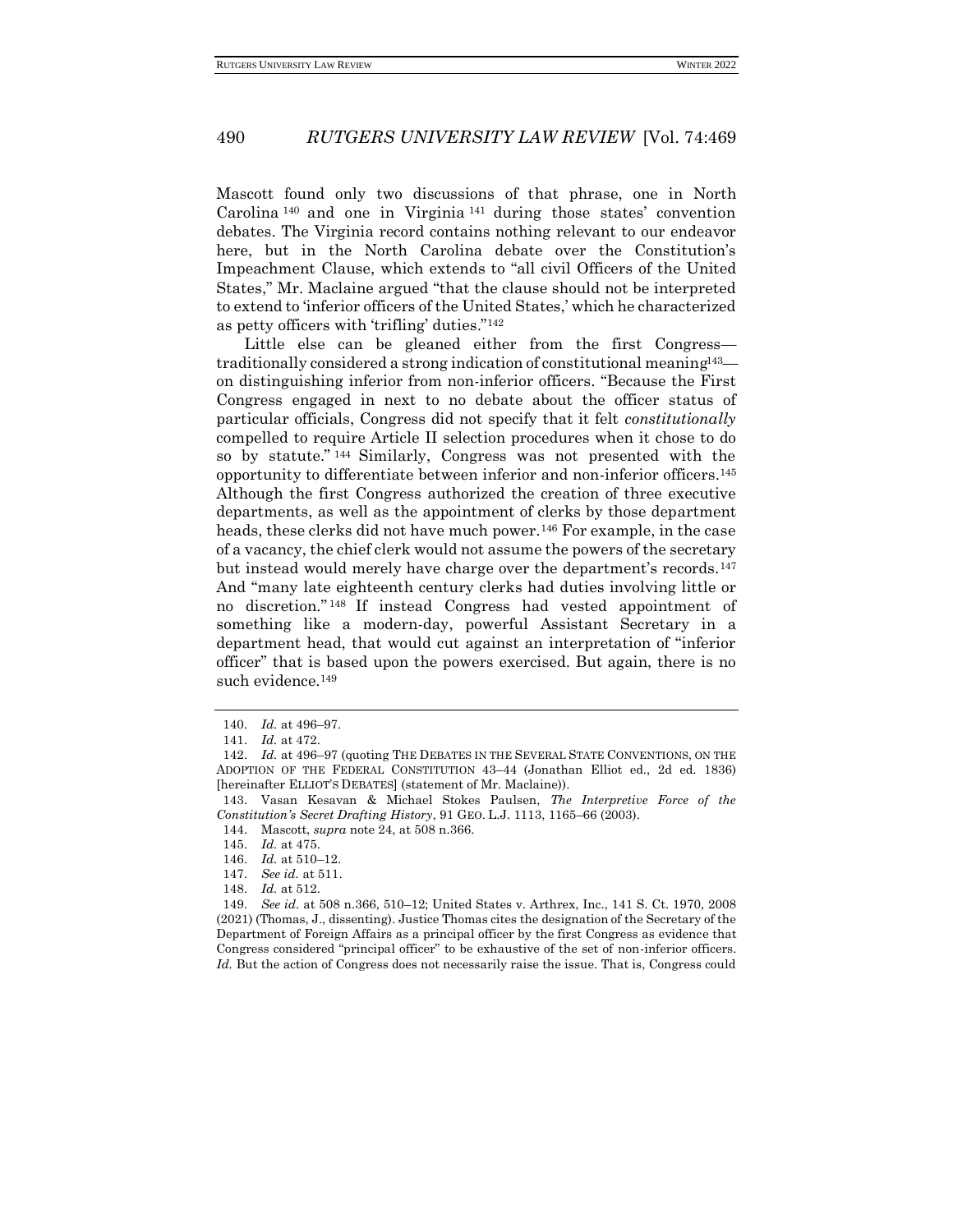Mascott found only two discussions of that phrase, one in North Carolina[140] and one in Virginia[141] during those states' convention debates. The Virginia record contains nothing relevant to our endeavor here, but in the North Carolina debate over the Constitution's Impeachment Clause, which extends to "all civil Officers of the United States," Mr. Maclaine argued "that the clause should not be interpreted to extend to 'inferior officers of the United States,' which he characterized as petty officers with 'trifling' duties."[142]

Little else can be gleaned either from the first Congress—traditionally considered a strong indication of constitutional meaning[143]—on distinguishing inferior from non-inferior officers. "Because the First Congress engaged in next to no debate about the officer status of particular officials, Congress did not specify that it felt *constitutionally* compelled to require Article II selection procedures when it chose to do so by statute."[144] Similarly, Congress was not presented with the opportunity to differentiate between inferior and non-inferior officers.[145] Although the first Congress authorized the creation of three executive departments, as well as the appointment of clerks by those department heads, these clerks did not have much power.[146] For example, in the case of a vacancy, the chief clerk would not assume the powers of the secretary but instead would merely have charge over the department's records.[147] And "many late eighteenth century clerks had duties involving little or no discretion."[148] If instead Congress had vested appointment of something like a modern-day, powerful Assistant Secretary in a department head, that would cut against an interpretation of "inferior officer" that is based upon the powers exercised. But again, there is no such evidence.[149]

---

140. *Id.* at 496–97.

141. *Id.* at 472.

142. *Id.* at 496–97 (quoting THE DEBATES IN THE SEVERAL STATE CONVENTIONS, ON THE ADOPTION OF THE FEDERAL CONSTITUTION 43–44 (Jonathan Elliot ed., 2d ed. 1836) [hereinafter ELLIOT'S DEBATES] (statement of Mr. Maclaine)).

143. Vasan Kesavan & Michael Stokes Paulsen, *The Interpretive Force of the Constitution's Secret Drafting History*, 91 GEO. L.J. 1113, 1165–66 (2003).

144. Mascott, *supra* note 24, at 508 n.366.

145. *Id.* at 475.

146. *Id.* at 510–12.

147. *See id.* at 511.

148. *Id.* at 512.

149. *See id.* at 508 n.366, 510–12; United States v. Arthrex, Inc., 141 S. Ct. 1970, 2008 (2021) (Thomas, J., dissenting). Justice Thomas cites the designation of the Secretary of the Department of Foreign Affairs as a principal officer by the first Congress as evidence that Congress considered "principal officer" to be exhaustive of the set of non-inferior officers. *Id.* But the action of Congress does not necessarily raise the issue. That is, Congress could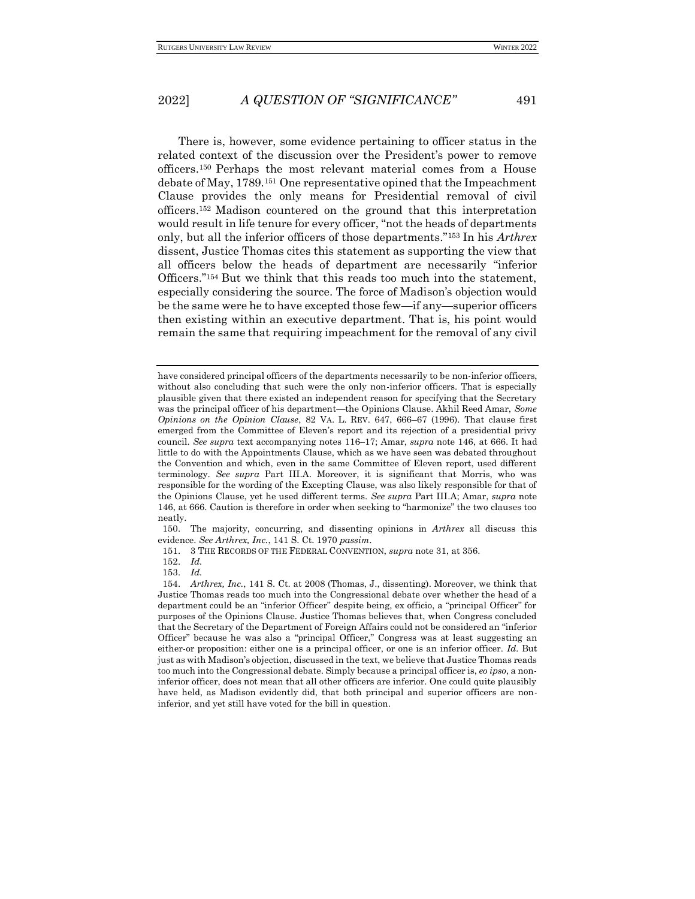There is, however, some evidence pertaining to officer status in the related context of the discussion over the President's power to remove officers.[150] Perhaps the most relevant material comes from a House debate of May, 1789.[151] One representative opined that the Impeachment Clause provides the only means for Presidential removal of civil officers.[152] Madison countered on the ground that this interpretation would result in life tenure for every officer, "not the heads of departments only, but all the inferior officers of those departments."[153] In his *Arthrex* dissent, Justice Thomas cites this statement as supporting the view that all officers below the heads of department are necessarily "inferior Officers."[154] But we think that this reads too much into the statement, especially considering the source. The force of Madison's objection would be the same were he to have excepted those few—if any—superior officers then existing within an executive department. That is, his point would remain the same that requiring impeachment for the removal of any civil

---

have considered principal officers of the departments necessarily to be non-inferior officers, without also concluding that such were the only non-inferior officers. That is especially plausible given that there existed an independent reason for specifying that the Secretary was the principal officer of his department—the Opinions Clause. Akhil Reed Amar, *Some Opinions on the Opinion Clause*, 82 VA. L. REV. 647, 666–67 (1996). That clause first emerged from the Committee of Eleven's report and its rejection of a presidential privy council. *See supra* text accompanying notes 116–17; Amar, *supra* note 146, at 666. It had little to do with the Appointments Clause, which as we have seen was debated throughout the Convention and which, even in the same Committee of Eleven report, used different terminology. *See supra* Part III.A. Moreover, it is significant that Morris, who was responsible for the wording of the Excepting Clause, was also likely responsible for that of the Opinions Clause, yet he used different terms. *See supra* Part III.A; Amar, *supra* note 146, at 666. Caution is therefore in order when seeking to "harmonize" the two clauses too neatly.

150. The majority, concurring, and dissenting opinions in *Arthrex* all discuss this evidence. *See Arthrex, Inc.*, 141 S. Ct. 1970 *passim*.

151. 3 THE RECORDS OF THE FEDERAL CONVENTION, *supra* note 31, at 356.

152. *Id.*

153. *Id.*

154. *Arthrex, Inc.*, 141 S. Ct. at 2008 (Thomas, J., dissenting). Moreover, we think that Justice Thomas reads too much into the Congressional debate over whether the head of a department could be an "inferior Officer" despite being, ex officio, a "principal Officer" for purposes of the Opinions Clause. Justice Thomas believes that, when Congress concluded that the Secretary of the Department of Foreign Affairs could not be considered an "inferior Officer" because he was also a "principal Officer," Congress was at least suggesting an either-or proposition: either one is a principal officer, or one is an inferior officer. *Id.* But just as with Madison's objection, discussed in the text, we believe that Justice Thomas reads too much into the Congressional debate. Simply because a principal officer is, *eo ipso*, a non-inferior officer, does not mean that all other officers are inferior. One could quite plausibly have held, as Madison evidently did, that both principal and superior officers are non-inferior, and yet still have voted for the bill in question.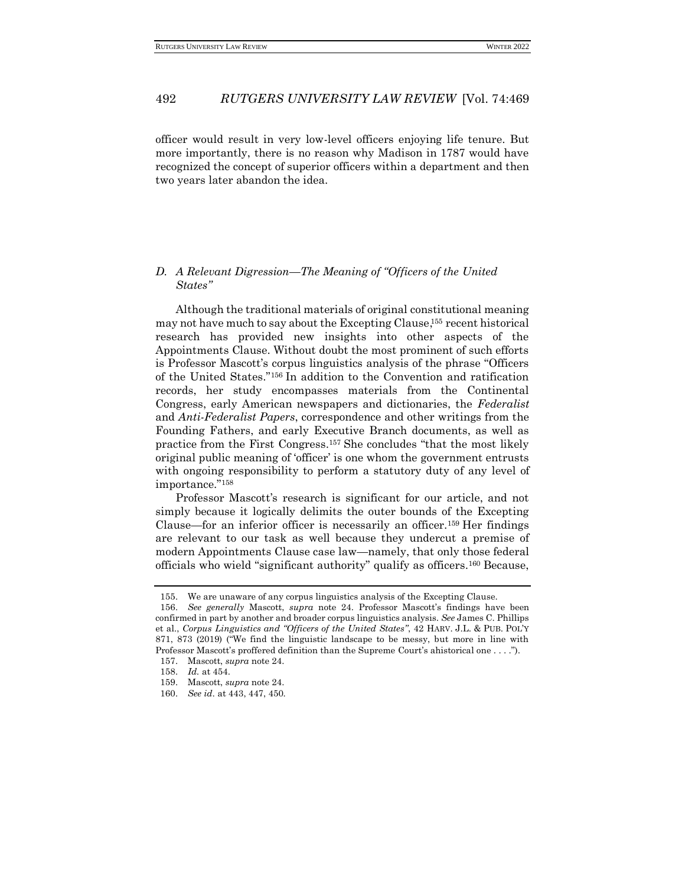officer would result in very low-level officers enjoying life tenure. But more importantly, there is no reason why Madison in 1787 would have recognized the concept of superior officers within a department and then two years later abandon the idea.

### *D. A Relevant Digression—The Meaning of "Officers of the United States"*

Although the traditional materials of original constitutional meaning may not have much to say about the Excepting Clause,[155] recent historical research has provided new insights into other aspects of the Appointments Clause. Without doubt the most prominent of such efforts is Professor Mascott's corpus linguistics analysis of the phrase "Officers of the United States."[156] In addition to the Convention and ratification records, her study encompasses materials from the Continental Congress, early American newspapers and dictionaries, the *Federalist* and *Anti-Federalist Papers*, correspondence and other writings from the Founding Fathers, and early Executive Branch documents, as well as practice from the First Congress.[157] She concludes "that the most likely original public meaning of 'officer' is one whom the government entrusts with ongoing responsibility to perform a statutory duty of any level of importance."[158]

Professor Mascott's research is significant for our article, and not simply because it logically delimits the outer bounds of the Excepting Clause—for an inferior officer is necessarily an officer.[159] Her findings are relevant to our task as well because they undercut a premise of modern Appointments Clause case law—namely, that only those federal officials who wield "significant authority" qualify as officers.[160] Because,

---

155. We are unaware of any corpus linguistics analysis of the Excepting Clause.

156. *See generally* Mascott, *supra* note 24. Professor Mascott's findings have been confirmed in part by another and broader corpus linguistics analysis. *See* James C. Phillips et al., *Corpus Linguistics and "Officers of the United States"*, 42 HARV. J.L. & PUB. POL'Y 871, 873 (2019) ("We find the linguistic landscape to be messy, but more in line with Professor Mascott's proffered definition than the Supreme Court's ahistorical one . . . .").

157. Mascott, *supra* note 24.

158. *Id.* at 454.

159. Mascott, *supra* note 24.

160. *See id*. at 443, 447, 450.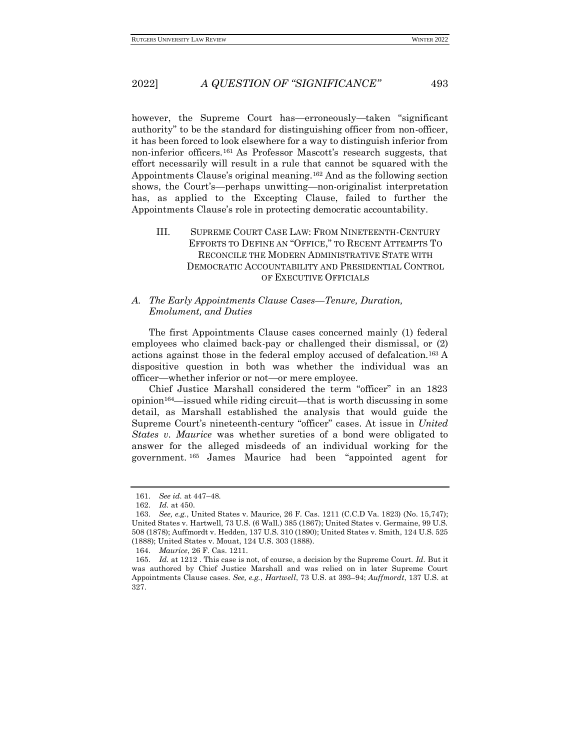however, the Supreme Court has—erroneously—taken "significant authority" to be the standard for distinguishing officer from non-officer, it has been forced to look elsewhere for a way to distinguish inferior from non-inferior officers.[161] As Professor Mascott's research suggests, that effort necessarily will result in a rule that cannot be squared with the Appointments Clause's original meaning.[162] And as the following section shows, the Court's—perhaps unwitting—non-originalist interpretation has, as applied to the Excepting Clause, failed to further the Appointments Clause's role in protecting democratic accountability.

## III. SUPREME COURT CASE LAW: FROM NINETEENTH-CENTURY EFFORTS TO DEFINE AN "OFFICE," TO RECENT ATTEMPTS TO RECONCILE THE MODERN ADMINISTRATIVE STATE WITH DEMOCRATIC ACCOUNTABILITY AND PRESIDENTIAL CONTROL OF EXECUTIVE OFFICIALS

### *A. The Early Appointments Clause Cases—Tenure, Duration, Emolument, and Duties*

The first Appointments Clause cases concerned mainly (1) federal employees who claimed back-pay or challenged their dismissal, or (2) actions against those in the federal employ accused of defalcation.[163] A dispositive question in both was whether the individual was an officer—whether inferior or not—or mere employee.

Chief Justice Marshall considered the term "officer" in an 1823 opinion[164]—issued while riding circuit—that is worth discussing in some detail, as Marshall established the analysis that would guide the Supreme Court's nineteenth-century "officer" cases. At issue in *United States v. Maurice* was whether sureties of a bond were obligated to answer for the alleged misdeeds of an individual working for the government.[165] James Maurice had been "appointed agent for

---

161. *See id.* at 447–48.

162. *Id.* at 450.

163. *See, e.g.*, United States v. Maurice, 26 F. Cas. 1211 (C.C.D Va. 1823) (No. 15,747); United States v. Hartwell, 73 U.S. (6 Wall.) 385 (1867); United States v. Germaine, 99 U.S. 508 (1878); Auffmordt v. Hedden, 137 U.S. 310 (1890); United States v. Smith, 124 U.S. 525 (1888); United States v. Mouat, 124 U.S. 303 (1888).

164. *Maurice*, 26 F. Cas. 1211.

165. *Id.* at 1212 . This case is not, of course, a decision by the Supreme Court. *Id.* But it was authored by Chief Justice Marshall and was relied on in later Supreme Court Appointments Clause cases. *See, e.g.*, *Hartwell*, 73 U.S. at 393–94; *Auffmordt*, 137 U.S. at 327.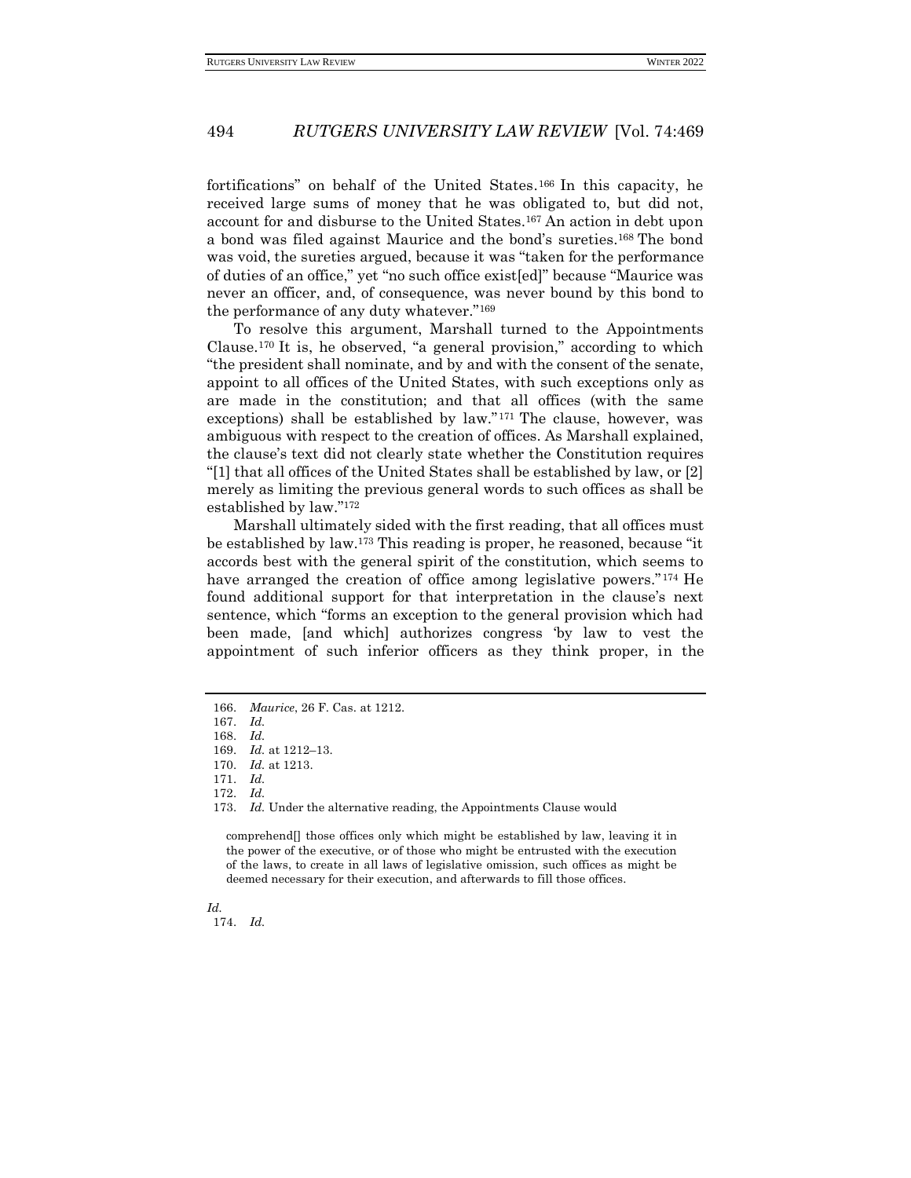fortifications" on behalf of the United States.[166] In this capacity, he received large sums of money that he was obligated to, but did not, account for and disburse to the United States.[167] An action in debt upon a bond was filed against Maurice and the bond's sureties.[168] The bond was void, the sureties argued, because it was "taken for the performance of duties of an office," yet "no such office exist[ed]" because "Maurice was never an officer, and, of consequence, was never bound by this bond to the performance of any duty whatever."[169]

To resolve this argument, Marshall turned to the Appointments Clause.[170] It is, he observed, "a general provision," according to which "the president shall nominate, and by and with the consent of the senate, appoint to all offices of the United States, with such exceptions only as are made in the constitution; and that all offices (with the same exceptions) shall be established by law."[171] The clause, however, was ambiguous with respect to the creation of offices. As Marshall explained, the clause's text did not clearly state whether the Constitution requires "[1] that all offices of the United States shall be established by law, or [2] merely as limiting the previous general words to such offices as shall be established by law."[172]

Marshall ultimately sided with the first reading, that all offices must be established by law.[173] This reading is proper, he reasoned, because "it accords best with the general spirit of the constitution, which seems to have arranged the creation of office among legislative powers."[174] He found additional support for that interpretation in the clause's next sentence, which "forms an exception to the general provision which had been made, [and which] authorizes congress 'by law to vest the appointment of such inferior officers as they think proper, in the

---

166. *Maurice*, 26 F. Cas. at 1212.

167. *Id.*

168. *Id.*

169. *Id.* at 1212–13.

170. *Id.* at 1213.

171. *Id.*

172. *Id.*

173. *Id.* Under the alternative reading, the Appointments Clause would

> comprehend[] those offices only which might be established by law, leaving it in the power of the executive, or of those who might be entrusted with the execution of the laws, to create in all laws of legislative omission, such offices as might be deemed necessary for their execution, and afterwards to fill those offices.

*Id.*

174. *Id.*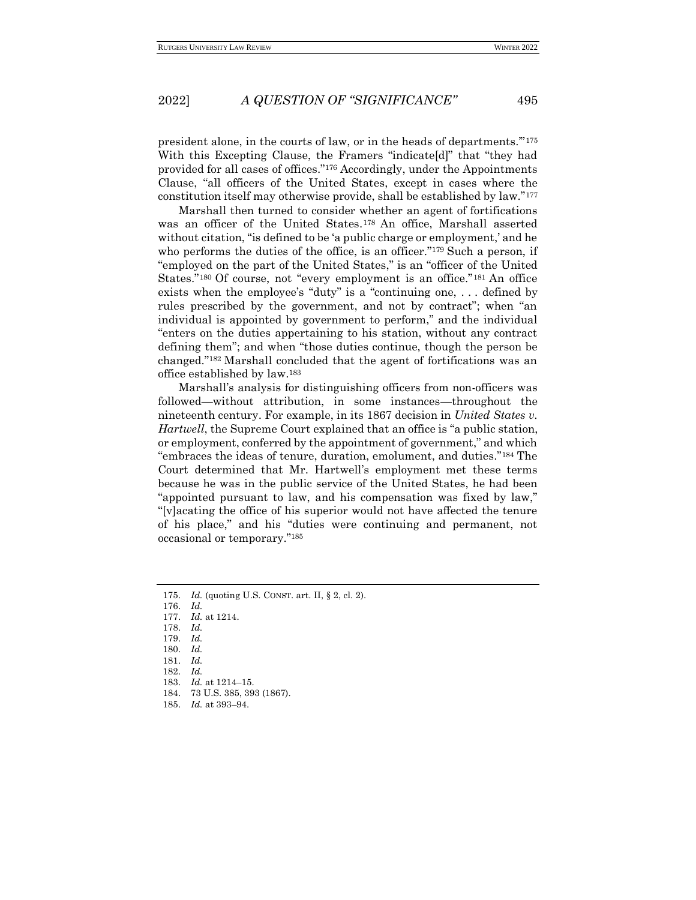president alone, in the courts of law, or in the heads of departments.'"[175] With this Excepting Clause, the Framers "indicate[d]" that "they had provided for all cases of offices."[176] Accordingly, under the Appointments Clause, "all officers of the United States, except in cases where the constitution itself may otherwise provide, shall be established by law."[177]

Marshall then turned to consider whether an agent of fortifications was an officer of the United States.[178] An office, Marshall asserted without citation, "is defined to be 'a public charge or employment,' and he who performs the duties of the office, is an officer."[179] Such a person, if "employed on the part of the United States," is an "officer of the United States."[180] Of course, not "every employment is an office."[181] An office exists when the employee's "duty" is a "continuing one, . . . defined by rules prescribed by the government, and not by contract"; when "an individual is appointed by government to perform," and the individual "enters on the duties appertaining to his station, without any contract defining them"; and when "those duties continue, though the person be changed."[182] Marshall concluded that the agent of fortifications was an office established by law.[183]

Marshall's analysis for distinguishing officers from non-officers was followed—without attribution, in some instances—throughout the nineteenth century. For example, in its 1867 decision in *United States v. Hartwell*, the Supreme Court explained that an office is "a public station, or employment, conferred by the appointment of government," and which "embraces the ideas of tenure, duration, emolument, and duties."[184] The Court determined that Mr. Hartwell's employment met these terms because he was in the public service of the United States, he had been "appointed pursuant to law, and his compensation was fixed by law," "[v]acating the office of his superior would not have affected the tenure of his place," and his "duties were continuing and permanent, not occasional or temporary."[185]

---

175. *Id.* (quoting U.S. CONST. art. II, § 2, cl. 2).
176. *Id.*
177. *Id.* at 1214.
178. *Id.*
179. *Id.*
180. *Id.*
181. *Id.*
182. *Id.*
183. *Id.* at 1214–15.
184. 73 U.S. 385, 393 (1867).
185. *Id.* at 393–94.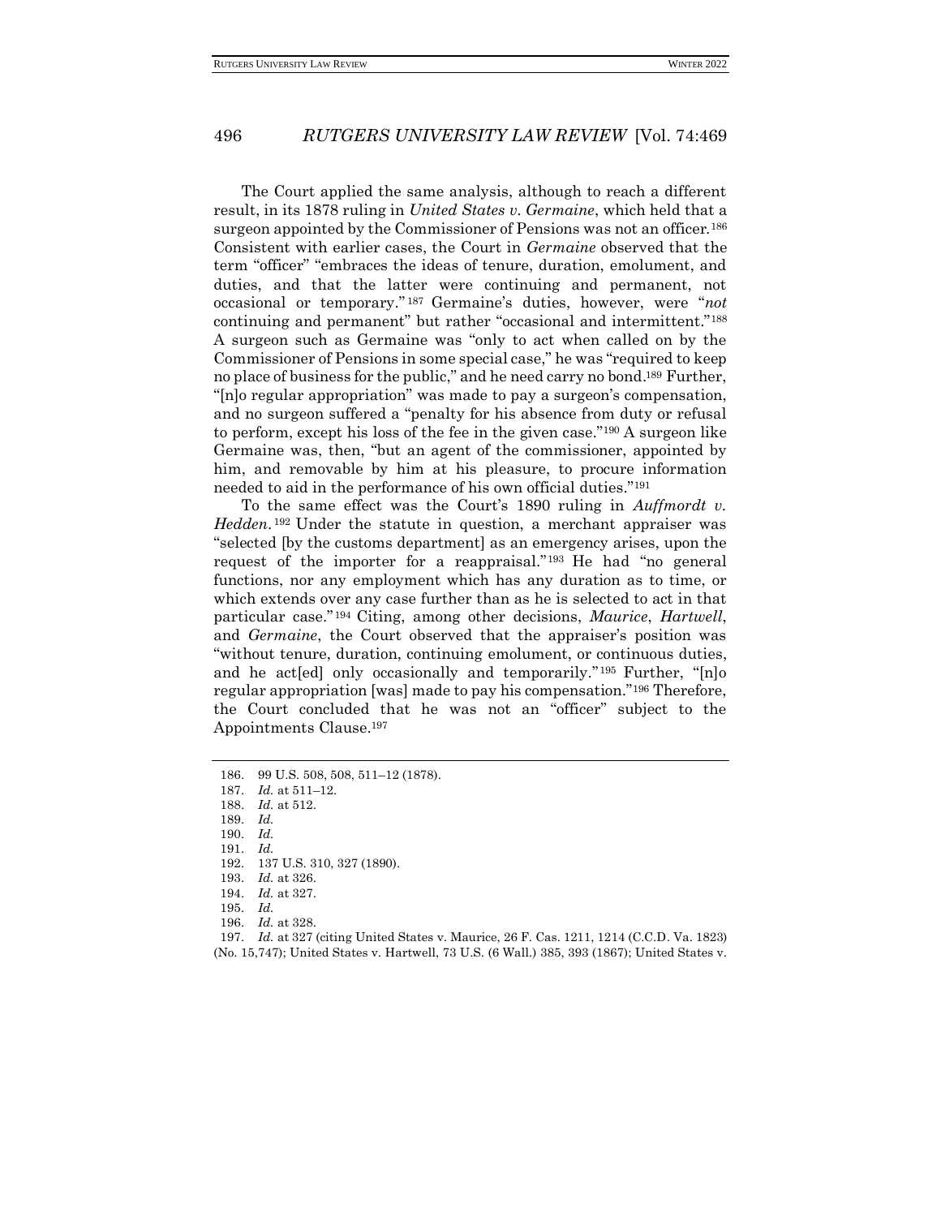The Court applied the same analysis, although to reach a different result, in its 1878 ruling in *United States v. Germaine*, which held that a surgeon appointed by the Commissioner of Pensions was not an officer.[186] Consistent with earlier cases, the Court in *Germaine* observed that the term "officer" "embraces the ideas of tenure, duration, emolument, and duties, and that the latter were continuing and permanent, not occasional or temporary."[187] Germaine's duties, however, were "*not* continuing and permanent" but rather "occasional and intermittent."[188] A surgeon such as Germaine was "only to act when called on by the Commissioner of Pensions in some special case," he was "required to keep no place of business for the public," and he need carry no bond.[189] Further, "[n]o regular appropriation" was made to pay a surgeon's compensation, and no surgeon suffered a "penalty for his absence from duty or refusal to perform, except his loss of the fee in the given case."[190] A surgeon like Germaine was, then, "but an agent of the commissioner, appointed by him, and removable by him at his pleasure, to procure information needed to aid in the performance of his own official duties."[191]

To the same effect was the Court's 1890 ruling in *Auffmordt v. Hedden*.[192] Under the statute in question, a merchant appraiser was "selected [by the customs department] as an emergency arises, upon the request of the importer for a reappraisal."[193] He had "no general functions, nor any employment which has any duration as to time, or which extends over any case further than as he is selected to act in that particular case."[194] Citing, among other decisions, *Maurice*, *Hartwell*, and *Germaine*, the Court observed that the appraiser's position was "without tenure, duration, continuing emolument, or continuous duties, and he act[ed] only occasionally and temporarily."[195] Further, "[n]o regular appropriation [was] made to pay his compensation."[196] Therefore, the Court concluded that he was not an "officer" subject to the Appointments Clause.[197]

186. 99 U.S. 508, 508, 511–12 (1878).

187. *Id.* at 511–12.

188. *Id.* at 512.

189. *Id.*

190. *Id.*

191. *Id.*

192. 137 U.S. 310, 327 (1890).

193. *Id.* at 326.

194. *Id.* at 327.

195. *Id.*

196. *Id.* at 328.

197. *Id.* at 327 (citing United States v. Maurice, 26 F. Cas. 1211, 1214 (C.C.D. Va. 1823) (No. 15,747); United States v. Hartwell, 73 U.S. (6 Wall.) 385, 393 (1867); United States v.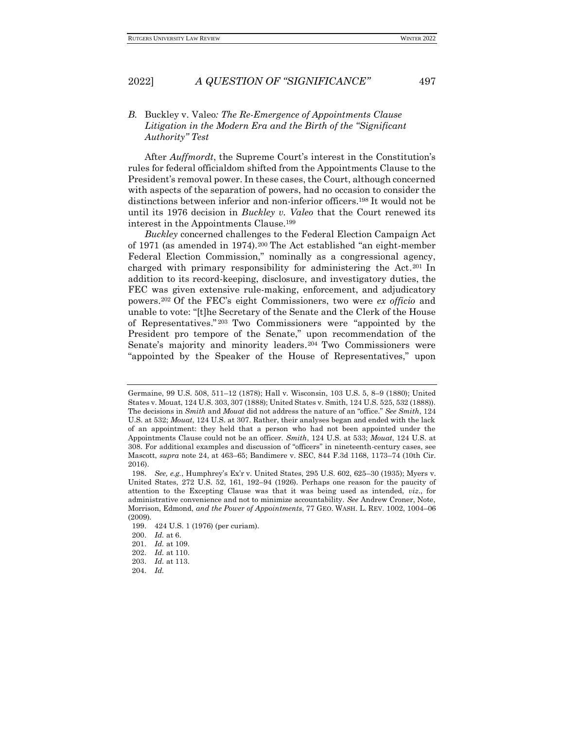### *B.* Buckley v. Valeo*: The Re-Emergence of Appointments Clause Litigation in the Modern Era and the Birth of the "Significant Authority" Test*

After *Auffmordt*, the Supreme Court's interest in the Constitution's rules for federal officialdom shifted from the Appointments Clause to the President's removal power. In these cases, the Court, although concerned with aspects of the separation of powers, had no occasion to consider the distinctions between inferior and non-inferior officers.[198] It would not be until its 1976 decision in *Buckley v. Valeo* that the Court renewed its interest in the Appointments Clause.[199]

*Buckley* concerned challenges to the Federal Election Campaign Act of 1971 (as amended in 1974).[200] The Act established "an eight-member Federal Election Commission," nominally as a congressional agency, charged with primary responsibility for administering the Act.[201] In addition to its record-keeping, disclosure, and investigatory duties, the FEC was given extensive rule-making, enforcement, and adjudicatory powers.[202] Of the FEC's eight Commissioners, two were *ex officio* and unable to vote: "[t]he Secretary of the Senate and the Clerk of the House of Representatives."[203] Two Commissioners were "appointed by the President pro tempore of the Senate," upon recommendation of the Senate's majority and minority leaders.[204] Two Commissioners were "appointed by the Speaker of the House of Representatives," upon

---

Germaine, 99 U.S. 508, 511–12 (1878); Hall v. Wisconsin, 103 U.S. 5, 8–9 (1880); United States v. Mouat, 124 U.S. 303, 307 (1888); United States v. Smith, 124 U.S. 525, 532 (1888)). The decisions in *Smith* and *Mouat* did not address the nature of an "office." *See Smith*, 124 U.S. at 532; *Mouat*, 124 U.S. at 307. Rather, their analyses began and ended with the lack of an appointment: they held that a person who had not been appointed under the Appointments Clause could not be an officer. *Smith*, 124 U.S. at 533; *Mouat*, 124 U.S. at 308. For additional examples and discussion of "officers" in nineteenth-century cases, see Mascott, *supra* note 24, at 463–65; Bandimere v. SEC, 844 F.3d 1168, 1173–74 (10th Cir. 2016).

198. *See, e.g.*, Humphrey's Ex'r v. United States, 295 U.S. 602, 625–30 (1935); Myers v. United States, 272 U.S. 52, 161, 192–94 (1926). Perhaps one reason for the paucity of attention to the Excepting Clause was that it was being used as intended, *viz.*, for administrative convenience and not to minimize accountability. *See* Andrew Croner, Note, Morrison, Edmond, *and the Power of Appointments*, 77 GEO. WASH. L. REV. 1002, 1004–06 (2009).

199. 424 U.S. 1 (1976) (per curiam).

200. *Id.* at 6.

201. *Id.* at 109.

202. *Id.* at 110.

203. *Id.* at 113.

204. *Id.*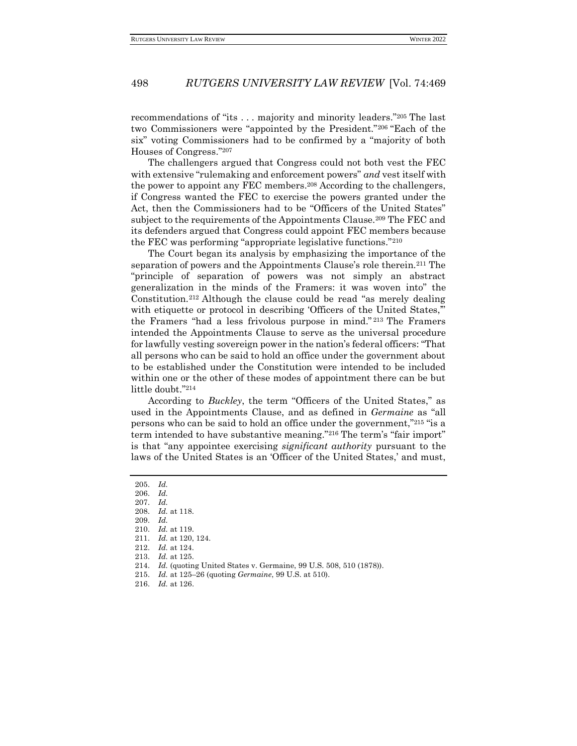recommendations of "its . . . majority and minority leaders."[205] The last two Commissioners were "appointed by the President."[206] "Each of the six" voting Commissioners had to be confirmed by a "majority of both Houses of Congress."[207]

The challengers argued that Congress could not both vest the FEC with extensive "rulemaking and enforcement powers" *and* vest itself with the power to appoint any FEC members.[208] According to the challengers, if Congress wanted the FEC to exercise the powers granted under the Act, then the Commissioners had to be "Officers of the United States" subject to the requirements of the Appointments Clause.[209] The FEC and its defenders argued that Congress could appoint FEC members because the FEC was performing "appropriate legislative functions."[210]

The Court began its analysis by emphasizing the importance of the separation of powers and the Appointments Clause's role therein.[211] The "principle of separation of powers was not simply an abstract generalization in the minds of the Framers: it was woven into" the Constitution.[212] Although the clause could be read "as merely dealing with etiquette or protocol in describing 'Officers of the United States,'" the Framers "had a less frivolous purpose in mind."[213] The Framers intended the Appointments Clause to serve as the universal procedure for lawfully vesting sovereign power in the nation's federal officers: "That all persons who can be said to hold an office under the government about to be established under the Constitution were intended to be included within one or the other of these modes of appointment there can be but little doubt."[214]

According to *Buckley*, the term "Officers of the United States," as used in the Appointments Clause, and as defined in *Germaine* as "all persons who can be said to hold an office under the government,"[215] "is a term intended to have substantive meaning."[216] The term's "fair import" is that "any appointee exercising *significant authority* pursuant to the laws of the United States is an 'Officer of the United States,' and must,

---

205. *Id.*
206. *Id.*
207. *Id.*
208. *Id.* at 118.
209. *Id.*
210. *Id.* at 119.
211. *Id.* at 120, 124.
212. *Id.* at 124.
213. *Id.* at 125.
214. *Id.* (quoting United States v. Germaine, 99 U.S. 508, 510 (1878)).
215. *Id.* at 125–26 (quoting *Germaine*, 99 U.S. at 510).
216. *Id.* at 126.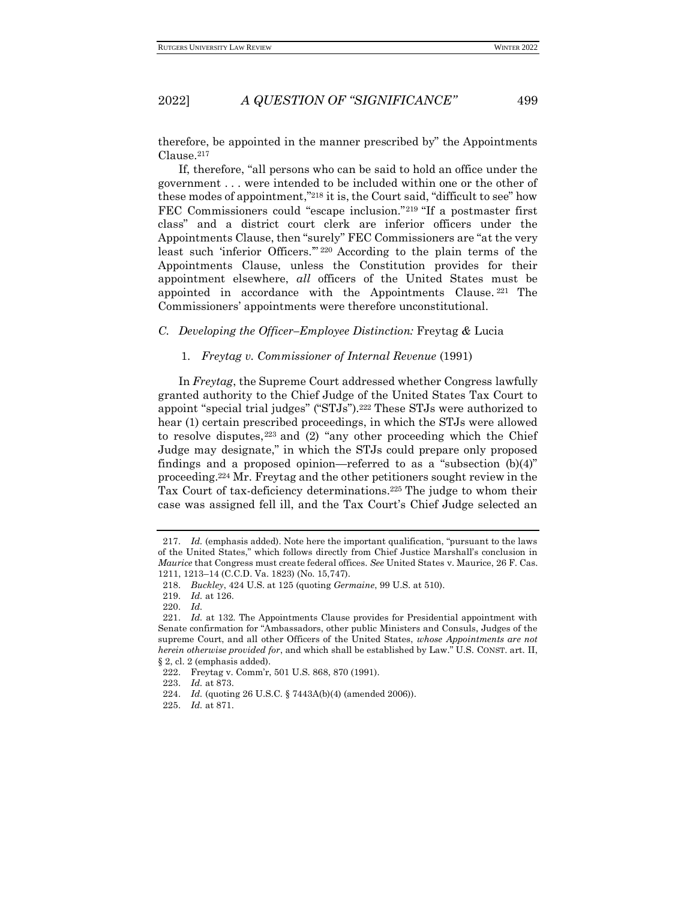therefore, be appointed in the manner prescribed by" the Appointments Clause.[217]

If, therefore, "all persons who can be said to hold an office under the government . . . were intended to be included within one or the other of these modes of appointment,"[218] it is, the Court said, "difficult to see" how FEC Commissioners could "escape inclusion."[219] "If a postmaster first class" and a district court clerk are inferior officers under the Appointments Clause, then "surely" FEC Commissioners are "at the very least such 'inferior Officers.'"[220] According to the plain terms of the Appointments Clause, unless the Constitution provides for their appointment elsewhere, *all* officers of the United States must be appointed in accordance with the Appointments Clause.[221] The Commissioners' appointments were therefore unconstitutional.

### *C. Developing the Officer–Employee Distinction:* Freytag *&* Lucia

#### 1. *Freytag v. Commissioner of Internal Revenue* (1991)

In *Freytag*, the Supreme Court addressed whether Congress lawfully granted authority to the Chief Judge of the United States Tax Court to appoint "special trial judges" ("STJs").[222] These STJs were authorized to hear (1) certain prescribed proceedings, in which the STJs were allowed to resolve disputes,[223] and (2) "any other proceeding which the Chief Judge may designate," in which the STJs could prepare only proposed findings and a proposed opinion—referred to as a "subsection (b)(4)" proceeding.[224] Mr. Freytag and the other petitioners sought review in the Tax Court of tax-deficiency determinations.[225] The judge to whom their case was assigned fell ill, and the Tax Court's Chief Judge selected an

---

217. *Id.* (emphasis added). Note here the important qualification, "pursuant to the laws of the United States," which follows directly from Chief Justice Marshall's conclusion in *Maurice* that Congress must create federal offices. *See* United States v. Maurice, 26 F. Cas. 1211, 1213–14 (C.C.D. Va. 1823) (No. 15,747).

218. *Buckley*, 424 U.S. at 125 (quoting *Germaine*, 99 U.S. at 510).

219. *Id.* at 126.

220. *Id.*

221. *Id.* at 132. The Appointments Clause provides for Presidential appointment with Senate confirmation for "Ambassadors, other public Ministers and Consuls, Judges of the supreme Court, and all other Officers of the United States, *whose Appointments are not herein otherwise provided for*, and which shall be established by Law." U.S. CONST. art. II, § 2, cl. 2 (emphasis added).

222. Freytag v. Comm'r, 501 U.S. 868, 870 (1991).

223. *Id.* at 873.

224. *Id.* (quoting 26 U.S.C. § 7443A(b)(4) (amended 2006)).

225. *Id.* at 871.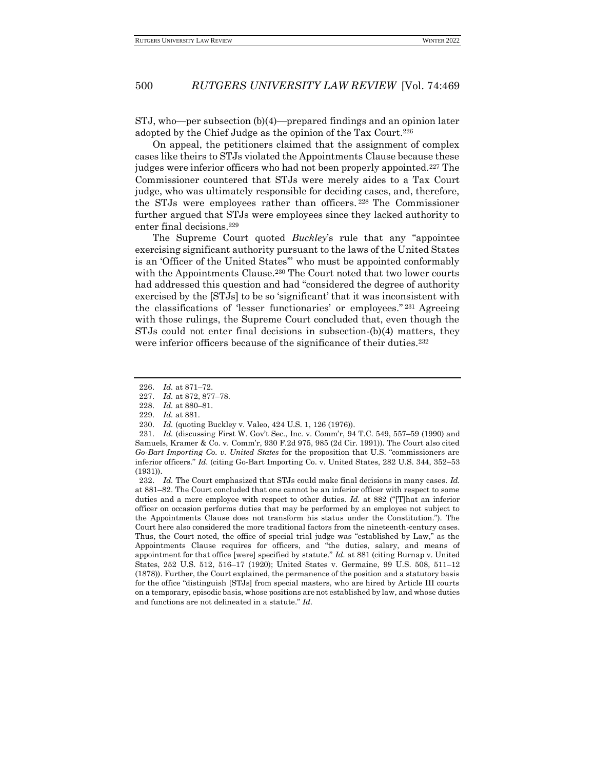STJ, who—per subsection (b)(4)—prepared findings and an opinion later adopted by the Chief Judge as the opinion of the Tax Court.[226]

On appeal, the petitioners claimed that the assignment of complex cases like theirs to STJs violated the Appointments Clause because these judges were inferior officers who had not been properly appointed.[227] The Commissioner countered that STJs were merely aides to a Tax Court judge, who was ultimately responsible for deciding cases, and, therefore, the STJs were employees rather than officers.[228] The Commissioner further argued that STJs were employees since they lacked authority to enter final decisions.[229]

The Supreme Court quoted *Buckley*'s rule that any "appointee exercising significant authority pursuant to the laws of the United States is an 'Officer of the United States'" who must be appointed conformably with the Appointments Clause.[230] The Court noted that two lower courts had addressed this question and had "considered the degree of authority exercised by the [STJs] to be so 'significant' that it was inconsistent with the classifications of 'lesser functionaries' or employees."[231] Agreeing with those rulings, the Supreme Court concluded that, even though the STJs could not enter final decisions in subsection-(b)(4) matters, they were inferior officers because of the significance of their duties.[232]

---

226. *Id.* at 871–72.

227. *Id.* at 872, 877–78.

228. *Id.* at 880–81.

229. *Id.* at 881.

230. *Id.* (quoting Buckley v. Valeo, 424 U.S. 1, 126 (1976)).

231. *Id.* (discussing First W. Gov't Sec., Inc. v. Comm'r, 94 T.C. 549, 557–59 (1990) and Samuels, Kramer & Co. v. Comm'r, 930 F.2d 975, 985 (2d Cir. 1991)). The Court also cited *Go-Bart Importing Co. v. United States* for the proposition that U.S. "commissioners are inferior officers." *Id.* (citing Go-Bart Importing Co. v. United States, 282 U.S. 344, 352–53 (1931)).

232. *Id.* The Court emphasized that STJs could make final decisions in many cases. *Id.* at 881–82. The Court concluded that one cannot be an inferior officer with respect to some duties and a mere employee with respect to other duties. *Id.* at 882 ("[T]hat an inferior officer on occasion performs duties that may be performed by an employee not subject to the Appointments Clause does not transform his status under the Constitution."). The Court here also considered the more traditional factors from the nineteenth-century cases. Thus, the Court noted, the office of special trial judge was "established by Law," as the Appointments Clause requires for officers, and "the duties, salary, and means of appointment for that office [were] specified by statute." *Id.* at 881 (citing Burnap v. United States, 252 U.S. 512, 516–17 (1920); United States v. Germaine, 99 U.S. 508, 511–12 (1878)). Further, the Court explained, the permanence of the position and a statutory basis for the office "distinguish [STJs] from special masters, who are hired by Article III courts on a temporary, episodic basis, whose positions are not established by law, and whose duties and functions are not delineated in a statute." *Id.*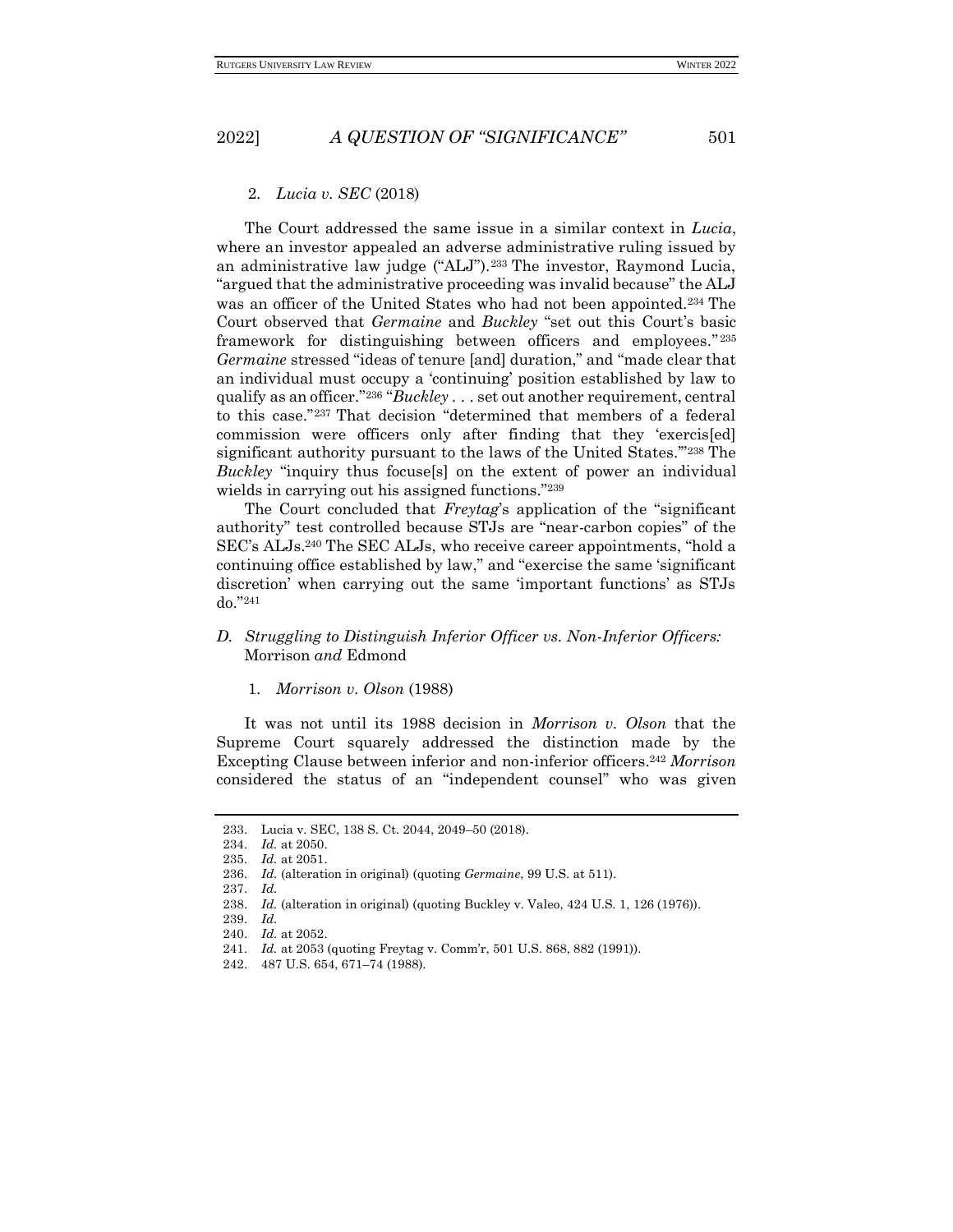### 2. *Lucia v. SEC* (2018)

The Court addressed the same issue in a similar context in *Lucia*, where an investor appealed an adverse administrative ruling issued by an administrative law judge ("ALJ").[233] The investor, Raymond Lucia, "argued that the administrative proceeding was invalid because" the ALJ was an officer of the United States who had not been appointed.[234] The Court observed that *Germaine* and *Buckley* "set out this Court's basic framework for distinguishing between officers and employees."[235] *Germaine* stressed "ideas of tenure [and] duration," and "made clear that an individual must occupy a 'continuing' position established by law to qualify as an officer."[236] "*Buckley* . . . set out another requirement, central to this case."[237] That decision "determined that members of a federal commission were officers only after finding that they 'exercis[ed] significant authority pursuant to the laws of the United States.'"[238] The *Buckley* "inquiry thus focuse[s] on the extent of power an individual wields in carrying out his assigned functions."[239]

The Court concluded that *Freytag*'s application of the "significant authority" test controlled because STJs are "near-carbon copies" of the SEC's ALJs.[240] The SEC ALJs, who receive career appointments, "hold a continuing office established by law," and "exercise the same 'significant discretion' when carrying out the same 'important functions' as STJs do."[241]

## D. *Struggling to Distinguish Inferior Officer vs. Non-Inferior Officers:* Morrison *and* Edmond

### 1. *Morrison v. Olson* (1988)

It was not until its 1988 decision in *Morrison v. Olson* that the Supreme Court squarely addressed the distinction made by the Excepting Clause between inferior and non-inferior officers.[242] *Morrison* considered the status of an "independent counsel" who was given

---

233. Lucia v. SEC, 138 S. Ct. 2044, 2049–50 (2018).
234. *Id.* at 2050.
235. *Id.* at 2051.
236. *Id.* (alteration in original) (quoting *Germaine*, 99 U.S. at 511).
237. *Id.*
238. *Id.* (alteration in original) (quoting Buckley v. Valeo, 424 U.S. 1, 126 (1976)).
239. *Id.*
240. *Id.* at 2052.
241. *Id.* at 2053 (quoting Freytag v. Comm'r, 501 U.S. 868, 882 (1991)).
242. 487 U.S. 654, 671–74 (1988).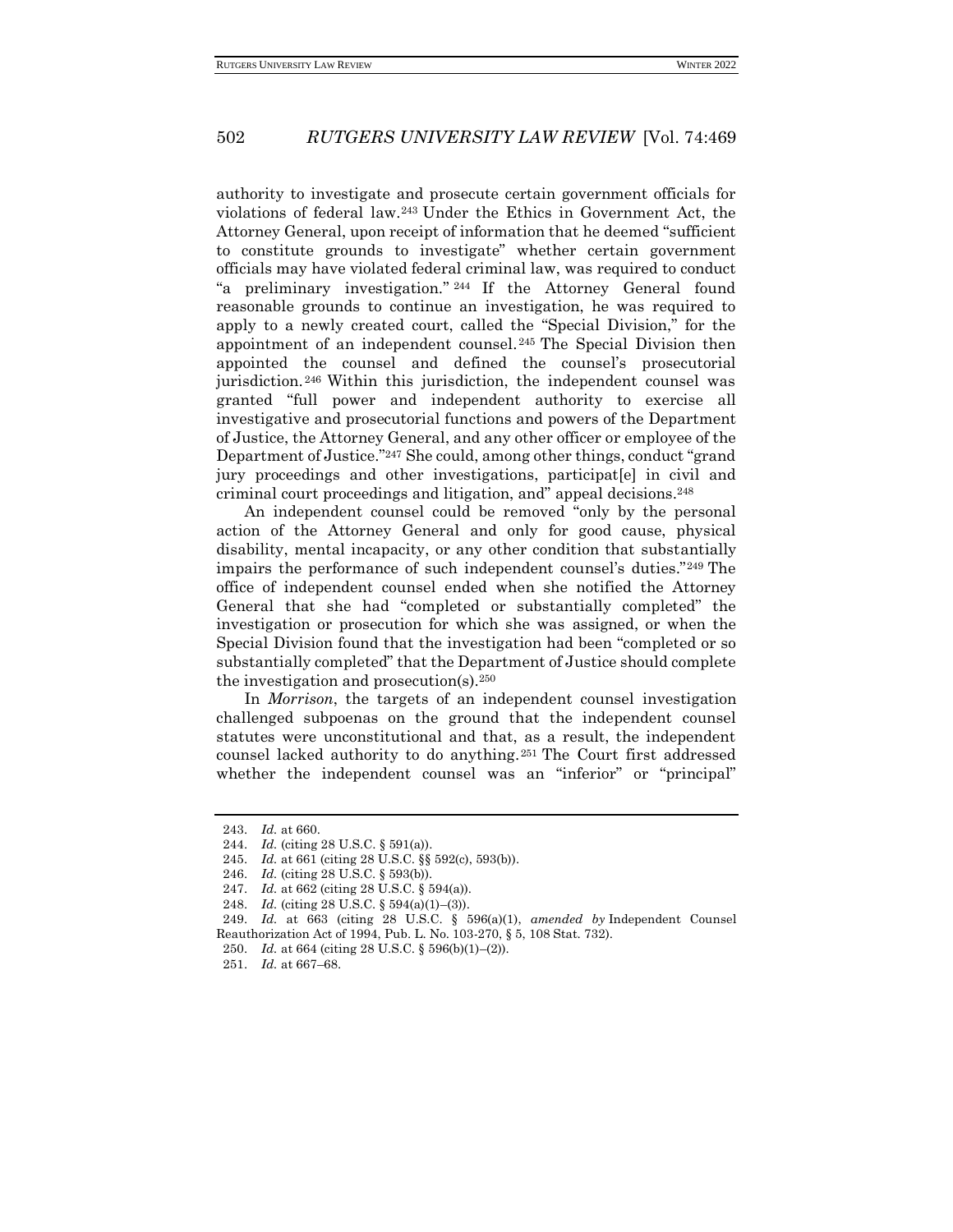authority to investigate and prosecute certain government officials for violations of federal law.[243] Under the Ethics in Government Act, the Attorney General, upon receipt of information that he deemed "sufficient to constitute grounds to investigate" whether certain government officials may have violated federal criminal law, was required to conduct "a preliminary investigation."[244] If the Attorney General found reasonable grounds to continue an investigation, he was required to apply to a newly created court, called the "Special Division," for the appointment of an independent counsel.[245] The Special Division then appointed the counsel and defined the counsel's prosecutorial jurisdiction.[246] Within this jurisdiction, the independent counsel was granted "full power and independent authority to exercise all investigative and prosecutorial functions and powers of the Department of Justice, the Attorney General, and any other officer or employee of the Department of Justice."[247] She could, among other things, conduct "grand jury proceedings and other investigations, participat[e] in civil and criminal court proceedings and litigation, and" appeal decisions.[248]

An independent counsel could be removed "only by the personal action of the Attorney General and only for good cause, physical disability, mental incapacity, or any other condition that substantially impairs the performance of such independent counsel's duties."[249] The office of independent counsel ended when she notified the Attorney General that she had "completed or substantially completed" the investigation or prosecution for which she was assigned, or when the Special Division found that the investigation had been "completed or so substantially completed" that the Department of Justice should complete the investigation and prosecution(s).[250]

In *Morrison*, the targets of an independent counsel investigation challenged subpoenas on the ground that the independent counsel statutes were unconstitutional and that, as a result, the independent counsel lacked authority to do anything.[251] The Court first addressed whether the independent counsel was an "inferior" or "principal"

---

243. *Id.* at 660.

244. *Id.* (citing 28 U.S.C. § 591(a)).

245. *Id.* at 661 (citing 28 U.S.C. §§ 592(c), 593(b)).

246. *Id.* (citing 28 U.S.C. § 593(b)).

247. *Id.* at 662 (citing 28 U.S.C. § 594(a)).

248. *Id.* (citing 28 U.S.C. § 594(a)(1)–(3)).

249. *Id.* at 663 (citing 28 U.S.C. § 596(a)(1), *amended by* Independent Counsel Reauthorization Act of 1994, Pub. L. No. 103-270, § 5, 108 Stat. 732).

250. *Id.* at 664 (citing 28 U.S.C. § 596(b)(1)–(2)).

251. *Id.* at 667–68.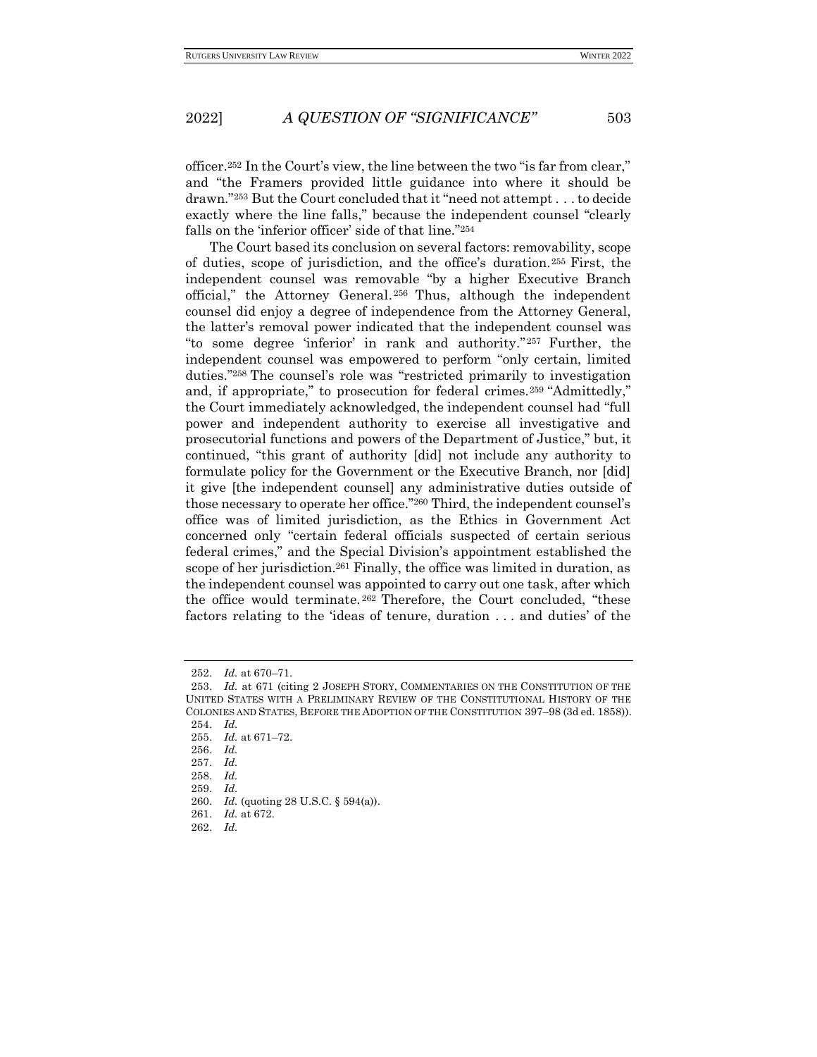officer.[252] In the Court's view, the line between the two "is far from clear," and "the Framers provided little guidance into where it should be drawn."[253] But the Court concluded that it "need not attempt . . . to decide exactly where the line falls," because the independent counsel "clearly falls on the 'inferior officer' side of that line."[254]

The Court based its conclusion on several factors: removability, scope of duties, scope of jurisdiction, and the office's duration.[255] First, the independent counsel was removable "by a higher Executive Branch official," the Attorney General.[256] Thus, although the independent counsel did enjoy a degree of independence from the Attorney General, the latter's removal power indicated that the independent counsel was "to some degree 'inferior' in rank and authority."[257] Further, the independent counsel was empowered to perform "only certain, limited duties."[258] The counsel's role was "restricted primarily to investigation and, if appropriate," to prosecution for federal crimes.[259] "Admittedly," the Court immediately acknowledged, the independent counsel had "full power and independent authority to exercise all investigative and prosecutorial functions and powers of the Department of Justice," but, it continued, "this grant of authority [did] not include any authority to formulate policy for the Government or the Executive Branch, nor [did] it give [the independent counsel] any administrative duties outside of those necessary to operate her office."[260] Third, the independent counsel's office was of limited jurisdiction, as the Ethics in Government Act concerned only "certain federal officials suspected of certain serious federal crimes," and the Special Division's appointment established the scope of her jurisdiction.[261] Finally, the office was limited in duration, as the independent counsel was appointed to carry out one task, after which the office would terminate.[262] Therefore, the Court concluded, "these factors relating to the 'ideas of tenure, duration . . . and duties' of the

---

252. *Id.* at 670–71.

253. *Id.* at 671 (citing 2 JOSEPH STORY, COMMENTARIES ON THE CONSTITUTION OF THE UNITED STATES WITH A PRELIMINARY REVIEW OF THE CONSTITUTIONAL HISTORY OF THE COLONIES AND STATES, BEFORE THE ADOPTION OF THE CONSTITUTION 397–98 (3d ed. 1858)).

254. *Id.*

255. *Id.* at 671–72.

256. *Id.*

257. *Id.*

258. *Id.*

259. *Id.*

260. *Id.* (quoting 28 U.S.C. § 594(a)).

261. *Id.* at 672.

262. *Id.*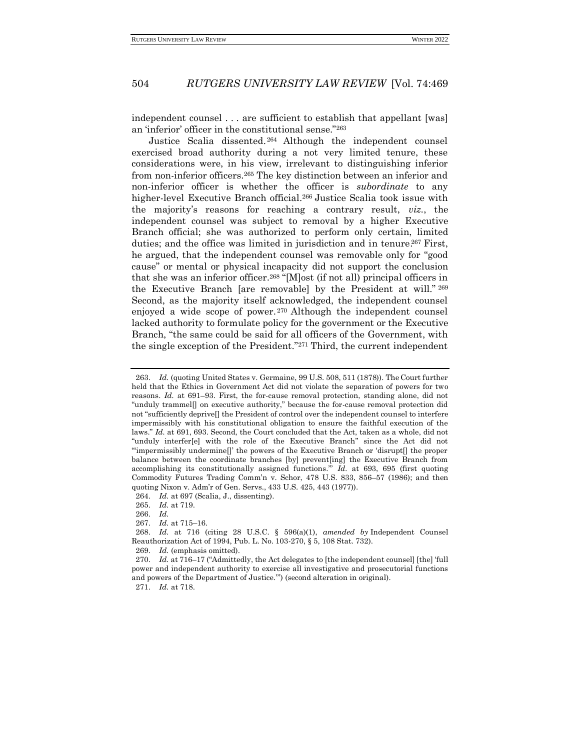independent counsel . . . are sufficient to establish that appellant [was] an 'inferior' officer in the constitutional sense."[263]

Justice Scalia dissented.[264] Although the independent counsel exercised broad authority during a not very limited tenure, these considerations were, in his view, irrelevant to distinguishing inferior from non-inferior officers.[265] The key distinction between an inferior and non-inferior officer is whether the officer is *subordinate* to any higher-level Executive Branch official.[266] Justice Scalia took issue with the majority's reasons for reaching a contrary result, *viz.*, the independent counsel was subject to removal by a higher Executive Branch official; she was authorized to perform only certain, limited duties; and the office was limited in jurisdiction and in tenure.[267] First, he argued, that the independent counsel was removable only for "good cause" or mental or physical incapacity did not support the conclusion that she was an inferior officer.[268] "[M]ost (if not all) principal officers in the Executive Branch [are removable] by the President at will."[269] Second, as the majority itself acknowledged, the independent counsel enjoyed a wide scope of power.[270] Although the independent counsel lacked authority to formulate policy for the government or the Executive Branch, "the same could be said for all officers of the Government, with the single exception of the President."[271] Third, the current independent

---

263. *Id.* (quoting United States v. Germaine, 99 U.S. 508, 511 (1878)). The Court further held that the Ethics in Government Act did not violate the separation of powers for two reasons. *Id.* at 691–93. First, the for-cause removal protection, standing alone, did not "unduly trammel[] on executive authority," because the for-cause removal protection did not "sufficiently deprive[] the President of control over the independent counsel to interfere impermissibly with his constitutional obligation to ensure the faithful execution of the laws." *Id.* at 691, 693. Second, the Court concluded that the Act, taken as a whole, did not "unduly interfer[e] with the role of the Executive Branch" since the Act did not "'impermissibly undermine[]' the powers of the Executive Branch or 'disrupt[] the proper balance between the coordinate branches [by] prevent[ing] the Executive Branch from accomplishing its constitutionally assigned functions.'" *Id.* at 693, 695 (first quoting Commodity Futures Trading Comm'n v. Schor, 478 U.S. 833, 856–57 (1986); and then quoting Nixon v. Adm'r of Gen. Servs., 433 U.S. 425, 443 (1977)).

264. *Id.* at 697 (Scalia, J., dissenting).

265. *Id.* at 719.

266. *Id.*

267. *Id.* at 715–16.

268. *Id.* at 716 (citing 28 U.S.C. § 596(a)(1), *amended by* Independent Counsel Reauthorization Act of 1994, Pub. L. No. 103-270, § 5, 108 Stat. 732).

269. *Id.* (emphasis omitted).

270. *Id.* at 716–17 ("Admittedly, the Act delegates to [the independent counsel] [the] 'full power and independent authority to exercise all investigative and prosecutorial functions and powers of the Department of Justice.'") (second alteration in original).

271. *Id.* at 718.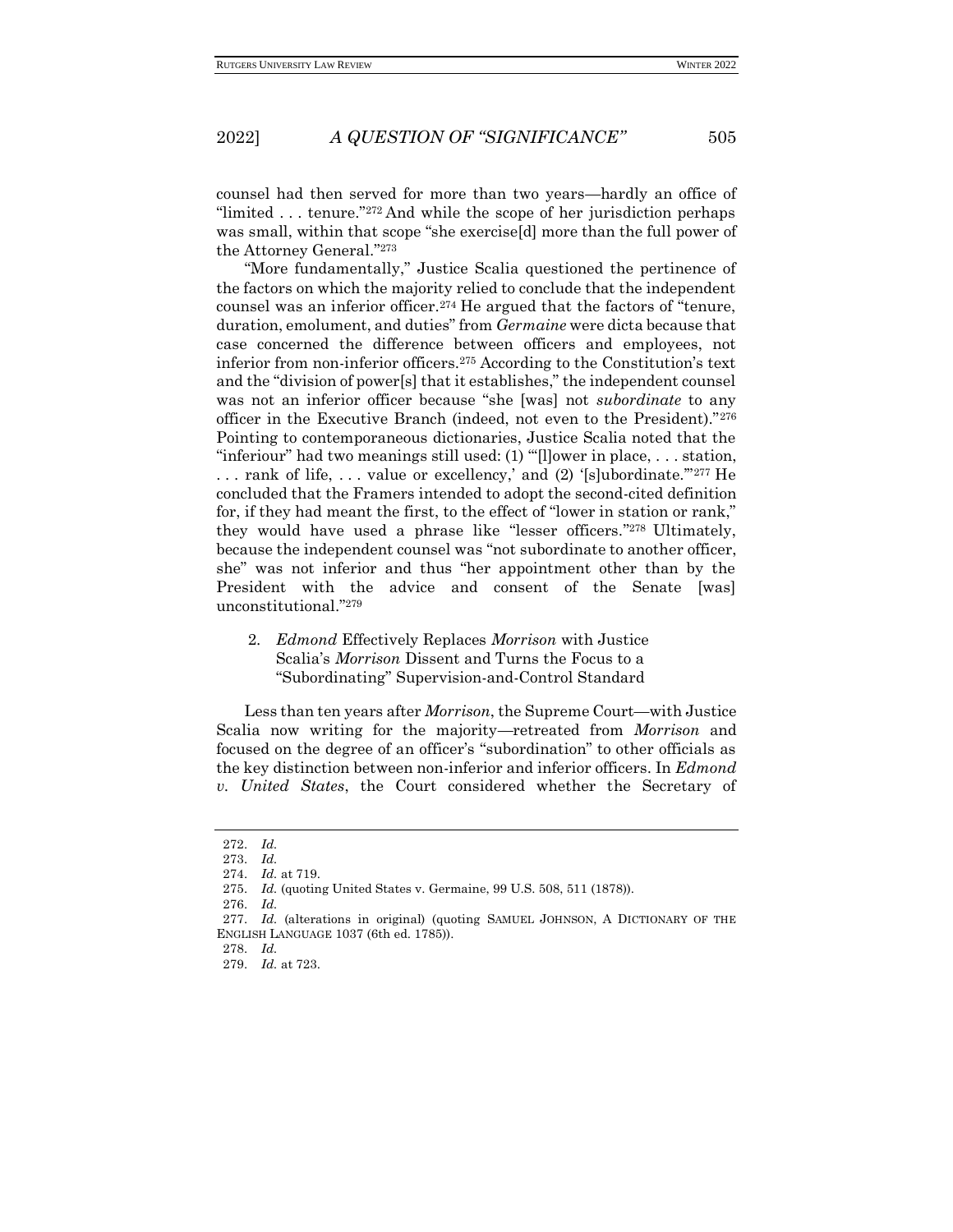counsel had then served for more than two years—hardly an office of "limited . . . tenure."[272] And while the scope of her jurisdiction perhaps was small, within that scope "she exercise[d] more than the full power of the Attorney General."[273]

"More fundamentally," Justice Scalia questioned the pertinence of the factors on which the majority relied to conclude that the independent counsel was an inferior officer.[274] He argued that the factors of "tenure, duration, emolument, and duties" from *Germaine* were dicta because that case concerned the difference between officers and employees, not inferior from non-inferior officers.[275] According to the Constitution's text and the "division of power[s] that it establishes," the independent counsel was not an inferior officer because "she [was] not *subordinate* to any officer in the Executive Branch (indeed, not even to the President)."[276] Pointing to contemporaneous dictionaries, Justice Scalia noted that the "inferiour" had two meanings still used: (1) "'[l]ower in place, . . . station, . . . rank of life, . . . value or excellency,' and (2) '[s]ubordinate.'"[277] He concluded that the Framers intended to adopt the second-cited definition for, if they had meant the first, to the effect of "lower in station or rank," they would have used a phrase like "lesser officers."[278] Ultimately, because the independent counsel was "not subordinate to another officer, she" was not inferior and thus "her appointment other than by the President with the advice and consent of the Senate [was] unconstitutional."[279]

### 2. *Edmond* Effectively Replaces *Morrison* with Justice Scalia's *Morrison* Dissent and Turns the Focus to a "Subordinating" Supervision-and-Control Standard

Less than ten years after *Morrison*, the Supreme Court—with Justice Scalia now writing for the majority—retreated from *Morrison* and focused on the degree of an officer's "subordination" to other officials as the key distinction between non-inferior and inferior officers. In *Edmond v. United States*, the Court considered whether the Secretary of

---

272. *Id.*

273. *Id.*

274. *Id.* at 719.

275. *Id.* (quoting United States v. Germaine, 99 U.S. 508, 511 (1878)).

276. *Id.*

277. *Id.* (alterations in original) (quoting SAMUEL JOHNSON, A DICTIONARY OF THE ENGLISH LANGUAGE 1037 (6th ed. 1785)).

278. *Id.*

279. *Id.* at 723.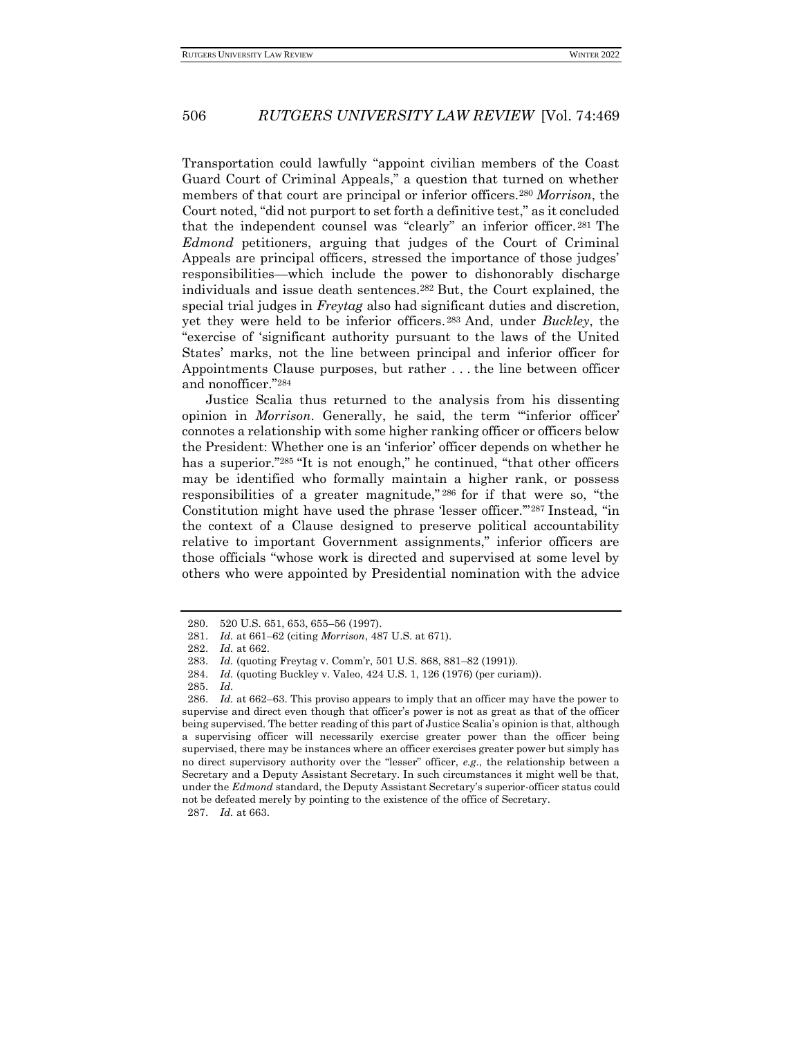Transportation could lawfully "appoint civilian members of the Coast Guard Court of Criminal Appeals," a question that turned on whether members of that court are principal or inferior officers.[280] *Morrison*, the Court noted, "did not purport to set forth a definitive test," as it concluded that the independent counsel was "clearly" an inferior officer.[281] The *Edmond* petitioners, arguing that judges of the Court of Criminal Appeals are principal officers, stressed the importance of those judges' responsibilities—which include the power to dishonorably discharge individuals and issue death sentences.[282] But, the Court explained, the special trial judges in *Freytag* also had significant duties and discretion, yet they were held to be inferior officers.[283] And, under *Buckley*, the "exercise of 'significant authority pursuant to the laws of the United States' marks, not the line between principal and inferior officer for Appointments Clause purposes, but rather . . . the line between officer and nonofficer."[284]

Justice Scalia thus returned to the analysis from his dissenting opinion in *Morrison*. Generally, he said, the term "'inferior officer' connotes a relationship with some higher ranking officer or officers below the President: Whether one is an 'inferior' officer depends on whether he has a superior."[285] "It is not enough," he continued, "that other officers may be identified who formally maintain a higher rank, or possess responsibilities of a greater magnitude,"[286] for if that were so, "the Constitution might have used the phrase 'lesser officer.'"[287] Instead, "in the context of a Clause designed to preserve political accountability relative to important Government assignments," inferior officers are those officials "whose work is directed and supervised at some level by others who were appointed by Presidential nomination with the advice

---

280. 520 U.S. 651, 653, 655–56 (1997).

281. *Id.* at 661–62 (citing *Morrison*, 487 U.S. at 671).

282. *Id.* at 662.

283. *Id.* (quoting Freytag v. Comm'r, 501 U.S. 868, 881–82 (1991)).

284. *Id.* (quoting Buckley v. Valeo, 424 U.S. 1, 126 (1976) (per curiam)).

285. *Id.*

286. *Id.* at 662–63. This proviso appears to imply that an officer may have the power to supervise and direct even though that officer's power is not as great as that of the officer being supervised. The better reading of this part of Justice Scalia's opinion is that, although a supervising officer will necessarily exercise greater power than the officer being supervised, there may be instances where an officer exercises greater power but simply has no direct supervisory authority over the "lesser" officer, *e.g.*, the relationship between a Secretary and a Deputy Assistant Secretary. In such circumstances it might well be that, under the *Edmond* standard, the Deputy Assistant Secretary's superior-officer status could not be defeated merely by pointing to the existence of the office of Secretary.

287. *Id.* at 663.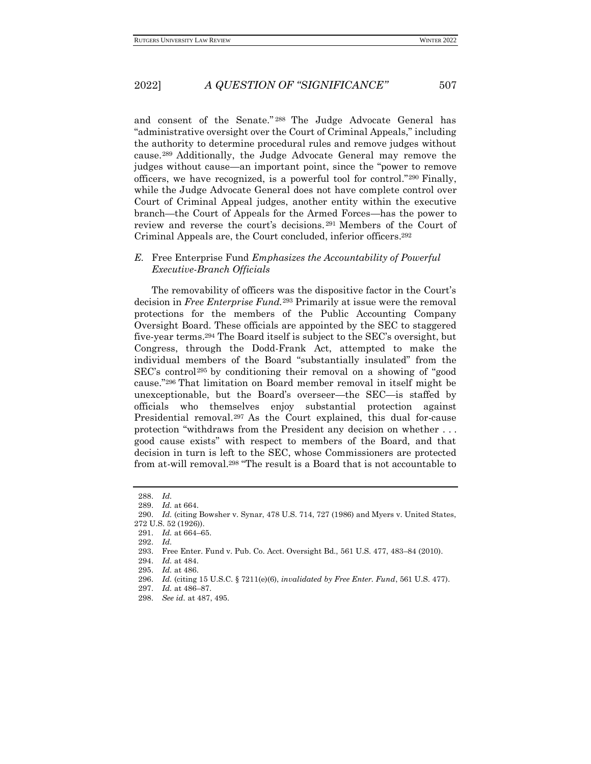and consent of the Senate."[288] The Judge Advocate General has "administrative oversight over the Court of Criminal Appeals," including the authority to determine procedural rules and remove judges without cause.[289] Additionally, the Judge Advocate General may remove the judges without cause—an important point, since the "power to remove officers, we have recognized, is a powerful tool for control."[290] Finally, while the Judge Advocate General does not have complete control over Court of Criminal Appeal judges, another entity within the executive branch—the Court of Appeals for the Armed Forces—has the power to review and reverse the court's decisions.[291] Members of the Court of Criminal Appeals are, the Court concluded, inferior officers.[292]

### *E.* Free Enterprise Fund *Emphasizes the Accountability of Powerful Executive-Branch Officials*

The removability of officers was the dispositive factor in the Court's decision in *Free Enterprise Fund*.[293] Primarily at issue were the removal protections for the members of the Public Accounting Company Oversight Board. These officials are appointed by the SEC to staggered five-year terms.[294] The Board itself is subject to the SEC's oversight, but Congress, through the Dodd-Frank Act, attempted to make the individual members of the Board "substantially insulated" from the SEC's control[295] by conditioning their removal on a showing of "good cause."[296] That limitation on Board member removal in itself might be unexceptionable, but the Board's overseer—the SEC—is staffed by officials who themselves enjoy substantial protection against Presidential removal.[297] As the Court explained, this dual for-cause protection "withdraws from the President any decision on whether . . . good cause exists" with respect to members of the Board, and that decision in turn is left to the SEC, whose Commissioners are protected from at-will removal.[298] "The result is a Board that is not accountable to

---

288. *Id.*

289. *Id.* at 664.

290. *Id.* (citing Bowsher v. Synar, 478 U.S. 714, 727 (1986) and Myers v. United States, 272 U.S. 52 (1926)).

291. *Id.* at 664–65.

292. *Id.*

293. Free Enter. Fund v. Pub. Co. Acct. Oversight Bd., 561 U.S. 477, 483–84 (2010).

294. *Id.* at 484.

295. *Id.* at 486.

296. *Id.* (citing 15 U.S.C. § 7211(e)(6), *invalidated by Free Enter. Fund*, 561 U.S. 477).

297. *Id.* at 486–87.

298. *See id.* at 487, 495.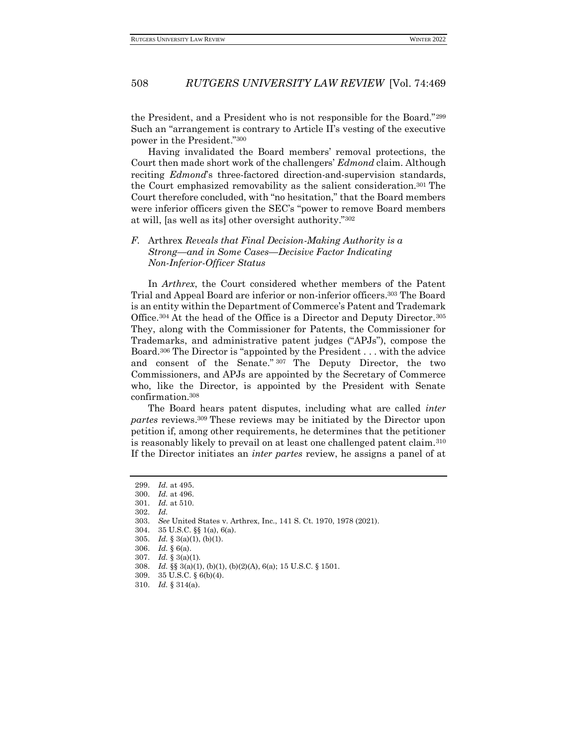the President, and a President who is not responsible for the Board."[299] Such an "arrangement is contrary to Article II's vesting of the executive power in the President."[300]

Having invalidated the Board members' removal protections, the Court then made short work of the challengers' *Edmond* claim. Although reciting *Edmond*'s three-factored direction-and-supervision standards, the Court emphasized removability as the salient consideration.[301] The Court therefore concluded, with "no hesitation," that the Board members were inferior officers given the SEC's "power to remove Board members at will, [as well as its] other oversight authority."[302]

### *F.* Arthrex *Reveals that Final Decision-Making Authority is a Strong—and in Some Cases—Decisive Factor Indicating Non-Inferior-Officer Status*

In *Arthrex*, the Court considered whether members of the Patent Trial and Appeal Board are inferior or non-inferior officers.[303] The Board is an entity within the Department of Commerce's Patent and Trademark Office.[304] At the head of the Office is a Director and Deputy Director.[305] They, along with the Commissioner for Patents, the Commissioner for Trademarks, and administrative patent judges ("APJs"), compose the Board.[306] The Director is "appointed by the President . . . with the advice and consent of the Senate."[307] The Deputy Director, the two Commissioners, and APJs are appointed by the Secretary of Commerce who, like the Director, is appointed by the President with Senate confirmation.[308]

The Board hears patent disputes, including what are called *inter partes* reviews.[309] These reviews may be initiated by the Director upon petition if, among other requirements, he determines that the petitioner is reasonably likely to prevail on at least one challenged patent claim.[310] If the Director initiates an *inter partes* review, he assigns a panel of at

---

299. *Id.* at 495.
300. *Id.* at 496.
301. *Id.* at 510.
302. *Id.*
303. *See* United States v. Arthrex, Inc., 141 S. Ct. 1970, 1978 (2021).
304. 35 U.S.C. §§ 1(a), 6(a).
305. *Id.* § 3(a)(1), (b)(1).
306. *Id.* § 6(a).
307. *Id.* § 3(a)(1).
308. *Id.* §§ 3(a)(1), (b)(1), (b)(2)(A), 6(a); 15 U.S.C. § 1501.
309. 35 U.S.C. § 6(b)(4).
310. *Id.* § 314(a).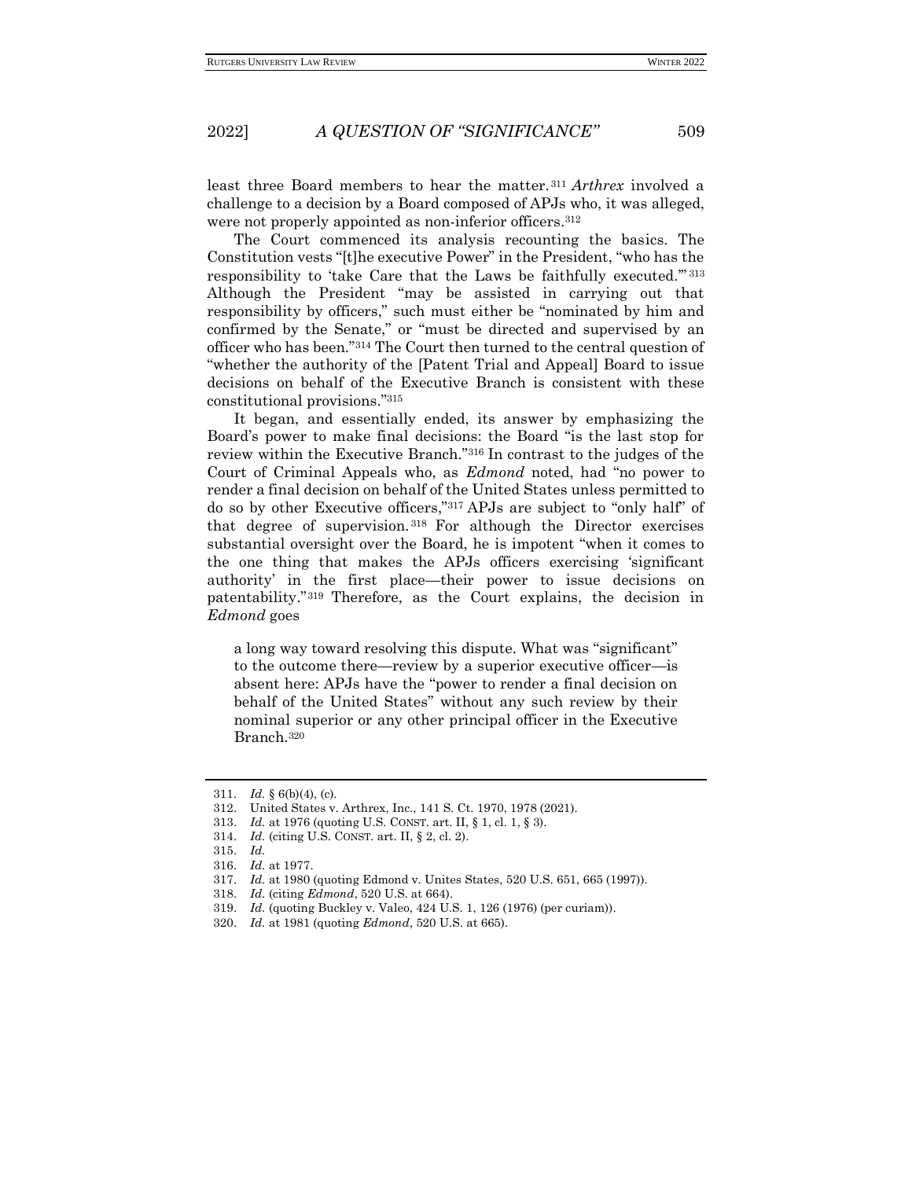least three Board members to hear the matter.[311] *Arthrex* involved a challenge to a decision by a Board composed of APJs who, it was alleged, were not properly appointed as non-inferior officers.[312]

The Court commenced its analysis recounting the basics. The Constitution vests "[t]he executive Power" in the President, "who has the responsibility to 'take Care that the Laws be faithfully executed.'"[313] Although the President "may be assisted in carrying out that responsibility by officers," such must either be "nominated by him and confirmed by the Senate," or "must be directed and supervised by an officer who has been."[314] The Court then turned to the central question of "whether the authority of the [Patent Trial and Appeal] Board to issue decisions on behalf of the Executive Branch is consistent with these constitutional provisions."[315]

It began, and essentially ended, its answer by emphasizing the Board's power to make final decisions: the Board "is the last stop for review within the Executive Branch."[316] In contrast to the judges of the Court of Criminal Appeals who, as *Edmond* noted, had "no power to render a final decision on behalf of the United States unless permitted to do so by other Executive officers,"[317] APJs are subject to "only half" of that degree of supervision.[318] For although the Director exercises substantial oversight over the Board, he is impotent "when it comes to the one thing that makes the APJs officers exercising 'significant authority' in the first place—their power to issue decisions on patentability."[319] Therefore, as the Court explains, the decision in *Edmond* goes

> a long way toward resolving this dispute. What was "significant" to the outcome there—review by a superior executive officer—is absent here: APJs have the "power to render a final decision on behalf of the United States" without any such review by their nominal superior or any other principal officer in the Executive Branch.[320]

---

311. *Id.* § 6(b)(4), (c).
312. United States v. Arthrex, Inc., 141 S. Ct. 1970, 1978 (2021).
313. *Id.* at 1976 (quoting U.S. CONST. art. II, § 1, cl. 1, § 3).
314. *Id.* (citing U.S. CONST. art. II, § 2, cl. 2).
315. *Id.*
316. *Id.* at 1977.
317. *Id.* at 1980 (quoting Edmond v. Unites States, 520 U.S. 651, 665 (1997)).
318. *Id.* (citing *Edmond*, 520 U.S. at 664).
319. *Id.* (quoting Buckley v. Valeo, 424 U.S. 1, 126 (1976) (per curiam)).
320. *Id.* at 1981 (quoting *Edmond*, 520 U.S. at 665).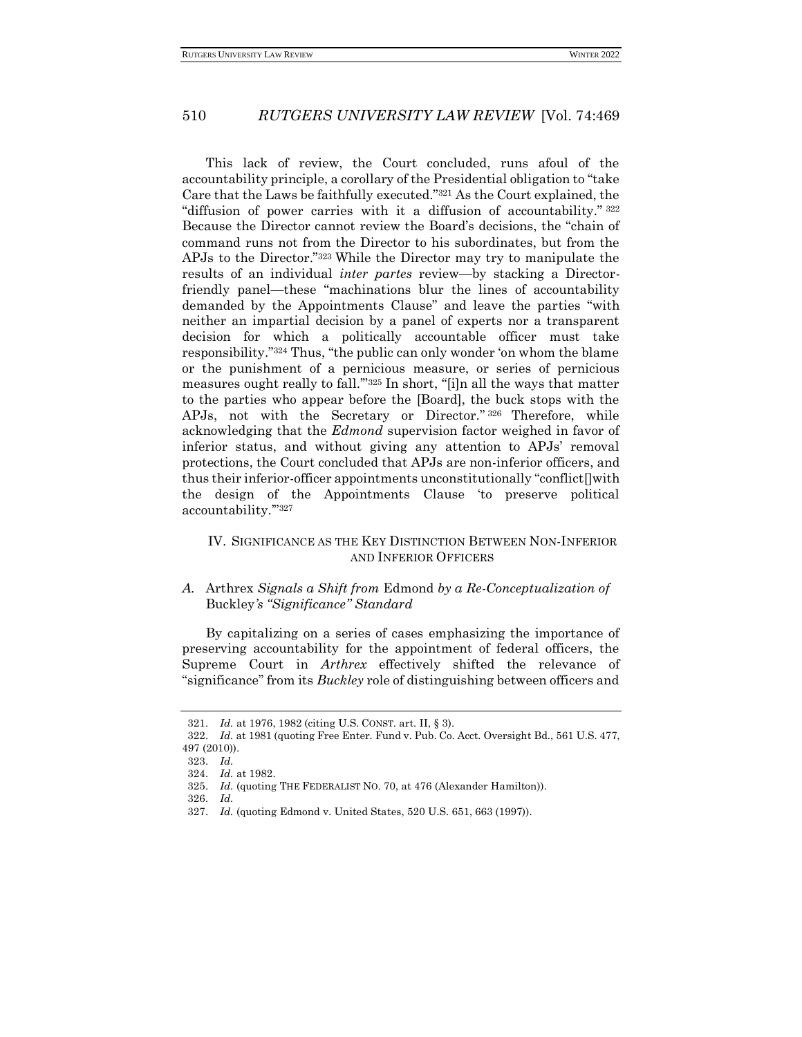This lack of review, the Court concluded, runs afoul of the accountability principle, a corollary of the Presidential obligation to "take Care that the Laws be faithfully executed."[321] As the Court explained, the "diffusion of power carries with it a diffusion of accountability."[322] Because the Director cannot review the Board's decisions, the "chain of command runs not from the Director to his subordinates, but from the APJs to the Director."[323] While the Director may try to manipulate the results of an individual *inter partes* review—by stacking a Director-friendly panel—these "machinations blur the lines of accountability demanded by the Appointments Clause" and leave the parties "with neither an impartial decision by a panel of experts nor a transparent decision for which a politically accountable officer must take responsibility."[324] Thus, "the public can only wonder 'on whom the blame or the punishment of a pernicious measure, or series of pernicious measures ought really to fall.'"[325] In short, "[i]n all the ways that matter to the parties who appear before the [Board], the buck stops with the APJs, not with the Secretary or Director."[326] Therefore, while acknowledging that the *Edmond* supervision factor weighed in favor of inferior status, and without giving any attention to APJs' removal protections, the Court concluded that APJs are non-inferior officers, and thus their inferior-officer appointments unconstitutionally "conflict[]with the design of the Appointments Clause 'to preserve political accountability.'"[327]

## IV. Significance as the Key Distinction Between Non-Inferior and Inferior Officers

### *A.* Arthrex *Signals a Shift from* Edmond *by a Re-Conceptualization of* Buckley*'s "Significance" Standard*

By capitalizing on a series of cases emphasizing the importance of preserving accountability for the appointment of federal officers, the Supreme Court in *Arthrex* effectively shifted the relevance of "significance" from its *Buckley* role of distinguishing between officers and

---

321. *Id.* at 1976, 1982 (citing U.S. Const. art. II, § 3).

322. *Id.* at 1981 (quoting Free Enter. Fund v. Pub. Co. Acct. Oversight Bd., 561 U.S. 477, 497 (2010)).

323. *Id.*

324. *Id.* at 1982.

325. *Id.* (quoting The Federalist No. 70, at 476 (Alexander Hamilton)).

326. *Id.*

327. *Id.* (quoting Edmond v. United States, 520 U.S. 651, 663 (1997)).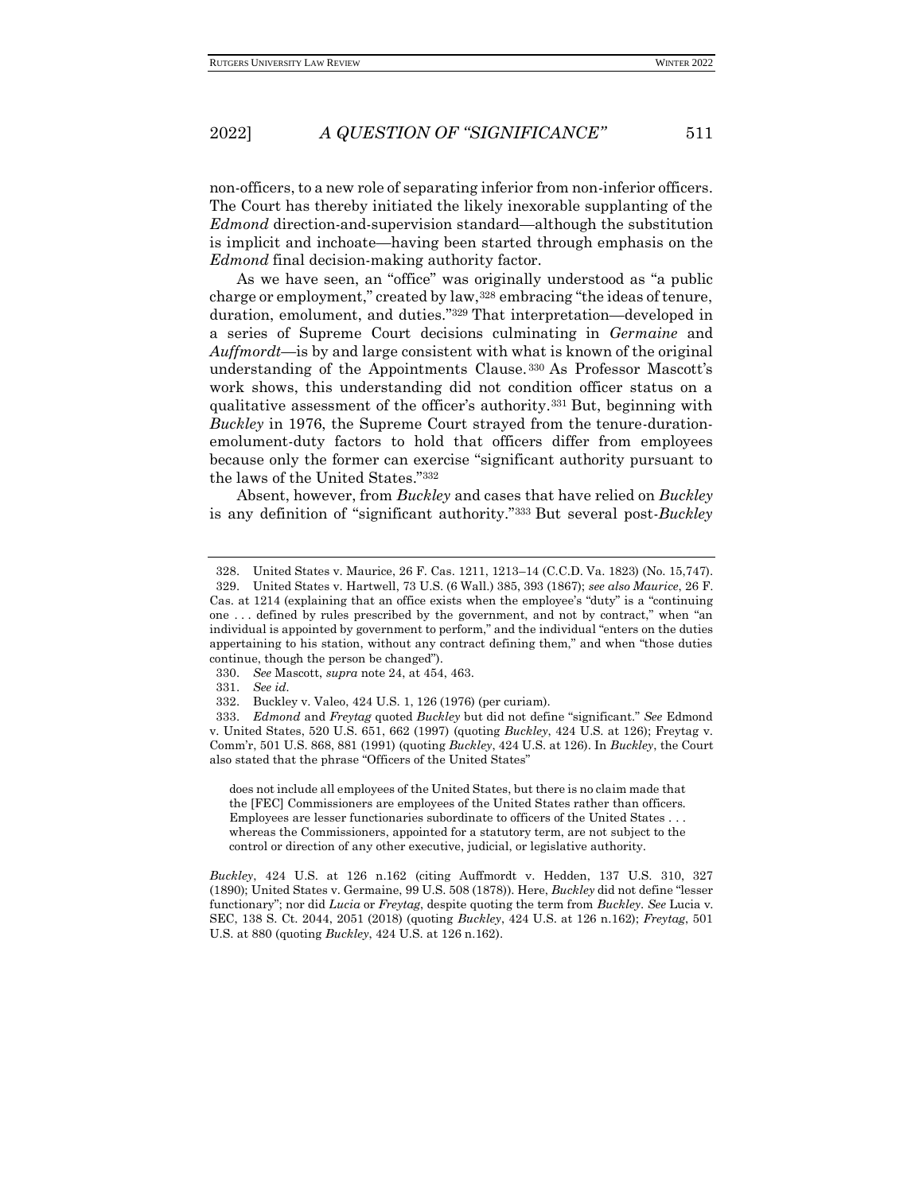non-officers, to a new role of separating inferior from non-inferior officers. The Court has thereby initiated the likely inexorable supplanting of the *Edmond* direction-and-supervision standard—although the substitution is implicit and inchoate—having been started through emphasis on the *Edmond* final decision-making authority factor.

As we have seen, an "office" was originally understood as "a public charge or employment," created by law,[328] embracing "the ideas of tenure, duration, emolument, and duties."[329] That interpretation—developed in a series of Supreme Court decisions culminating in *Germaine* and *Auffmordt*—is by and large consistent with what is known of the original understanding of the Appointments Clause.[330] As Professor Mascott's work shows, this understanding did not condition officer status on a qualitative assessment of the officer's authority.[331] But, beginning with *Buckley* in 1976, the Supreme Court strayed from the tenure-duration-emolument-duty factors to hold that officers differ from employees because only the former can exercise "significant authority pursuant to the laws of the United States."[332]

Absent, however, from *Buckley* and cases that have relied on *Buckley* is any definition of "significant authority."[333] But several post-*Buckley*

---

328. United States v. Maurice, 26 F. Cas. 1211, 1213–14 (C.C.D. Va. 1823) (No. 15,747).

329. United States v. Hartwell, 73 U.S. (6 Wall.) 385, 393 (1867); *see also Maurice*, 26 F. Cas. at 1214 (explaining that an office exists when the employee's "duty" is a "continuing one . . . defined by rules prescribed by the government, and not by contract," when "an individual is appointed by government to perform," and the individual "enters on the duties appertaining to his station, without any contract defining them," and when "those duties continue, though the person be changed").

330. *See* Mascott, *supra* note 24, at 454, 463.

331. *See id.*

332. Buckley v. Valeo, 424 U.S. 1, 126 (1976) (per curiam).

333. *Edmond* and *Freytag* quoted *Buckley* but did not define "significant." *See* Edmond v. United States, 520 U.S. 651, 662 (1997) (quoting *Buckley*, 424 U.S. at 126); Freytag v. Comm'r, 501 U.S. 868, 881 (1991) (quoting *Buckley*, 424 U.S. at 126). In *Buckley*, the Court also stated that the phrase "Officers of the United States"

> does not include all employees of the United States, but there is no claim made that the [FEC] Commissioners are employees of the United States rather than officers. Employees are lesser functionaries subordinate to officers of the United States . . . whereas the Commissioners, appointed for a statutory term, are not subject to the control or direction of any other executive, judicial, or legislative authority.

*Buckley*, 424 U.S. at 126 n.162 (citing Auffmordt v. Hedden, 137 U.S. 310, 327 (1890); United States v. Germaine, 99 U.S. 508 (1878)). Here, *Buckley* did not define "lesser functionary"; nor did *Lucia* or *Freytag*, despite quoting the term from *Buckley*. *See* Lucia v. SEC, 138 S. Ct. 2044, 2051 (2018) (quoting *Buckley*, 424 U.S. at 126 n.162); *Freytag*, 501 U.S. at 880 (quoting *Buckley*, 424 U.S. at 126 n.162).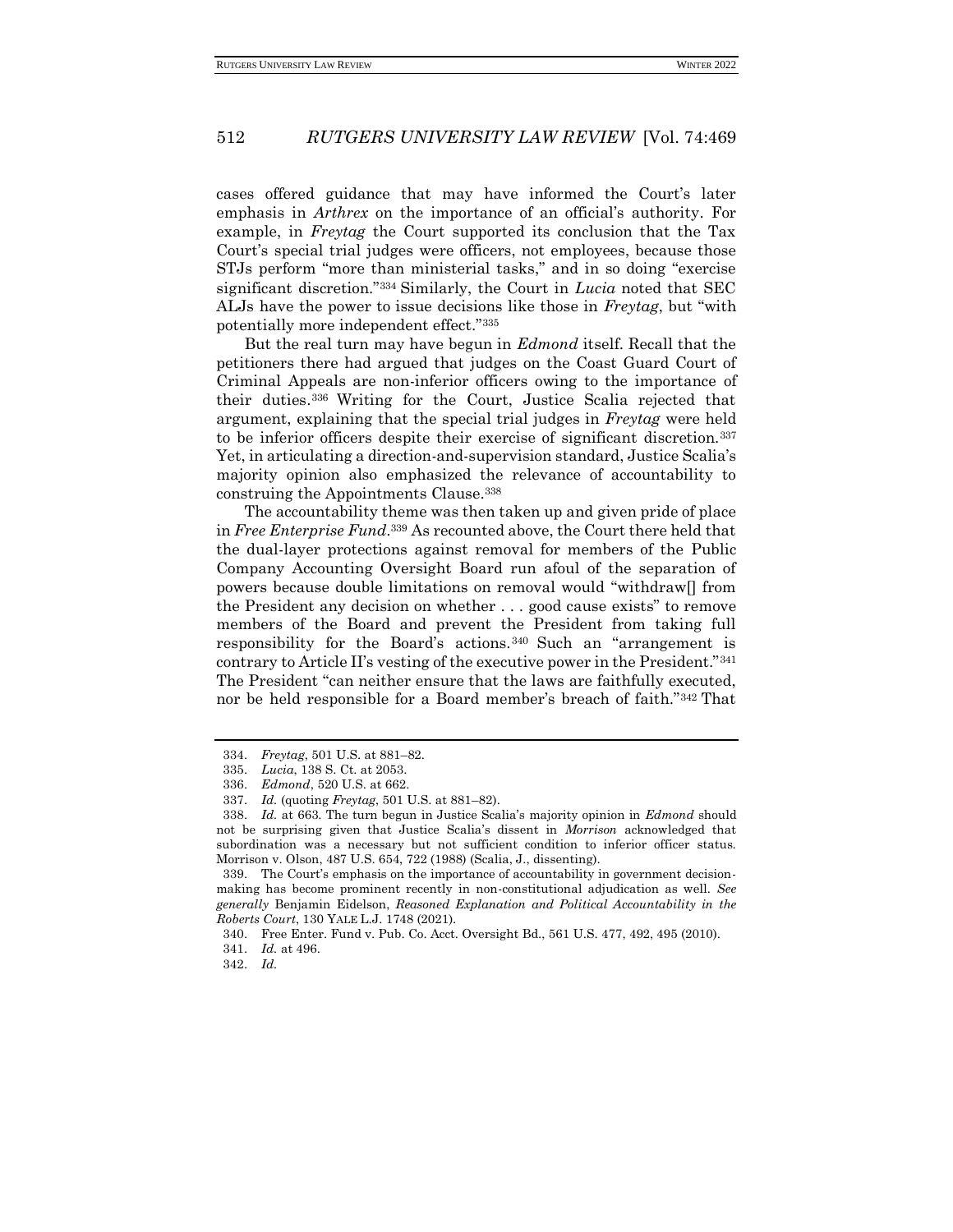cases offered guidance that may have informed the Court's later emphasis in *Arthrex* on the importance of an official's authority. For example, in *Freytag* the Court supported its conclusion that the Tax Court's special trial judges were officers, not employees, because those STJs perform "more than ministerial tasks," and in so doing "exercise significant discretion."[334] Similarly, the Court in *Lucia* noted that SEC ALJs have the power to issue decisions like those in *Freytag*, but "with potentially more independent effect."[335]

But the real turn may have begun in *Edmond* itself. Recall that the petitioners there had argued that judges on the Coast Guard Court of Criminal Appeals are non-inferior officers owing to the importance of their duties.[336] Writing for the Court, Justice Scalia rejected that argument, explaining that the special trial judges in *Freytag* were held to be inferior officers despite their exercise of significant discretion.[337] Yet, in articulating a direction-and-supervision standard, Justice Scalia's majority opinion also emphasized the relevance of accountability to construing the Appointments Clause.[338]

The accountability theme was then taken up and given pride of place in *Free Enterprise Fund*.[339] As recounted above, the Court there held that the dual-layer protections against removal for members of the Public Company Accounting Oversight Board run afoul of the separation of powers because double limitations on removal would "withdraw[] from the President any decision on whether . . . good cause exists" to remove members of the Board and prevent the President from taking full responsibility for the Board's actions.[340] Such an "arrangement is contrary to Article II's vesting of the executive power in the President."[341] The President "can neither ensure that the laws are faithfully executed, nor be held responsible for a Board member's breach of faith."[342] That

---

334. *Freytag*, 501 U.S. at 881–82.

335. *Lucia*, 138 S. Ct. at 2053.

336. *Edmond*, 520 U.S. at 662.

337. *Id.* (quoting *Freytag*, 501 U.S. at 881–82).

338. *Id.* at 663. The turn begun in Justice Scalia's majority opinion in *Edmond* should not be surprising given that Justice Scalia's dissent in *Morrison* acknowledged that subordination was a necessary but not sufficient condition to inferior officer status. Morrison v. Olson, 487 U.S. 654, 722 (1988) (Scalia, J., dissenting).

339. The Court's emphasis on the importance of accountability in government decision-making has become prominent recently in non-constitutional adjudication as well. *See generally* Benjamin Eidelson, *Reasoned Explanation and Political Accountability in the Roberts Court*, 130 YALE L.J. 1748 (2021).

340. Free Enter. Fund v. Pub. Co. Acct. Oversight Bd., 561 U.S. 477, 492, 495 (2010).

341. *Id.* at 496.

342. *Id.*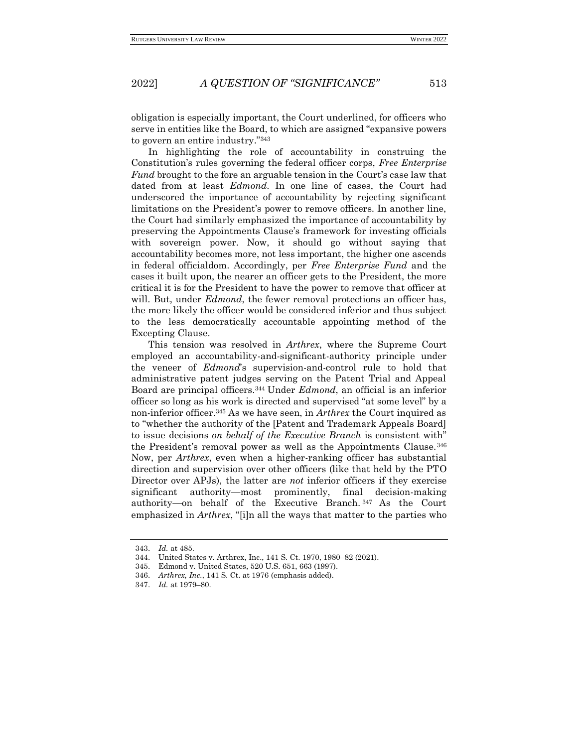obligation is especially important, the Court underlined, for officers who serve in entities like the Board, to which are assigned "expansive powers to govern an entire industry."[343]

In highlighting the role of accountability in construing the Constitution's rules governing the federal officer corps, *Free Enterprise Fund* brought to the fore an arguable tension in the Court's case law that dated from at least *Edmond*. In one line of cases, the Court had underscored the importance of accountability by rejecting significant limitations on the President's power to remove officers. In another line, the Court had similarly emphasized the importance of accountability by preserving the Appointments Clause's framework for investing officials with sovereign power. Now, it should go without saying that accountability becomes more, not less important, the higher one ascends in federal officialdom. Accordingly, per *Free Enterprise Fund* and the cases it built upon, the nearer an officer gets to the President, the more critical it is for the President to have the power to remove that officer at will. But, under *Edmond*, the fewer removal protections an officer has, the more likely the officer would be considered inferior and thus subject to the less democratically accountable appointing method of the Excepting Clause.

This tension was resolved in *Arthrex*, where the Supreme Court employed an accountability-and-significant-authority principle under the veneer of *Edmond*'s supervision-and-control rule to hold that administrative patent judges serving on the Patent Trial and Appeal Board are principal officers.[344] Under *Edmond*, an official is an inferior officer so long as his work is directed and supervised "at some level" by a non-inferior officer.[345] As we have seen, in *Arthrex* the Court inquired as to "whether the authority of the [Patent and Trademark Appeals Board] to issue decisions *on behalf of the Executive Branch* is consistent with" the President's removal power as well as the Appointments Clause.[346] Now, per *Arthrex*, even when a higher-ranking officer has substantial direction and supervision over other officers (like that held by the PTO Director over APJs), the latter are *not* inferior officers if they exercise significant authority—most prominently, final decision-making authority—on behalf of the Executive Branch.[347] As the Court emphasized in *Arthrex*, "[i]n all the ways that matter to the parties who

343. *Id.* at 485.

344. United States v. Arthrex, Inc., 141 S. Ct. 1970, 1980–82 (2021).

345. Edmond v. United States, 520 U.S. 651, 663 (1997).

346. *Arthrex, Inc.*, 141 S. Ct. at 1976 (emphasis added).

347. *Id.* at 1979–80.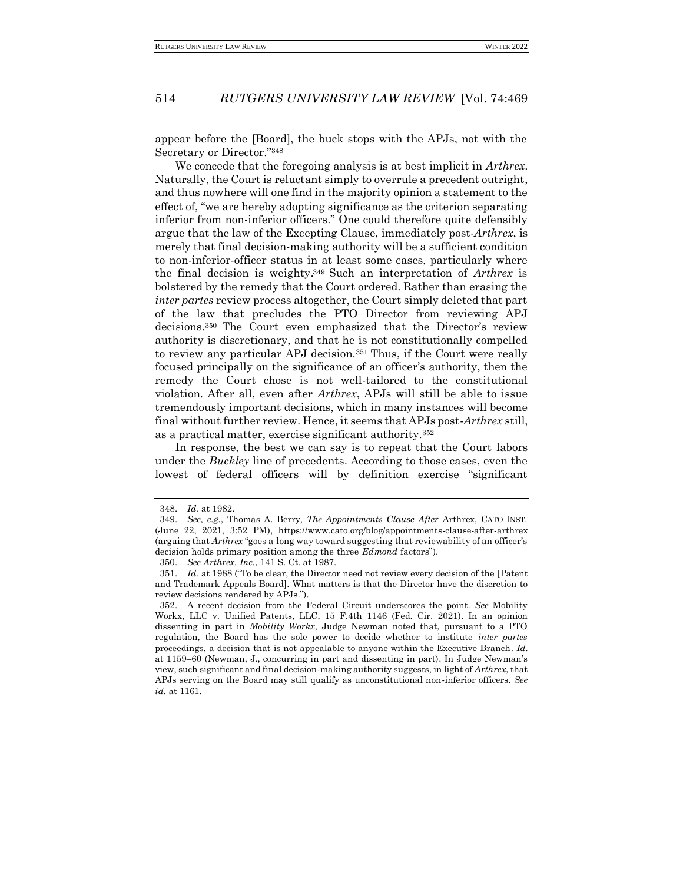appear before the [Board], the buck stops with the APJs, not with the Secretary or Director."[348]

We concede that the foregoing analysis is at best implicit in *Arthrex*. Naturally, the Court is reluctant simply to overrule a precedent outright, and thus nowhere will one find in the majority opinion a statement to the effect of, "we are hereby adopting significance as the criterion separating inferior from non-inferior officers." One could therefore quite defensibly argue that the law of the Excepting Clause, immediately post-*Arthrex*, is merely that final decision-making authority will be a sufficient condition to non-inferior-officer status in at least some cases, particularly where the final decision is weighty.[349] Such an interpretation of *Arthrex* is bolstered by the remedy that the Court ordered. Rather than erasing the *inter partes* review process altogether, the Court simply deleted that part of the law that precludes the PTO Director from reviewing APJ decisions.[350] The Court even emphasized that the Director's review authority is discretionary, and that he is not constitutionally compelled to review any particular APJ decision.[351] Thus, if the Court were really focused principally on the significance of an officer's authority, then the remedy the Court chose is not well-tailored to the constitutional violation. After all, even after *Arthrex*, APJs will still be able to issue tremendously important decisions, which in many instances will become final without further review. Hence, it seems that APJs post-*Arthrex* still, as a practical matter, exercise significant authority.[352]

In response, the best we can say is to repeat that the Court labors under the *Buckley* line of precedents. According to those cases, even the lowest of federal officers will by definition exercise "significant

---

348. *Id.* at 1982.

349. *See, e.g.*, Thomas A. Berry, *The Appointments Clause After* Arthrex, CATO INST. (June 22, 2021, 3:52 PM), https://www.cato.org/blog/appointments-clause-after-arthrex (arguing that *Arthrex* "goes a long way toward suggesting that reviewability of an officer's decision holds primary position among the three *Edmond* factors").

350. *See Arthrex, Inc.*, 141 S. Ct. at 1987.

351. *Id.* at 1988 ("To be clear, the Director need not review every decision of the [Patent and Trademark Appeals Board]. What matters is that the Director have the discretion to review decisions rendered by APJs.").

352. A recent decision from the Federal Circuit underscores the point. *See* Mobility Workx, LLC v. Unified Patents, LLC, 15 F.4th 1146 (Fed. Cir. 2021). In an opinion dissenting in part in *Mobility Workx*, Judge Newman noted that, pursuant to a PTO regulation, the Board has the sole power to decide whether to institute *inter partes* proceedings, a decision that is not appealable to anyone within the Executive Branch. *Id.* at 1159–60 (Newman, J., concurring in part and dissenting in part). In Judge Newman's view, such significant and final decision-making authority suggests, in light of *Arthrex*, that APJs serving on the Board may still qualify as unconstitutional non-inferior officers. *See id.* at 1161.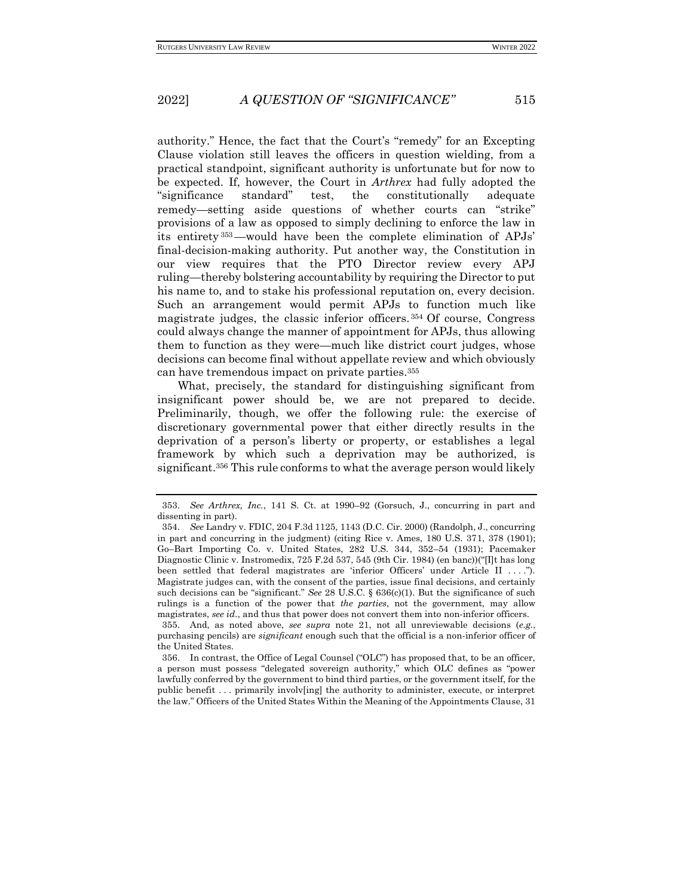authority." Hence, the fact that the Court's "remedy" for an Excepting Clause violation still leaves the officers in question wielding, from a practical standpoint, significant authority is unfortunate but for now to be expected. If, however, the Court in *Arthrex* had fully adopted the "significance standard" test, the constitutionally adequate remedy—setting aside questions of whether courts can "strike" provisions of a law as opposed to simply declining to enforce the law in its entirety[353]—would have been the complete elimination of APJs' final-decision-making authority. Put another way, the Constitution in our view requires that the PTO Director review every APJ ruling—thereby bolstering accountability by requiring the Director to put his name to, and to stake his professional reputation on, every decision. Such an arrangement would permit APJs to function much like magistrate judges, the classic inferior officers.[354] Of course, Congress could always change the manner of appointment for APJs, thus allowing them to function as they were—much like district court judges, whose decisions can become final without appellate review and which obviously can have tremendous impact on private parties.[355]

What, precisely, the standard for distinguishing significant from insignificant power should be, we are not prepared to decide. Preliminarily, though, we offer the following rule: the exercise of discretionary governmental power that either directly results in the deprivation of a person's liberty or property, or establishes a legal framework by which such a deprivation may be authorized, is significant.[356] This rule conforms to what the average person would likely

---

353. *See Arthrex, Inc.*, 141 S. Ct. at 1990–92 (Gorsuch, J., concurring in part and dissenting in part).

354. *See* Landry v. FDIC, 204 F.3d 1125, 1143 (D.C. Cir. 2000) (Randolph, J., concurring in part and concurring in the judgment) (citing Rice v. Ames, 180 U.S. 371, 378 (1901); Go–Bart Importing Co. v. United States, 282 U.S. 344, 352–54 (1931); Pacemaker Diagnostic Clinic v. Instromedix, 725 F.2d 537, 545 (9th Cir. 1984) (en banc))("[I]t has long been settled that federal magistrates are 'inferior Officers' under Article II . . . ."). Magistrate judges can, with the consent of the parties, issue final decisions, and certainly such decisions can be "significant." *See* 28 U.S.C. § 636(c)(1). But the significance of such rulings is a function of the power that *the parties*, not the government, may allow magistrates, *see id.*, and thus that power does not convert them into non-inferior officers.

355. And, as noted above, *see supra* note 21, not all unreviewable decisions (*e.g.*, purchasing pencils) are *significant* enough such that the official is a non-inferior officer of the United States.

356. In contrast, the Office of Legal Counsel ("OLC") has proposed that, to be an officer, a person must possess "delegated sovereign authority," which OLC defines as "power lawfully conferred by the government to bind third parties, or the government itself, for the public benefit . . . primarily involv[ing] the authority to administer, execute, or interpret the law." Officers of the United States Within the Meaning of the Appointments Clause, 31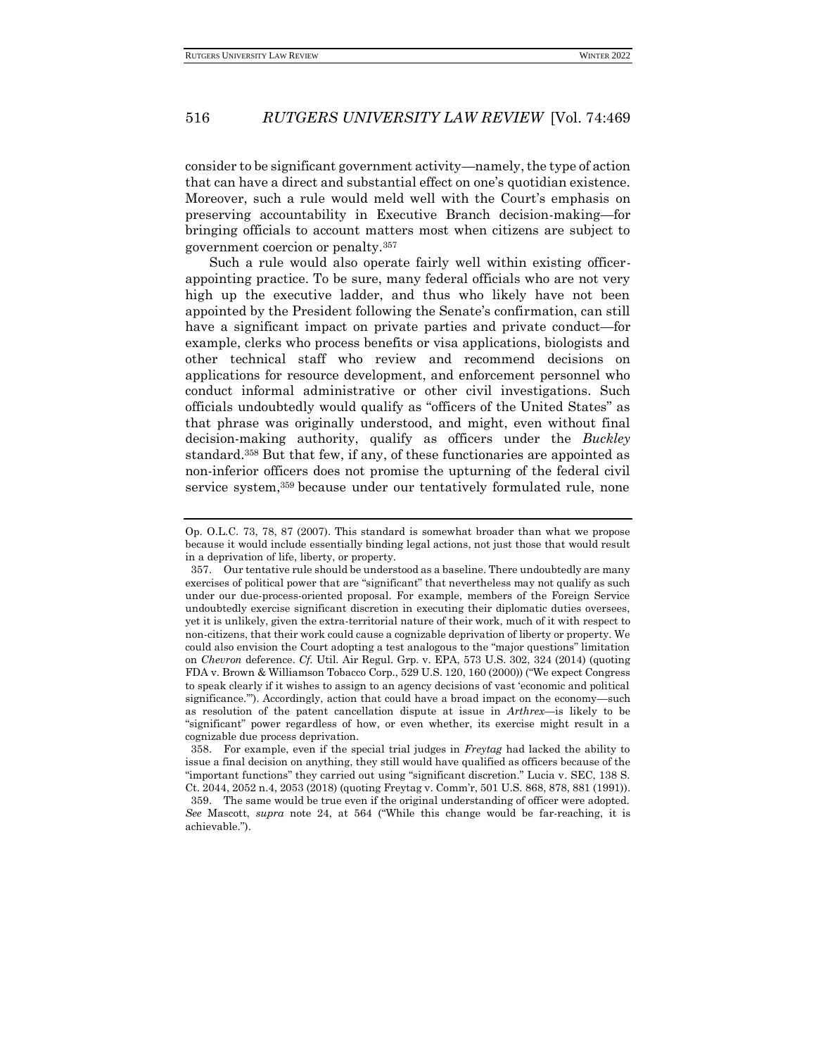consider to be significant government activity—namely, the type of action that can have a direct and substantial effect on one's quotidian existence. Moreover, such a rule would meld well with the Court's emphasis on preserving accountability in Executive Branch decision-making—for bringing officials to account matters most when citizens are subject to government coercion or penalty.[357]

Such a rule would also operate fairly well within existing officer-appointing practice. To be sure, many federal officials who are not very high up the executive ladder, and thus who likely have not been appointed by the President following the Senate's confirmation, can still have a significant impact on private parties and private conduct—for example, clerks who process benefits or visa applications, biologists and other technical staff who review and recommend decisions on applications for resource development, and enforcement personnel who conduct informal administrative or other civil investigations. Such officials undoubtedly would qualify as "officers of the United States" as that phrase was originally understood, and might, even without final decision-making authority, qualify as officers under the *Buckley* standard.[358] But that few, if any, of these functionaries are appointed as non-inferior officers does not promise the upturning of the federal civil service system,[359] because under our tentatively formulated rule, none

---

Op. O.L.C. 73, 78, 87 (2007). This standard is somewhat broader than what we propose because it would include essentially binding legal actions, not just those that would result in a deprivation of life, liberty, or property.

357. Our tentative rule should be understood as a baseline. There undoubtedly are many exercises of political power that are "significant" that nevertheless may not qualify as such under our due-process-oriented proposal. For example, members of the Foreign Service undoubtedly exercise significant discretion in executing their diplomatic duties oversees, yet it is unlikely, given the extra-territorial nature of their work, much of it with respect to non-citizens, that their work could cause a cognizable deprivation of liberty or property. We could also envision the Court adopting a test analogous to the "major questions" limitation on *Chevron* deference. *Cf.* Util. Air Regul. Grp. v. EPA, 573 U.S. 302, 324 (2014) (quoting FDA v. Brown & Williamson Tobacco Corp., 529 U.S. 120, 160 (2000)) ("We expect Congress to speak clearly if it wishes to assign to an agency decisions of vast 'economic and political significance.'"). Accordingly, action that could have a broad impact on the economy—such as resolution of the patent cancellation dispute at issue in *Arthrex*—is likely to be "significant" power regardless of how, or even whether, its exercise might result in a cognizable due process deprivation.

358. For example, even if the special trial judges in *Freytag* had lacked the ability to issue a final decision on anything, they still would have qualified as officers because of the "important functions" they carried out using "significant discretion." Lucia v. SEC, 138 S. Ct. 2044, 2052 n.4, 2053 (2018) (quoting Freytag v. Comm'r, 501 U.S. 868, 878, 881 (1991)).

359. The same would be true even if the original understanding of officer were adopted. *See* Mascott, *supra* note 24, at 564 ("While this change would be far-reaching, it is achievable.").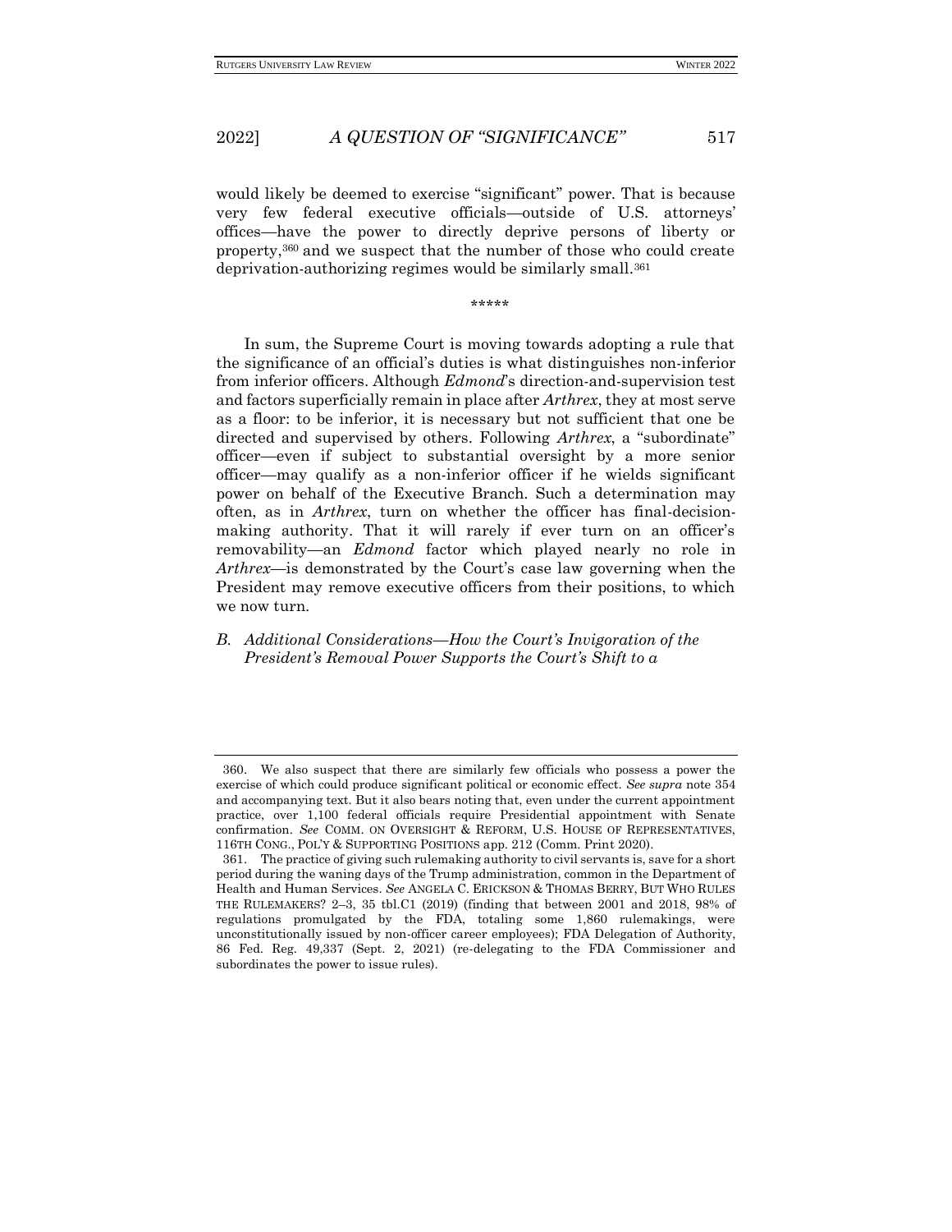would likely be deemed to exercise "significant" power. That is because very few federal executive officials—outside of U.S. attorneys' offices—have the power to directly deprive persons of liberty or property,[360] and we suspect that the number of those who could create deprivation-authorizing regimes would be similarly small.[361]

\*\*\*\*\*

In sum, the Supreme Court is moving towards adopting a rule that the significance of an official's duties is what distinguishes non-inferior from inferior officers. Although *Edmond*'s direction-and-supervision test and factors superficially remain in place after *Arthrex*, they at most serve as a floor: to be inferior, it is necessary but not sufficient that one be directed and supervised by others. Following *Arthrex*, a "subordinate" officer—even if subject to substantial oversight by a more senior officer—may qualify as a non-inferior officer if he wields significant power on behalf of the Executive Branch. Such a determination may often, as in *Arthrex*, turn on whether the officer has final-decision-making authority. That it will rarely if ever turn on an officer's removability—an *Edmond* factor which played nearly no role in *Arthrex*—is demonstrated by the Court's case law governing when the President may remove executive officers from their positions, to which we now turn.

### *B. Additional Considerations—How the Court's Invigoration of the President's Removal Power Supports the Court's Shift to a*

---

360. We also suspect that there are similarly few officials who possess a power the exercise of which could produce significant political or economic effect. *See supra* note 354 and accompanying text. But it also bears noting that, even under the current appointment practice, over 1,100 federal officials require Presidential appointment with Senate confirmation. *See* COMM. ON OVERSIGHT & REFORM, U.S. HOUSE OF REPRESENTATIVES, 116TH CONG., POL'Y & SUPPORTING POSITIONS app. 212 (Comm. Print 2020).

361. The practice of giving such rulemaking authority to civil servants is, save for a short period during the waning days of the Trump administration, common in the Department of Health and Human Services. *See* ANGELA C. ERICKSON & THOMAS BERRY, BUT WHO RULES THE RULEMAKERS? 2–3, 35 tbl.C1 (2019) (finding that between 2001 and 2018, 98% of regulations promulgated by the FDA, totaling some 1,860 rulemakings, were unconstitutionally issued by non-officer career employees); FDA Delegation of Authority, 86 Fed. Reg. 49,337 (Sept. 2, 2021) (re-delegating to the FDA Commissioner and subordinates the power to issue rules).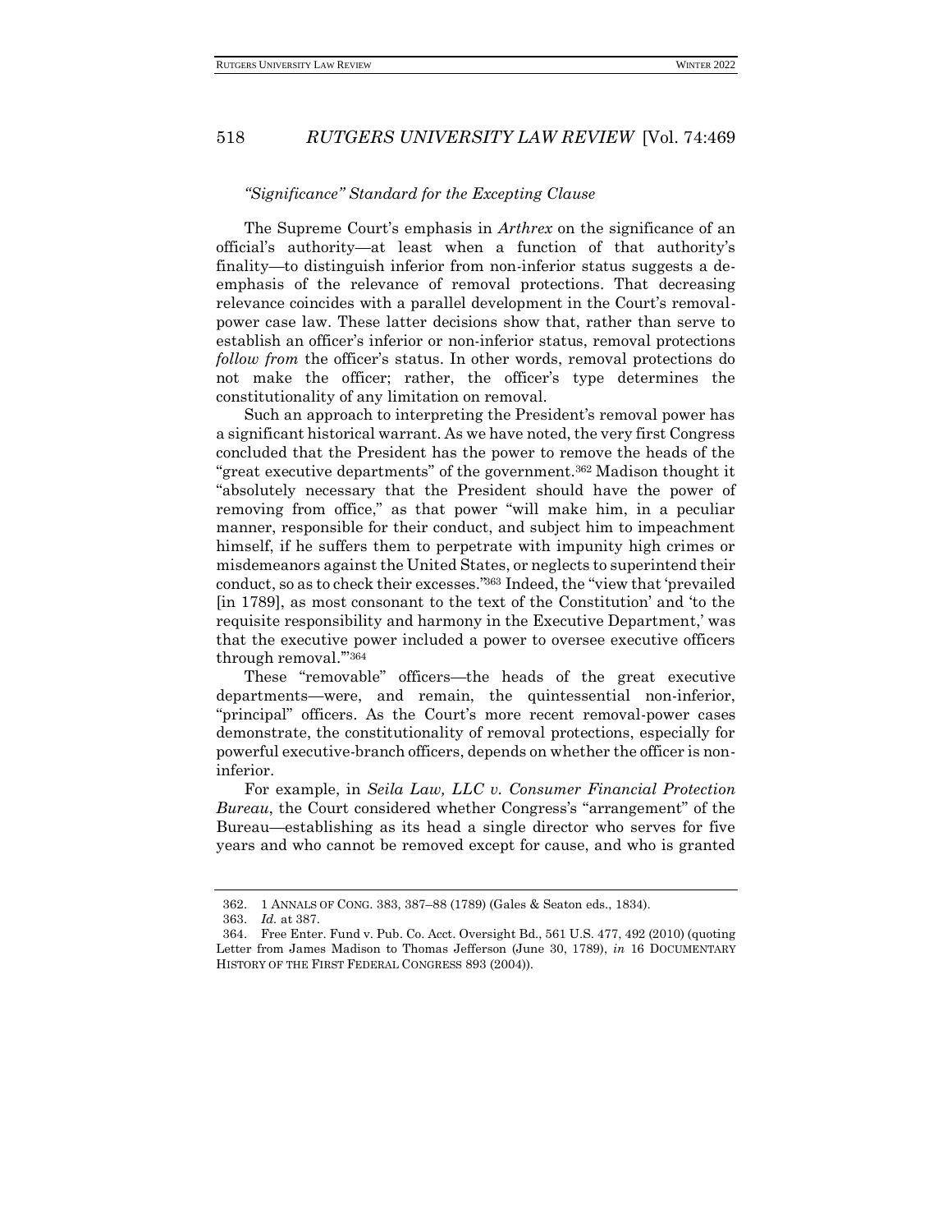*"Significance" Standard for the Excepting Clause*

The Supreme Court's emphasis in *Arthrex* on the significance of an official's authority—at least when a function of that authority's finality—to distinguish inferior from non-inferior status suggests a de-emphasis of the relevance of removal protections. That decreasing relevance coincides with a parallel development in the Court's removal-power case law. These latter decisions show that, rather than serve to establish an officer's inferior or non-inferior status, removal protections *follow from* the officer's status. In other words, removal protections do not make the officer; rather, the officer's type determines the constitutionality of any limitation on removal.

Such an approach to interpreting the President's removal power has a significant historical warrant. As we have noted, the very first Congress concluded that the President has the power to remove the heads of the "great executive departments" of the government.[362] Madison thought it "absolutely necessary that the President should have the power of removing from office," as that power "will make him, in a peculiar manner, responsible for their conduct, and subject him to impeachment himself, if he suffers them to perpetrate with impunity high crimes or misdemeanors against the United States, or neglects to superintend their conduct, so as to check their excesses."[363] Indeed, the "view that 'prevailed [in 1789], as most consonant to the text of the Constitution' and 'to the requisite responsibility and harmony in the Executive Department,' was that the executive power included a power to oversee executive officers through removal.'"[364]

These "removable" officers—the heads of the great executive departments—were, and remain, the quintessential non-inferior, "principal" officers. As the Court's more recent removal-power cases demonstrate, the constitutionality of removal protections, especially for powerful executive-branch officers, depends on whether the officer is non-inferior.

For example, in *Seila Law, LLC v. Consumer Financial Protection Bureau*, the Court considered whether Congress's "arrangement" of the Bureau—establishing as its head a single director who serves for five years and who cannot be removed except for cause, and who is granted

---

362. 1 ANNALS OF CONG. 383, 387–88 (1789) (Gales & Seaton eds., 1834).

363. *Id.* at 387.

364. Free Enter. Fund v. Pub. Co. Acct. Oversight Bd., 561 U.S. 477, 492 (2010) (quoting Letter from James Madison to Thomas Jefferson (June 30, 1789), *in* 16 DOCUMENTARY HISTORY OF THE FIRST FEDERAL CONGRESS 893 (2004)).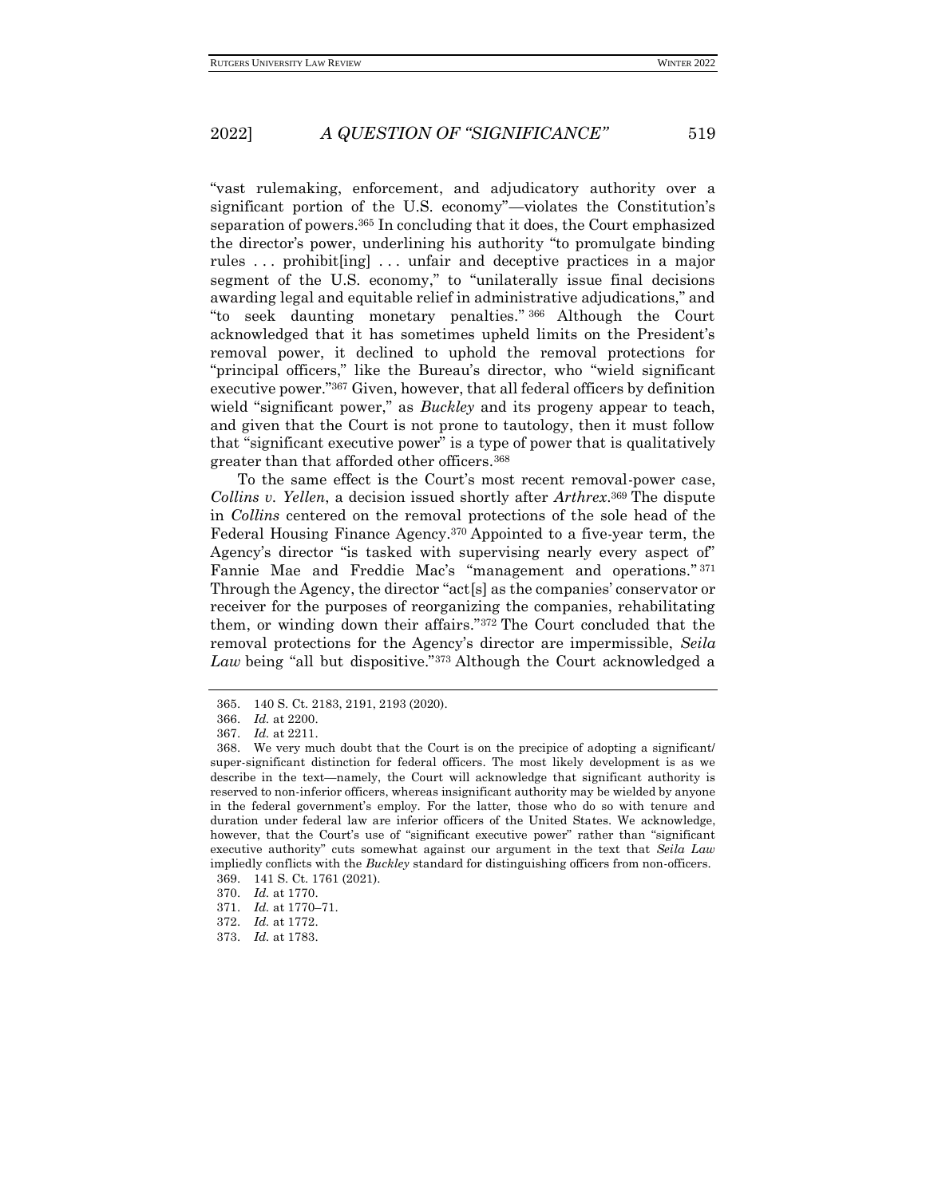"vast rulemaking, enforcement, and adjudicatory authority over a significant portion of the U.S. economy"—violates the Constitution's separation of powers.[365] In concluding that it does, the Court emphasized the director's power, underlining his authority "to promulgate binding rules . . . prohibit[ing] . . . unfair and deceptive practices in a major segment of the U.S. economy," to "unilaterally issue final decisions awarding legal and equitable relief in administrative adjudications," and "to seek daunting monetary penalties."[366] Although the Court acknowledged that it has sometimes upheld limits on the President's removal power, it declined to uphold the removal protections for "principal officers," like the Bureau's director, who "wield significant executive power."[367] Given, however, that all federal officers by definition wield "significant power," as *Buckley* and its progeny appear to teach, and given that the Court is not prone to tautology, then it must follow that "significant executive power" is a type of power that is qualitatively greater than that afforded other officers.[368]

To the same effect is the Court's most recent removal-power case, *Collins v. Yellen*, a decision issued shortly after *Arthrex*.[369] The dispute in *Collins* centered on the removal protections of the sole head of the Federal Housing Finance Agency.[370] Appointed to a five-year term, the Agency's director "is tasked with supervising nearly every aspect of" Fannie Mae and Freddie Mac's "management and operations."[371] Through the Agency, the director "act[s] as the companies' conservator or receiver for the purposes of reorganizing the companies, rehabilitating them, or winding down their affairs."[372] The Court concluded that the removal protections for the Agency's director are impermissible, *Seila Law* being "all but dispositive."[373] Although the Court acknowledged a

365. 140 S. Ct. 2183, 2191, 2193 (2020).

366. *Id.* at 2200.

367. *Id.* at 2211.

368. We very much doubt that the Court is on the precipice of adopting a significant/super-significant distinction for federal officers. The most likely development is as we describe in the text—namely, the Court will acknowledge that significant authority is reserved to non-inferior officers, whereas insignificant authority may be wielded by anyone in the federal government's employ. For the latter, those who do so with tenure and duration under federal law are inferior officers of the United States. We acknowledge, however, that the Court's use of "significant executive power" rather than "significant executive authority" cuts somewhat against our argument in the text that *Seila Law* impliedly conflicts with the *Buckley* standard for distinguishing officers from non-officers.

369. 141 S. Ct. 1761 (2021).

370. *Id.* at 1770.

371. *Id.* at 1770–71.

372. *Id.* at 1772.

373. *Id.* at 1783.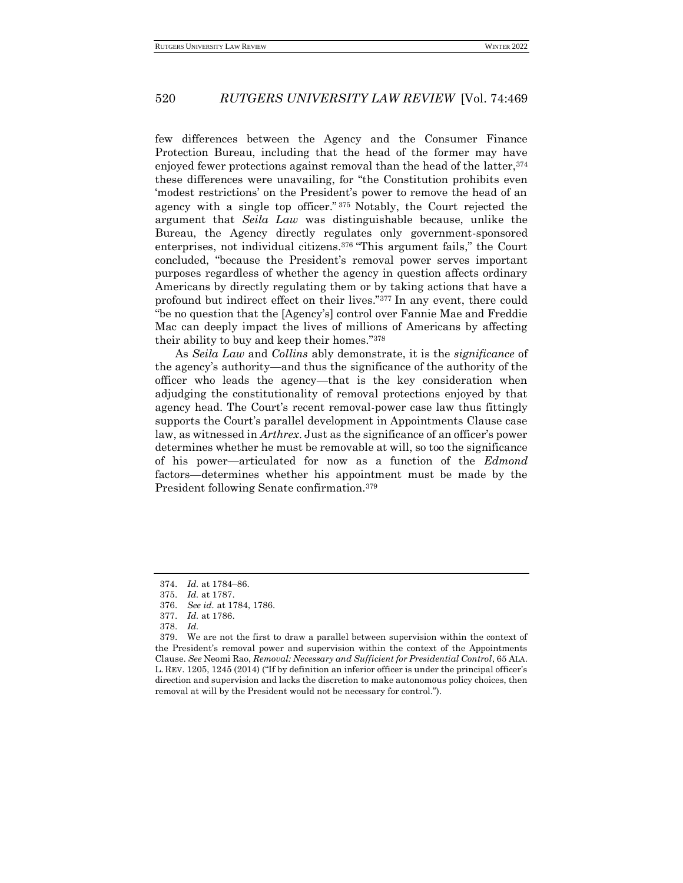few differences between the Agency and the Consumer Finance Protection Bureau, including that the head of the former may have enjoyed fewer protections against removal than the head of the latter,[374] these differences were unavailing, for "the Constitution prohibits even 'modest restrictions' on the President's power to remove the head of an agency with a single top officer."[375] Notably, the Court rejected the argument that *Seila Law* was distinguishable because, unlike the Bureau, the Agency directly regulates only government-sponsored enterprises, not individual citizens.[376] "This argument fails," the Court concluded, "because the President's removal power serves important purposes regardless of whether the agency in question affects ordinary Americans by directly regulating them or by taking actions that have a profound but indirect effect on their lives."[377] In any event, there could "be no question that the [Agency's] control over Fannie Mae and Freddie Mac can deeply impact the lives of millions of Americans by affecting their ability to buy and keep their homes."[378]

As *Seila Law* and *Collins* ably demonstrate, it is the *significance* of the agency's authority—and thus the significance of the authority of the officer who leads the agency—that is the key consideration when adjudging the constitutionality of removal protections enjoyed by that agency head. The Court's recent removal-power case law thus fittingly supports the Court's parallel development in Appointments Clause case law, as witnessed in *Arthrex*. Just as the significance of an officer's power determines whether he must be removable at will, so too the significance of his power—articulated for now as a function of the *Edmond* factors—determines whether his appointment must be made by the President following Senate confirmation.[379]

---

374. *Id.* at 1784–86.

375. *Id.* at 1787.

376. *See id.* at 1784, 1786.

377. *Id.* at 1786.

378. *Id.*

379. We are not the first to draw a parallel between supervision within the context of the President's removal power and supervision within the context of the Appointments Clause. *See* Neomi Rao, *Removal: Necessary and Sufficient for Presidential Control*, 65 ALA. L. REV. 1205, 1245 (2014) ("If by definition an inferior officer is under the principal officer's direction and supervision and lacks the discretion to make autonomous policy choices, then removal at will by the President would not be necessary for control.").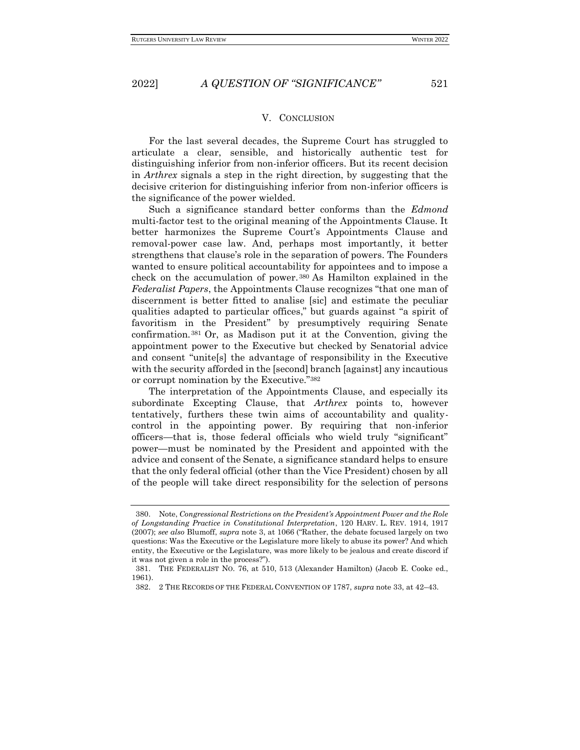## V. CONCLUSION

For the last several decades, the Supreme Court has struggled to articulate a clear, sensible, and historically authentic test for distinguishing inferior from non-inferior officers. But its recent decision in *Arthrex* signals a step in the right direction, by suggesting that the decisive criterion for distinguishing inferior from non-inferior officers is the significance of the power wielded.

Such a significance standard better conforms than the *Edmond* multi-factor test to the original meaning of the Appointments Clause. It better harmonizes the Supreme Court's Appointments Clause and removal-power case law. And, perhaps most importantly, it better strengthens that clause's role in the separation of powers. The Founders wanted to ensure political accountability for appointees and to impose a check on the accumulation of power.[380] As Hamilton explained in the *Federalist Papers*, the Appointments Clause recognizes "that one man of discernment is better fitted to analise [sic] and estimate the peculiar qualities adapted to particular offices," but guards against "a spirit of favoritism in the President" by presumptively requiring Senate confirmation.[381] Or, as Madison put it at the Convention, giving the appointment power to the Executive but checked by Senatorial advice and consent "unite[s] the advantage of responsibility in the Executive with the security afforded in the [second] branch [against] any incautious or corrupt nomination by the Executive."[382]

The interpretation of the Appointments Clause, and especially its subordinate Excepting Clause, that *Arthrex* points to, however tentatively, furthers these twin aims of accountability and quality-control in the appointing power. By requiring that non-inferior officers—that is, those federal officials who wield truly "significant" power—must be nominated by the President and appointed with the advice and consent of the Senate, a significance standard helps to ensure that the only federal official (other than the Vice President) chosen by all of the people will take direct responsibility for the selection of persons

---

380. Note, *Congressional Restrictions on the President's Appointment Power and the Role of Longstanding Practice in Constitutional Interpretation*, 120 HARV. L. REV. 1914, 1917 (2007); *see also* Blumoff, *supra* note 3, at 1066 ("Rather, the debate focused largely on two questions: Was the Executive or the Legislature more likely to abuse its power? And which entity, the Executive or the Legislature, was more likely to be jealous and create discord if it was not given a role in the process?").

381. THE FEDERALIST NO. 76, at 510, 513 (Alexander Hamilton) (Jacob E. Cooke ed., 1961).

382. 2 THE RECORDS OF THE FEDERAL CONVENTION OF 1787, *supra* note 33, at 42–43.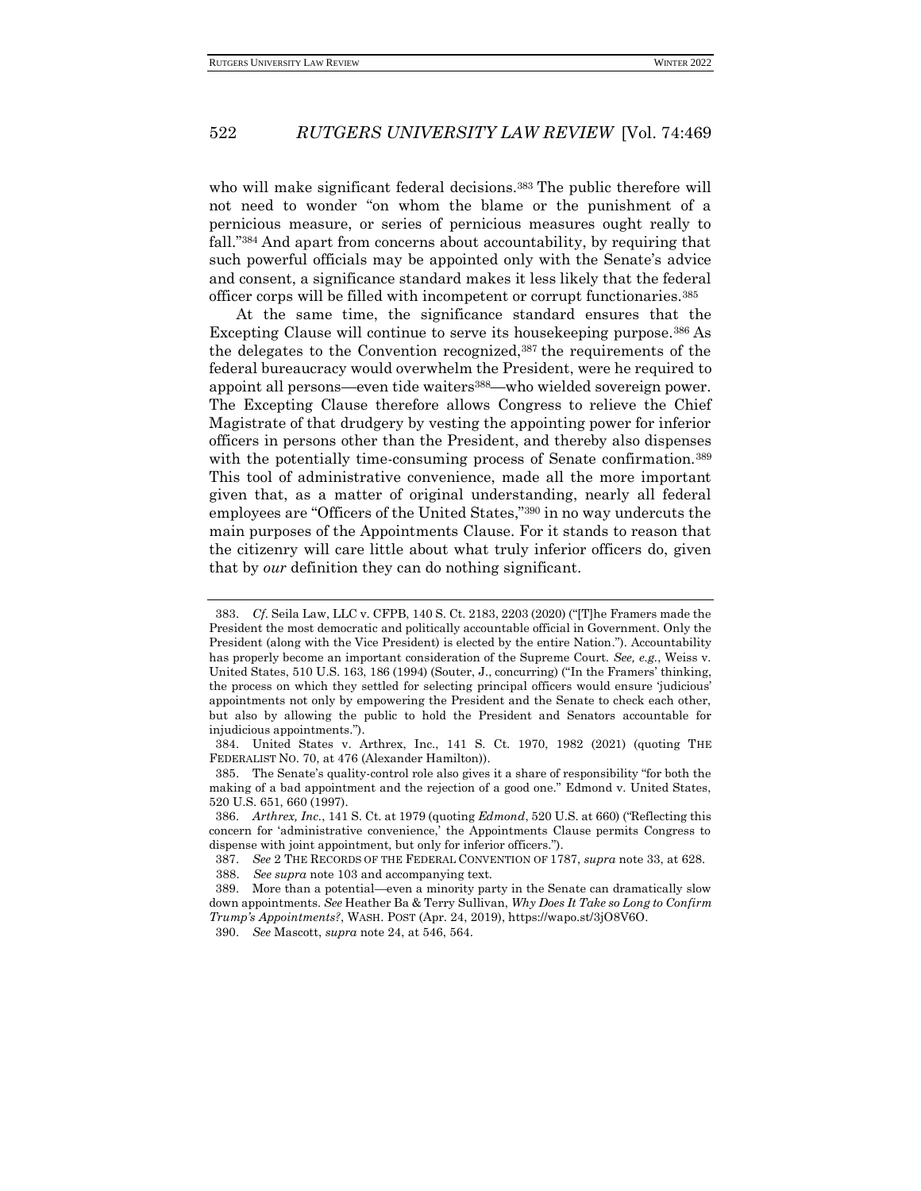who will make significant federal decisions.[383] The public therefore will not need to wonder "on whom the blame or the punishment of a pernicious measure, or series of pernicious measures ought really to fall."[384] And apart from concerns about accountability, by requiring that such powerful officials may be appointed only with the Senate's advice and consent, a significance standard makes it less likely that the federal officer corps will be filled with incompetent or corrupt functionaries.[385]

At the same time, the significance standard ensures that the Excepting Clause will continue to serve its housekeeping purpose.[386] As the delegates to the Convention recognized,[387] the requirements of the federal bureaucracy would overwhelm the President, were he required to appoint all persons—even tide waiters[388]—who wielded sovereign power. The Excepting Clause therefore allows Congress to relieve the Chief Magistrate of that drudgery by vesting the appointing power for inferior officers in persons other than the President, and thereby also dispenses with the potentially time-consuming process of Senate confirmation.[389] This tool of administrative convenience, made all the more important given that, as a matter of original understanding, nearly all federal employees are "Officers of the United States,"[390] in no way undercuts the main purposes of the Appointments Clause. For it stands to reason that the citizenry will care little about what truly inferior officers do, given that by *our* definition they can do nothing significant.

---

383. *Cf.* Seila Law, LLC v. CFPB, 140 S. Ct. 2183, 2203 (2020) ("[T]he Framers made the President the most democratic and politically accountable official in Government. Only the President (along with the Vice President) is elected by the entire Nation."). Accountability has properly become an important consideration of the Supreme Court. *See, e.g.*, Weiss v. United States, 510 U.S. 163, 186 (1994) (Souter, J., concurring) ("In the Framers' thinking, the process on which they settled for selecting principal officers would ensure 'judicious' appointments not only by empowering the President and the Senate to check each other, but also by allowing the public to hold the President and Senators accountable for injudicious appointments.").

384. United States v. Arthrex, Inc., 141 S. Ct. 1970, 1982 (2021) (quoting THE FEDERALIST NO. 70, at 476 (Alexander Hamilton)).

385. The Senate's quality-control role also gives it a share of responsibility "for both the making of a bad appointment and the rejection of a good one." Edmond v. United States, 520 U.S. 651, 660 (1997).

386. *Arthrex, Inc.*, 141 S. Ct. at 1979 (quoting *Edmond*, 520 U.S. at 660) ("Reflecting this concern for 'administrative convenience,' the Appointments Clause permits Congress to dispense with joint appointment, but only for inferior officers.").

387. *See* 2 THE RECORDS OF THE FEDERAL CONVENTION OF 1787, *supra* note 33, at 628.

388. *See supra* note 103 and accompanying text.

389. More than a potential—even a minority party in the Senate can dramatically slow down appointments. *See* Heather Ba & Terry Sullivan, *Why Does It Take so Long to Confirm Trump's Appointments?*, WASH. POST (Apr. 24, 2019), https://wapo.st/3jO8V6O.

390. *See* Mascott, *supra* note 24, at 546, 564.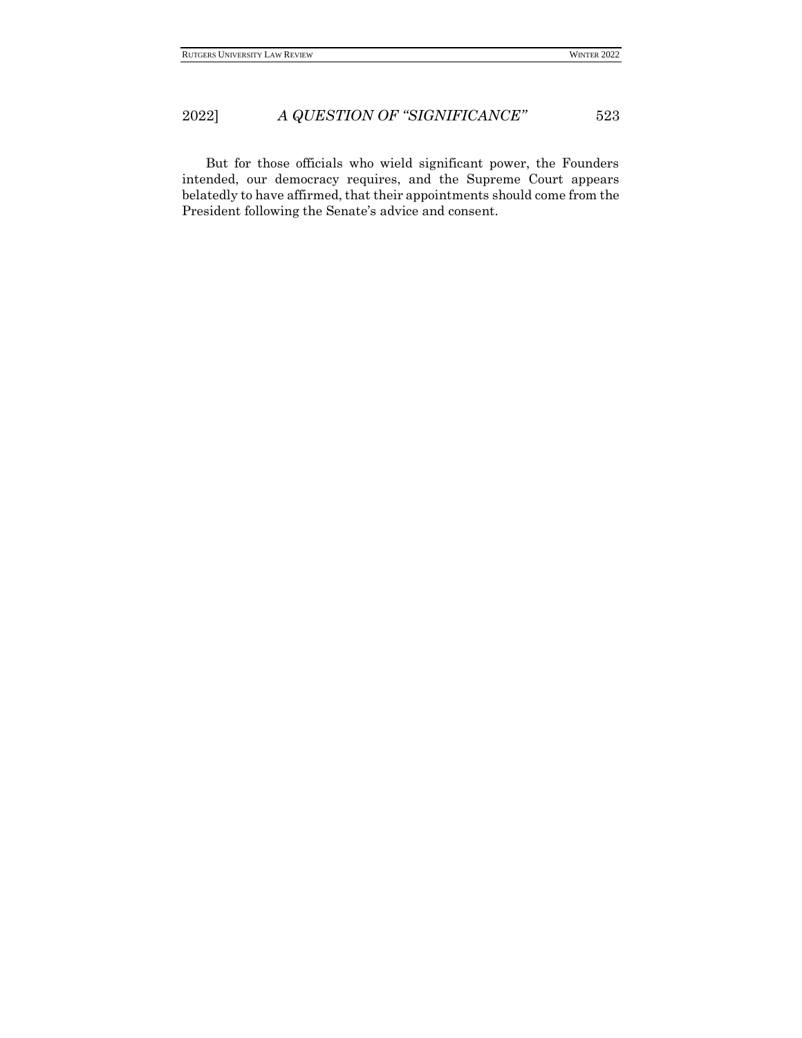But for those officials who wield significant power, the Founders intended, our democracy requires, and the Supreme Court appears belatedly to have affirmed, that their appointments should come from the President following the Senate's advice and consent.